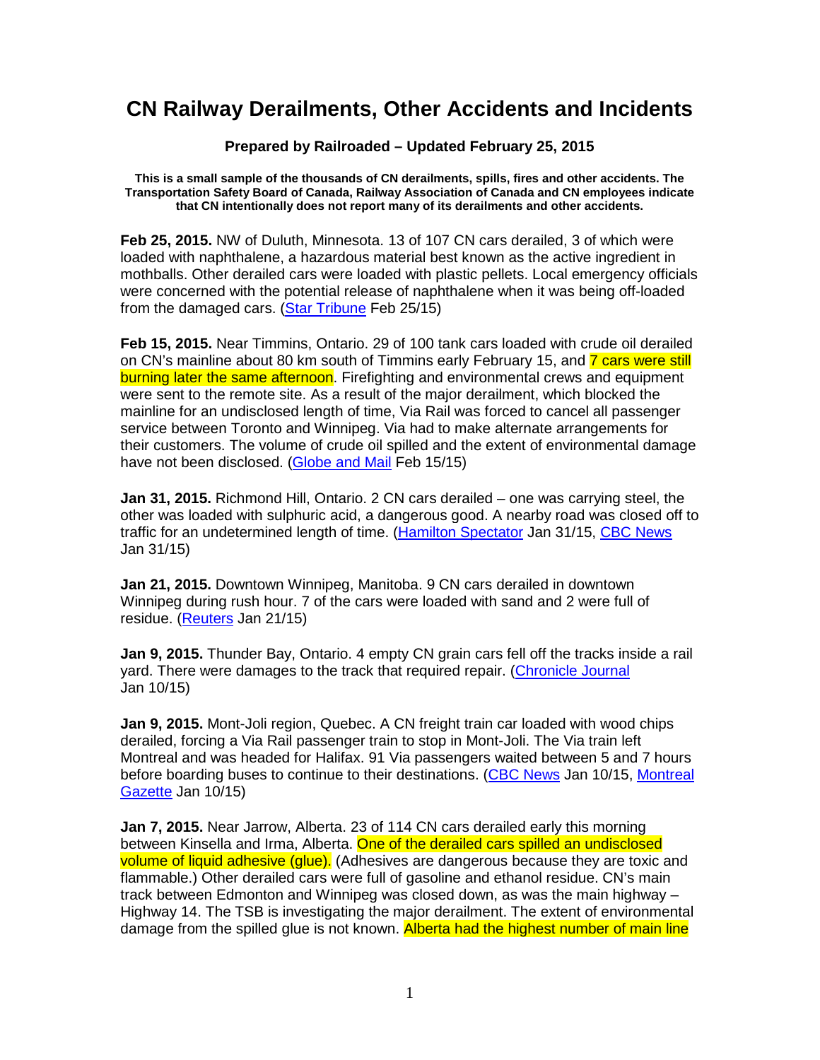# CN Railway Derailments, Other Accidents and Incidents

**Prepared by Railroaded – Updated February 25, 2015**

**This is a small sample of the thousands of CN derailments, spills, fires and other accidents. The Transportation Safety Board of Canada, Railway Association of Canada and CN employees indicate that CN intentionally does not report many of its derailments and other accidents.**

**Feb 25, 2015.** NW of Duluth, Minnesota. 13 of 107 CN cars derailed, 3 of which were loaded with naphthalene, a hazardous material best known as the active ingredient in mothballs. Other derailed cars were loaded with plastic pellets. Local emergency officials were concerned with the potential release of naphthalene when it was being off-loaded from the damaged cars. (Star Tribune Feb 25/15)

**Feb 15, 2015.** Near Timmins, Ontario. 29 of 100 tank cars loaded with crude oil derailed on CN's mainline about 80 km south of Timmins early February 15, and 7 cars were still burning later the same afternoon. Firefighting and environmental crews and equipment were sent to the remote site. As a result of the major derailment, which blocked the mainline for an undisclosed length of time, Via Rail was forced to cancel all passenger service between Toronto and Winnipeg. Via had to make alternate arrangements for their customers. The volume of crude oil spilled and the extent of environmental damage have not been disclosed. (Globe and Mail Feb 15/15)

**Jan 31, 2015.** Richmond Hill, Ontario. 2 CN cars derailed – one was carrying steel, the other was loaded with sulphuric acid, a dangerous good. A nearby road was closed off to traffic for an undetermined length of time. (Hamilton Spectator Jan 31/15, CBC News Jan 31/15)

**Jan 21, 2015.** Downtown Winnipeg, Manitoba. 9 CN cars derailed in downtown Winnipeg during rush hour. 7 of the cars were loaded with sand and 2 were full of residue. (Reuters Jan 21/15)

**Jan 9, 2015.** Thunder Bay, Ontario. 4 empty CN grain cars fell off the tracks inside a rail yard. There were damages to the track that required repair. (Chronicle Journal Jan 10/15)

**Jan 9, 2015.** Mont-Joli region, Quebec. A CN freight train car loaded with wood chips derailed, forcing a Via Rail passenger train to stop in Mont-Joli. The Via train left Montreal and was headed for Halifax. 91 Via passengers waited between 5 and 7 hours before boarding buses to continue to their destinations. (CBC News Jan 10/15, Montreal Gazette Jan 10/15)

**Jan 7, 2015.** Near Jarrow, Alberta. 23 of 114 CN cars derailed early this morning between Kinsella and Irma, Alberta. One of the derailed cars spilled an undisclosed volume of liquid adhesive (glue). (Adhesives are dangerous because they are toxic and flammable.) Other derailed cars were full of gasoline and ethanol residue. CN's main track between Edmonton and Winnipeg was closed down, as was the main highway – Highway 14. The TSB is investigating the major derailment. The extent of environmental damage from the spilled glue is not known. Alberta had the highest number of main line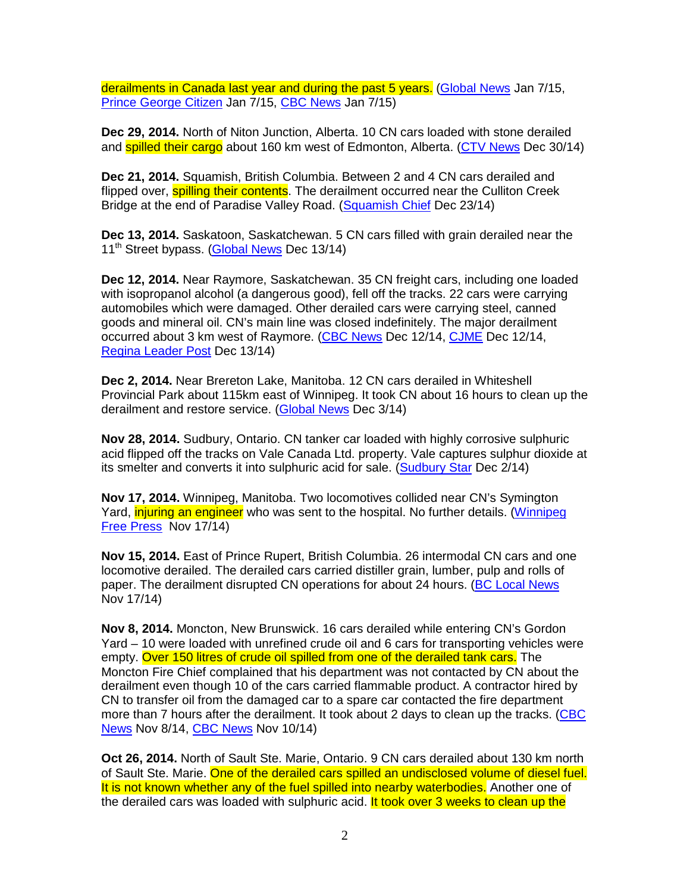derailments in Canada last year and during the past 5 years. (Global News Jan 7/15, Prince George Citizen Jan 7/15, CBC News Jan 7/15)

**Dec 29, 2014.** North of Niton Junction, Alberta. 10 CN cars loaded with stone derailed and spilled their cargo about 160 km west of Edmonton, Alberta. (CTV News Dec 30/14)

**Dec 21, 2014.** Squamish, British Columbia. Between 2 and 4 CN cars derailed and flipped over, spilling their contents. The derailment occurred near the Culliton Creek Bridge at the end of Paradise Valley Road. (Squamish Chief Dec 23/14)

**Dec 13, 2014.** Saskatoon, Saskatchewan. 5 CN cars filled with grain derailed near the 11th Street bypass. (Global News Dec 13/14)

**Dec 12, 2014.** Near Raymore, Saskatchewan. 35 CN freight cars, including one loaded with isopropanol alcohol (a dangerous good), fell off the tracks. 22 cars were carrying automobiles which were damaged. Other derailed cars were carrying steel, canned goods and mineral oil. CN's main line was closed indefinitely. The major derailment occurred about 3 km west of Raymore. (CBC News Dec 12/14, CJME Dec 12/14, Regina Leader Post Dec 13/14)

**Dec 2, 2014.** Near Brereton Lake, Manitoba. 12 CN cars derailed in Whiteshell Provincial Park about 115km east of Winnipeg. It took CN about 16 hours to clean up the derailment and restore service. (Global News Dec 3/14)

**Nov 28, 2014.** Sudbury, Ontario. CN tanker car loaded with highly corrosive sulphuric acid flipped off the tracks on Vale Canada Ltd. property. Vale captures sulphur dioxide at its smelter and converts it into sulphuric acid for sale. (Sudbury Star Dec 2/14)

**Nov 17, 2014.** Winnipeg, Manitoba. Two locomotives collided near CN's Symington Yard, injuring an engineer who was sent to the hospital. No further details. (Winnipeg Free Press Nov 17/14)

**Nov 15, 2014.** East of Prince Rupert, British Columbia. 26 intermodal CN cars and one locomotive derailed. The derailed cars carried distiller grain, lumber, pulp and rolls of paper. The derailment disrupted CN operations for about 24 hours. (BC Local News Nov 17/14)

**Nov 8, 2014.** Moncton, New Brunswick. 16 cars derailed while entering CN's Gordon Yard – 10 were loaded with unrefined crude oil and 6 cars for transporting vehicles were empty. Over 150 litres of crude oil spilled from one of the derailed tank cars. The Moncton Fire Chief complained that his department was not contacted by CN about the derailment even though 10 of the cars carried flammable product. A contractor hired by CN to transfer oil from the damaged car to a spare car contacted the fire department more than 7 hours after the derailment. It took about 2 days to clean up the tracks. (CBC News Nov 8/14, CBC News Nov 10/14)

**Oct 26, 2014.** North of Sault Ste. Marie, Ontario. 9 CN cars derailed about 130 km north of Sault Ste. Marie. One of the derailed cars spilled an undisclosed volume of diesel fuel. It is not known whether any of the fuel spilled into nearby waterbodies. Another one of the derailed cars was loaded with sulphuric acid. It took over 3 weeks to clean up the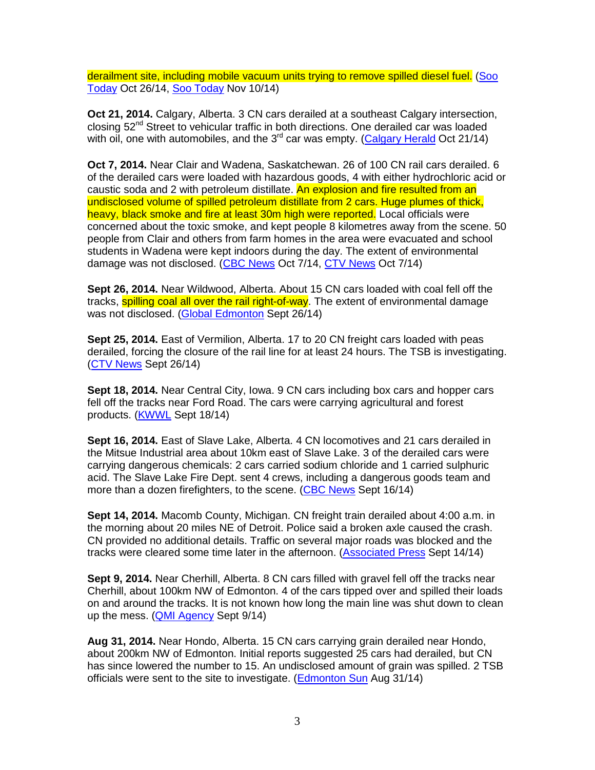derailment site, including mobile vacuum units trying to remove spilled diesel fuel. (Soo Today Oct 26/14, Soo Today Nov 10/14)

**Oct 21, 2014.** Calgary, Alberta. 3 CN cars derailed at a southeast Calgary intersection, closing 52nd Street to vehicular traffic in both directions. One derailed car was loaded with oil, one with automobiles, and the 3rd car was empty. (Calgary Herald Oct 21/14)

**Oct 7, 2014.** Near Clair and Wadena, Saskatchewan. 26 of 100 CN rail cars derailed. 6 of the derailed cars were loaded with hazardous goods, 4 with either hydrochloric acid or caustic soda and 2 with petroleum distillate. An explosion and fire resulted from an undisclosed volume of spilled petroleum distillate from 2 cars. Huge plumes of thick, heavy, black smoke and fire at least 30m high were reported. Local officials were concerned about the toxic smoke, and kept people 8 kilometres away from the scene. 50 people from Clair and others from farm homes in the area were evacuated and school students in Wadena were kept indoors during the day. The extent of environmental damage was not disclosed. (CBC News Oct 7/14, CTV News Oct 7/14)

**Sept 26, 2014.** Near Wildwood, Alberta. About 15 CN cars loaded with coal fell off the tracks, spilling coal all over the rail right-of-way. The extent of environmental damage was not disclosed. (Global Edmonton Sept 26/14)

**Sept 25, 2014.** East of Vermilion, Alberta. 17 to 20 CN freight cars loaded with peas derailed, forcing the closure of the rail line for at least 24 hours. The TSB is investigating. (CTV News Sept 26/14)

**Sept 18, 2014.** Near Central City, Iowa. 9 CN cars including box cars and hopper cars fell off the tracks near Ford Road. The cars were carrying agricultural and forest products. (KWWL Sept 18/14)

**Sept 16, 2014.** East of Slave Lake, Alberta. 4 CN locomotives and 21 cars derailed in the Mitsue Industrial area about 10km east of Slave Lake. 3 of the derailed cars were carrying dangerous chemicals: 2 cars carried sodium chloride and 1 carried sulphuric acid. The Slave Lake Fire Dept. sent 4 crews, including a dangerous goods team and more than a dozen firefighters, to the scene. (CBC News Sept 16/14)

**Sept 14, 2014.** Macomb County, Michigan. CN freight train derailed about 4:00 a.m. in the morning about 20 miles NE of Detroit. Police said a broken axle caused the crash. CN provided no additional details. Traffic on several major roads was blocked and the tracks were cleared some time later in the afternoon. (Associated Press Sept 14/14)

**Sept 9, 2014.** Near Cherhill, Alberta. 8 CN cars filled with gravel fell off the tracks near Cherhill, about 100km NW of Edmonton. 4 of the cars tipped over and spilled their loads on and around the tracks. It is not known how long the main line was shut down to clean up the mess. (QMI Agency Sept 9/14)

**Aug 31, 2014.** Near Hondo, Alberta. 15 CN cars carrying grain derailed near Hondo, about 200km NW of Edmonton. Initial reports suggested 25 cars had derailed, but CN has since lowered the number to 15. An undisclosed amount of grain was spilled. 2 TSB officials were sent to the site to investigate. (Edmonton Sun Aug 31/14)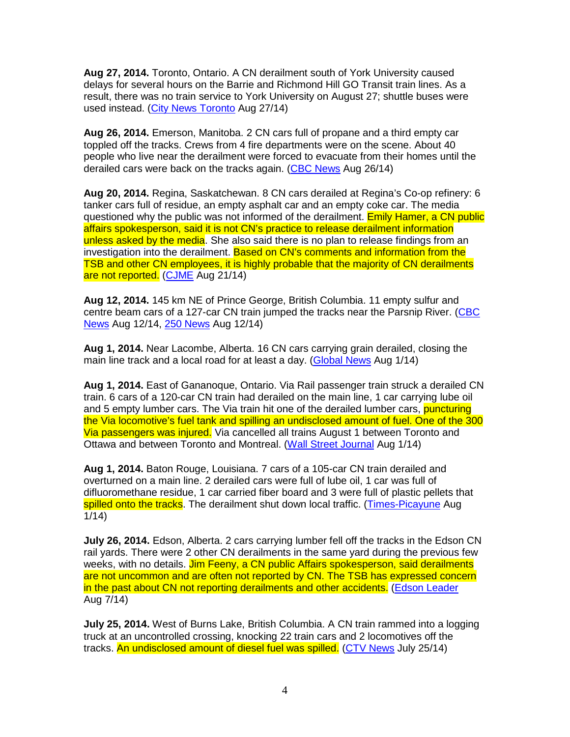**Aug 27, 2014.** Toronto, Ontario. A CN derailment south of York University caused delays for several hours on the Barrie and Richmond Hill GO Transit train lines. As a result, there was no train service to York University on August 27; shuttle buses were used instead. (City News Toronto Aug 27/14)

**Aug 26, 2014.** Emerson, Manitoba. 2 CN cars full of propane and a third empty car toppled off the tracks. Crews from 4 fire departments were on the scene. About 40 people who live near the derailment were forced to evacuate from their homes until the derailed cars were back on the tracks again. (CBC News Aug 26/14)

**Aug 20, 2014.** Regina, Saskatchewan. 8 CN cars derailed at Regina's Co-op refinery: 6 tanker cars full of residue, an empty asphalt car and an empty coke car. The media questioned why the public was not informed of the derailment. Emily Hamer, a CN public affairs spokesperson, said it is not CN's practice to release derailment information unless asked by the media. She also said there is no plan to release findings from an investigation into the derailment. Based on CN's comments and information from the TSB and other CN employees, it is highly probable that the majority of CN derailments are not reported. (CJME Aug 21/14)

**Aug 12, 2014.** 145 km NE of Prince George, British Columbia. 11 empty sulfur and centre beam cars of a 127-car CN train jumped the tracks near the Parsnip River. (CBC News Aug 12/14, 250 News Aug 12/14)

**Aug 1, 2014.** Near Lacombe, Alberta. 16 CN cars carrying grain derailed, closing the main line track and a local road for at least a day. (Global News Aug 1/14)

**Aug 1, 2014.** East of Gananoque, Ontario. Via Rail passenger train struck a derailed CN train. 6 cars of a 120-car CN train had derailed on the main line, 1 car carrying lube oil and 5 empty lumber cars. The Via train hit one of the derailed lumber cars, puncturing the Via locomotive's fuel tank and spilling an undisclosed amount of fuel. One of the 300 Via passengers was injured. Via cancelled all trains August 1 between Toronto and Ottawa and between Toronto and Montreal. (Wall Street Journal Aug 1/14)

**Aug 1, 2014.** Baton Rouge, Louisiana. 7 cars of a 105-car CN train derailed and overturned on a main line. 2 derailed cars were full of lube oil, 1 car was full of difluoromethane residue, 1 car carried fiber board and 3 were full of plastic pellets that spilled onto the tracks. The derailment shut down local traffic. (Times-Picayune Aug 1/14)

**July 26, 2014.** Edson, Alberta. 2 cars carrying lumber fell off the tracks in the Edson CN rail yards. There were 2 other CN derailments in the same yard during the previous few weeks, with no details. Jim Feeny, a CN public Affairs spokesperson, said derailments are not uncommon and are often not reported by CN. The TSB has expressed concern in the past about CN not reporting derailments and other accidents. (Edson Leader Aug 7/14)

**July 25, 2014.** West of Burns Lake, British Columbia. A CN train rammed into a logging truck at an uncontrolled crossing, knocking 22 train cars and 2 locomotives off the tracks. An undisclosed amount of diesel fuel was spilled. (CTV News July 25/14)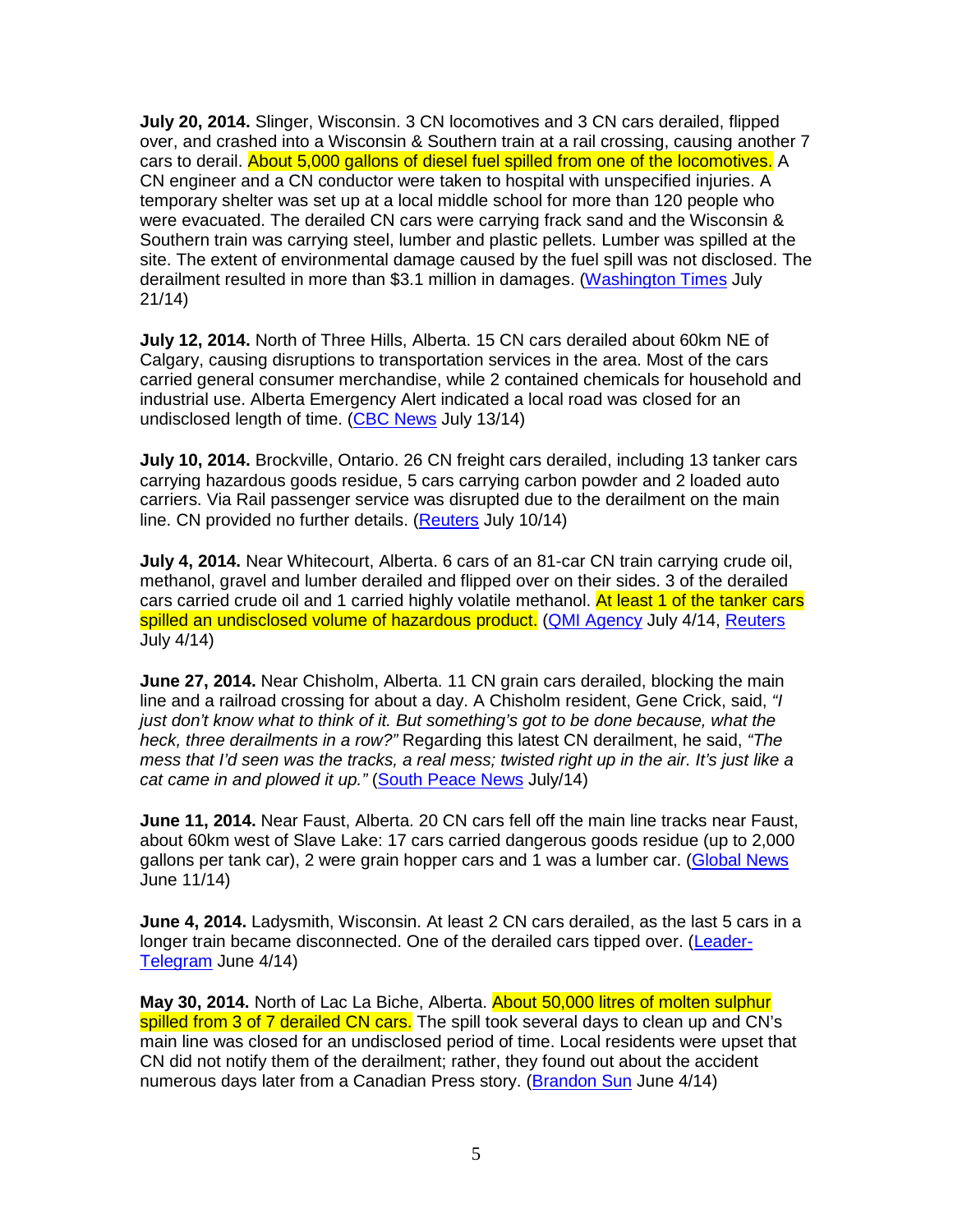**July 20, 2014.** Slinger, Wisconsin. 3 CN locomotives and 3 CN cars derailed, flipped over, and crashed into a Wisconsin & Southern train at a rail crossing, causing another 7 cars to derail. About 5,000 gallons of diesel fuel spilled from one of the locomotives. A CN engineer and a CN conductor were taken to hospital with unspecified injuries. A temporary shelter was set up at a local middle school for more than 120 people who were evacuated. The derailed CN cars were carrying frack sand and the Wisconsin & Southern train was carrying steel, lumber and plastic pellets. Lumber was spilled at the site. The extent of environmental damage caused by the fuel spill was not disclosed. The derailment resulted in more than $3.1 million in damages. (Washington Times July 21/14)

**July 12, 2014.** North of Three Hills, Alberta. 15 CN cars derailed about 60km NE of Calgary, causing disruptions to transportation services in the area. Most of the cars carried general consumer merchandise, while 2 contained chemicals for household and industrial use. Alberta Emergency Alert indicated a local road was closed for an undisclosed length of time. (CBC News July 13/14)

**July 10, 2014.** Brockville, Ontario. 26 CN freight cars derailed, including 13 tanker cars carrying hazardous goods residue, 5 cars carrying carbon powder and 2 loaded auto carriers. Via Rail passenger service was disrupted due to the derailment on the main line. CN provided no further details. (Reuters July 10/14)

**July 4, 2014.** Near Whitecourt, Alberta. 6 cars of an 81-car CN train carrying crude oil, methanol, gravel and lumber derailed and flipped over on their sides. 3 of the derailed cars carried crude oil and 1 carried highly volatile methanol. At least 1 of the tanker cars spilled an undisclosed volume of hazardous product. (QMI Agency July 4/14, Reuters July 4/14)

**June 27, 2014.** Near Chisholm, Alberta. 11 CN grain cars derailed, blocking the main line and a railroad crossing for about a day. A Chisholm resident, Gene Crick, said, *"I just don't know what to think of it. But something's got to be done because, what the heck, three derailments in a row?"* Regarding this latest CN derailment, he said, *"The mess that I'd seen was the tracks, a real mess; twisted right up in the air. It's just like a cat came in and plowed it up."* (South Peace News July/14)

**June 11, 2014.** Near Faust, Alberta. 20 CN cars fell off the main line tracks near Faust, about 60km west of Slave Lake: 17 cars carried dangerous goods residue (up to 2,000 gallons per tank car), 2 were grain hopper cars and 1 was a lumber car. (Global News June 11/14)

**June 4, 2014.** Ladysmith, Wisconsin. At least 2 CN cars derailed, as the last 5 cars in a longer train became disconnected. One of the derailed cars tipped over. (Leader-Telegram June 4/14)

**May 30, 2014.** North of Lac La Biche, Alberta. About 50,000 litres of molten sulphur spilled from 3 of 7 derailed CN cars. The spill took several days to clean up and CN's main line was closed for an undisclosed period of time. Local residents were upset that CN did not notify them of the derailment; rather, they found out about the accident numerous days later from a Canadian Press story. (Brandon Sun June 4/14)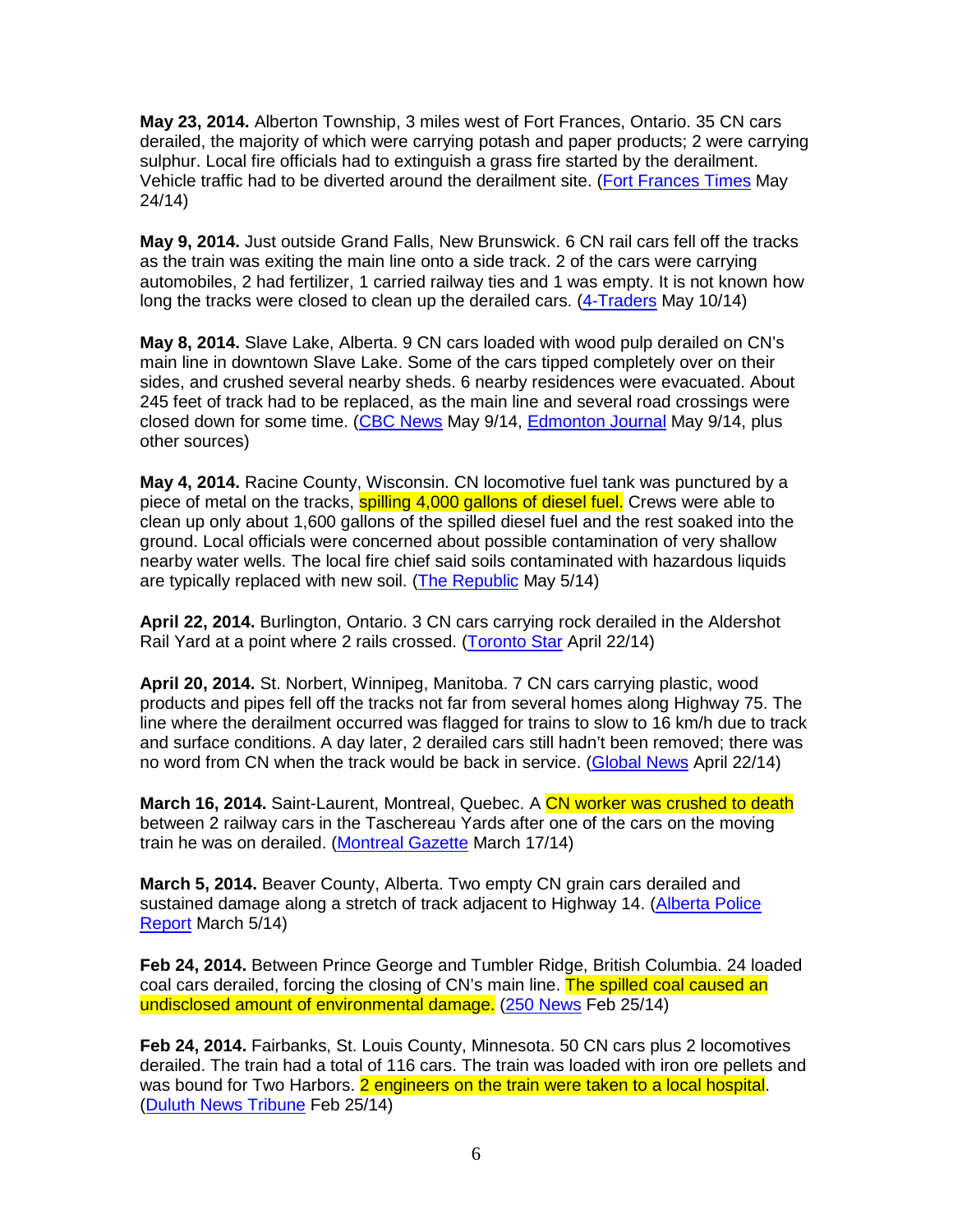**May 23, 2014.** Alberton Township, 3 miles west of Fort Frances, Ontario. 35 CN cars derailed, the majority of which were carrying potash and paper products; 2 were carrying sulphur. Local fire officials had to extinguish a grass fire started by the derailment. Vehicle traffic had to be diverted around the derailment site. (Fort Frances Times May 24/14)

**May 9, 2014.** Just outside Grand Falls, New Brunswick. 6 CN rail cars fell off the tracks as the train was exiting the main line onto a side track. 2 of the cars were carrying automobiles, 2 had fertilizer, 1 carried railway ties and 1 was empty. It is not known how long the tracks were closed to clean up the derailed cars. (4-Traders May 10/14)

**May 8, 2014.** Slave Lake, Alberta. 9 CN cars loaded with wood pulp derailed on CN's main line in downtown Slave Lake. Some of the cars tipped completely over on their sides, and crushed several nearby sheds. 6 nearby residences were evacuated. About 245 feet of track had to be replaced, as the main line and several road crossings were closed down for some time. (CBC News May 9/14, Edmonton Journal May 9/14, plus other sources)

**May 4, 2014.** Racine County, Wisconsin. CN locomotive fuel tank was punctured by a piece of metal on the tracks, spilling 4,000 gallons of diesel fuel. Crews were able to clean up only about 1,600 gallons of the spilled diesel fuel and the rest soaked into the ground. Local officials were concerned about possible contamination of very shallow nearby water wells. The local fire chief said soils contaminated with hazardous liquids are typically replaced with new soil. (The Republic May 5/14)

**April 22, 2014.** Burlington, Ontario. 3 CN cars carrying rock derailed in the Aldershot Rail Yard at a point where 2 rails crossed. (Toronto Star April 22/14)

**April 20, 2014.** St. Norbert, Winnipeg, Manitoba. 7 CN cars carrying plastic, wood products and pipes fell off the tracks not far from several homes along Highway 75. The line where the derailment occurred was flagged for trains to slow to 16 km/h due to track and surface conditions. A day later, 2 derailed cars still hadn't been removed; there was no word from CN when the track would be back in service. (Global News April 22/14)

**March 16, 2014.** Saint-Laurent, Montreal, Quebec. A CN worker was crushed to death between 2 railway cars in the Taschereau Yards after one of the cars on the moving train he was on derailed. (Montreal Gazette March 17/14)

**March 5, 2014.** Beaver County, Alberta. Two empty CN grain cars derailed and sustained damage along a stretch of track adjacent to Highway 14. (Alberta Police Report March 5/14)

**Feb 24, 2014.** Between Prince George and Tumbler Ridge, British Columbia. 24 loaded coal cars derailed, forcing the closing of CN's main line. The spilled coal caused an undisclosed amount of environmental damage. (250 News Feb 25/14)

**Feb 24, 2014.** Fairbanks, St. Louis County, Minnesota. 50 CN cars plus 2 locomotives derailed. The train had a total of 116 cars. The train was loaded with iron ore pellets and was bound for Two Harbors. 2 engineers on the train were taken to a local hospital. (Duluth News Tribune Feb 25/14)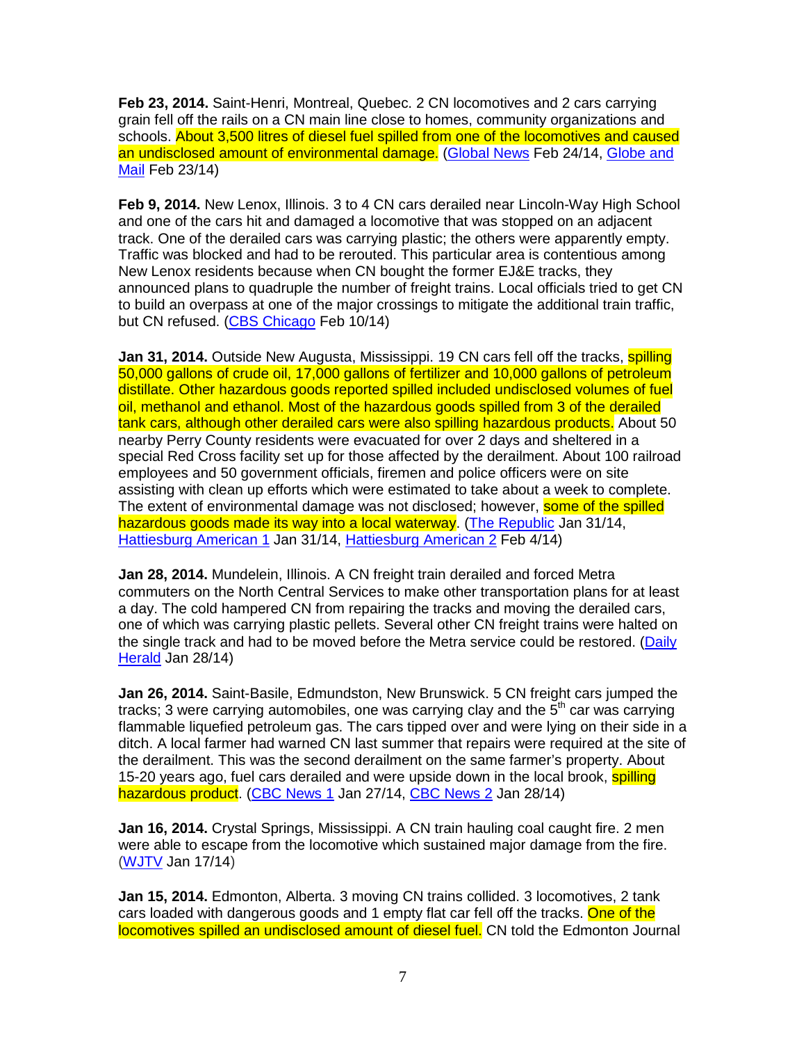**Feb 23, 2014.** Saint-Henri, Montreal, Quebec. 2 CN locomotives and 2 cars carrying grain fell off the rails on a CN main line close to homes, community organizations and schools. About 3,500 litres of diesel fuel spilled from one of the locomotives and caused an undisclosed amount of environmental damage. (Global News Feb 24/14, Globe and Mail Feb 23/14)

**Feb 9, 2014.** New Lenox, Illinois. 3 to 4 CN cars derailed near Lincoln-Way High School and one of the cars hit and damaged a locomotive that was stopped on an adjacent track. One of the derailed cars was carrying plastic; the others were apparently empty. Traffic was blocked and had to be rerouted. This particular area is contentious among New Lenox residents because when CN bought the former EJ&E tracks, they announced plans to quadruple the number of freight trains. Local officials tried to get CN to build an overpass at one of the major crossings to mitigate the additional train traffic, but CN refused. (CBS Chicago Feb 10/14)

**Jan 31, 2014.** Outside New Augusta, Mississippi. 19 CN cars fell off the tracks, spilling 50,000 gallons of crude oil, 17,000 gallons of fertilizer and 10,000 gallons of petroleum distillate. Other hazardous goods reported spilled included undisclosed volumes of fuel oil, methanol and ethanol. Most of the hazardous goods spilled from 3 of the derailed tank cars, although other derailed cars were also spilling hazardous products. About 50 nearby Perry County residents were evacuated for over 2 days and sheltered in a special Red Cross facility set up for those affected by the derailment. About 100 railroad employees and 50 government officials, firemen and police officers were on site assisting with clean up efforts which were estimated to take about a week to complete. The extent of environmental damage was not disclosed; however, some of the spilled hazardous goods made its way into a local waterway. (The Republic Jan 31/14, Hattiesburg American 1 Jan 31/14, Hattiesburg American 2 Feb 4/14)

**Jan 28, 2014.** Mundelein, Illinois. A CN freight train derailed and forced Metra commuters on the North Central Services to make other transportation plans for at least a day. The cold hampered CN from repairing the tracks and moving the derailed cars, one of which was carrying plastic pellets. Several other CN freight trains were halted on the single track and had to be moved before the Metra service could be restored. (Daily Herald Jan 28/14)

**Jan 26, 2014.** Saint-Basile, Edmundston, New Brunswick. 5 CN freight cars jumped the tracks; 3 were carrying automobiles, one was carrying clay and the 5th car was carrying flammable liquefied petroleum gas. The cars tipped over and were lying on their side in a ditch. A local farmer had warned CN last summer that repairs were required at the site of the derailment. This was the second derailment on the same farmer's property. About 15-20 years ago, fuel cars derailed and were upside down in the local brook, spilling hazardous product. (CBC News 1 Jan 27/14, CBC News 2 Jan 28/14)

**Jan 16, 2014.** Crystal Springs, Mississippi. A CN train hauling coal caught fire. 2 men were able to escape from the locomotive which sustained major damage from the fire. (WJTV Jan 17/14)

**Jan 15, 2014.** Edmonton, Alberta. 3 moving CN trains collided. 3 locomotives, 2 tank cars loaded with dangerous goods and 1 empty flat car fell off the tracks. One of the locomotives spilled an undisclosed amount of diesel fuel. CN told the Edmonton Journal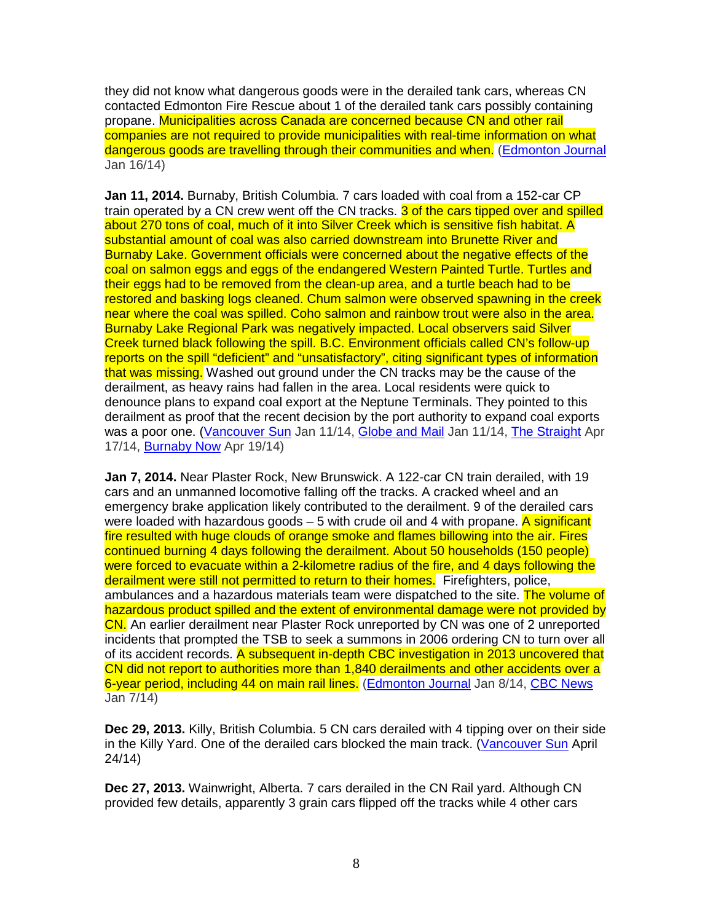they did not know what dangerous goods were in the derailed tank cars, whereas CN contacted Edmonton Fire Rescue about 1 of the derailed tank cars possibly containing propane. Municipalities across Canada are concerned because CN and other rail companies are not required to provide municipalities with real-time information on what dangerous goods are travelling through their communities and when. (Edmonton Journal Jan 16/14)

**Jan 11, 2014.** Burnaby, British Columbia. 7 cars loaded with coal from a 152-car CP train operated by a CN crew went off the CN tracks. 3 of the cars tipped over and spilled about 270 tons of coal, much of it into Silver Creek which is sensitive fish habitat. A substantial amount of coal was also carried downstream into Brunette River and Burnaby Lake. Government officials were concerned about the negative effects of the coal on salmon eggs and eggs of the endangered Western Painted Turtle. Turtles and their eggs had to be removed from the clean-up area, and a turtle beach had to be restored and basking logs cleaned. Chum salmon were observed spawning in the creek near where the coal was spilled. Coho salmon and rainbow trout were also in the area. Burnaby Lake Regional Park was negatively impacted. Local observers said Silver Creek turned black following the spill. B.C. Environment officials called CN's follow-up reports on the spill "deficient" and "unsatisfactory", citing significant types of information that was missing. Washed out ground under the CN tracks may be the cause of the derailment, as heavy rains had fallen in the area. Local residents were quick to denounce plans to expand coal export at the Neptune Terminals. They pointed to this derailment as proof that the recent decision by the port authority to expand coal exports was a poor one. (Vancouver Sun Jan 11/14, Globe and Mail Jan 11/14, The Straight Apr 17/14, Burnaby Now Apr 19/14)

**Jan 7, 2014.** Near Plaster Rock, New Brunswick. A 122-car CN train derailed, with 19 cars and an unmanned locomotive falling off the tracks. A cracked wheel and an emergency brake application likely contributed to the derailment. 9 of the derailed cars were loaded with hazardous goods – 5 with crude oil and 4 with propane. A significant fire resulted with huge clouds of orange smoke and flames billowing into the air. Fires continued burning 4 days following the derailment. About 50 households (150 people) were forced to evacuate within a 2-kilometre radius of the fire, and 4 days following the derailment were still not permitted to return to their homes. Firefighters, police, ambulances and a hazardous materials team were dispatched to the site. The volume of hazardous product spilled and the extent of environmental damage were not provided by CN. An earlier derailment near Plaster Rock unreported by CN was one of 2 unreported incidents that prompted the TSB to seek a summons in 2006 ordering CN to turn over all of its accident records. A subsequent in-depth CBC investigation in 2013 uncovered that CN did not report to authorities more than 1,840 derailments and other accidents over a 6-year period, including 44 on main rail lines. (Edmonton Journal Jan 8/14, CBC News Jan 7/14)

**Dec 29, 2013.** Killy, British Columbia. 5 CN cars derailed with 4 tipping over on their side in the Killy Yard. One of the derailed cars blocked the main track. (Vancouver Sun April 24/14)

**Dec 27, 2013.** Wainwright, Alberta. 7 cars derailed in the CN Rail yard. Although CN provided few details, apparently 3 grain cars flipped off the tracks while 4 other cars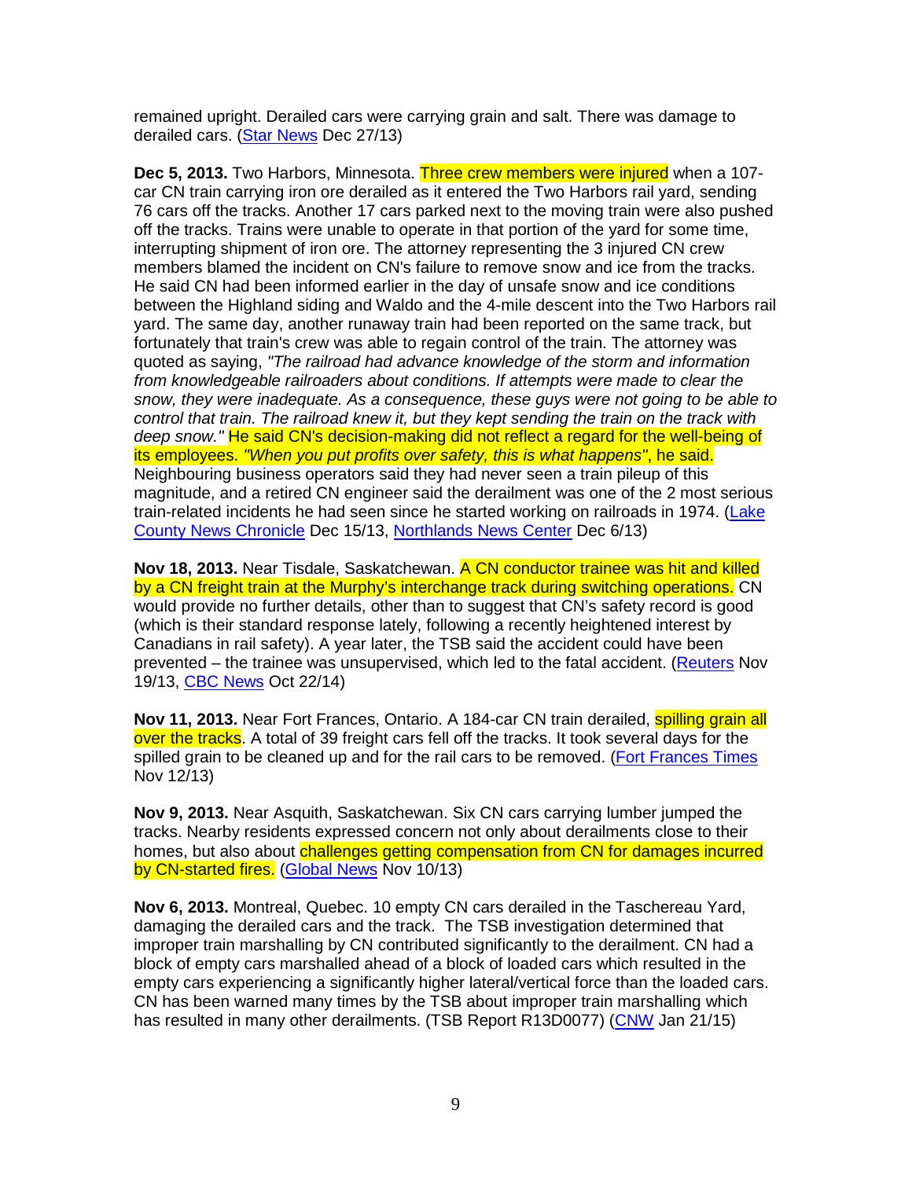remained upright. Derailed cars were carrying grain and salt. There was damage to derailed cars. (Star News Dec 27/13)

**Dec 5, 2013.** Two Harbors, Minnesota. Three crew members were injured when a 107-car CN train carrying iron ore derailed as it entered the Two Harbors rail yard, sending 76 cars off the tracks. Another 17 cars parked next to the moving train were also pushed off the tracks. Trains were unable to operate in that portion of the yard for some time, interrupting shipment of iron ore. The attorney representing the 3 injured CN crew members blamed the incident on CN's failure to remove snow and ice from the tracks. He said CN had been informed earlier in the day of unsafe snow and ice conditions between the Highland siding and Waldo and the 4-mile descent into the Two Harbors rail yard. The same day, another runaway train had been reported on the same track, but fortunately that train's crew was able to regain control of the train. The attorney was quoted as saying, *"The railroad had advance knowledge of the storm and information from knowledgeable railroaders about conditions. If attempts were made to clear the snow, they were inadequate. As a consequence, these guys were not going to be able to control that train. The railroad knew it, but they kept sending the train on the track with deep snow."* He said CN's decision-making did not reflect a regard for the well-being of its employees. *"When you put profits over safety, this is what happens"*, he said. Neighbouring business operators said they had never seen a train pileup of this magnitude, and a retired CN engineer said the derailment was one of the 2 most serious train-related incidents he had seen since he started working on railroads in 1974. (Lake County News Chronicle Dec 15/13, Northlands News Center Dec 6/13)

**Nov 18, 2013.** Near Tisdale, Saskatchewan. A CN conductor trainee was hit and killed by a CN freight train at the Murphy's interchange track during switching operations. CN would provide no further details, other than to suggest that CN's safety record is good (which is their standard response lately, following a recently heightened interest by Canadians in rail safety). A year later, the TSB said the accident could have been prevented – the trainee was unsupervised, which led to the fatal accident. (Reuters Nov 19/13, CBC News Oct 22/14)

**Nov 11, 2013.** Near Fort Frances, Ontario. A 184-car CN train derailed, spilling grain all over the tracks. A total of 39 freight cars fell off the tracks. It took several days for the spilled grain to be cleaned up and for the rail cars to be removed. (Fort Frances Times Nov 12/13)

**Nov 9, 2013.** Near Asquith, Saskatchewan. Six CN cars carrying lumber jumped the tracks. Nearby residents expressed concern not only about derailments close to their homes, but also about challenges getting compensation from CN for damages incurred by CN-started fires. (Global News Nov 10/13)

**Nov 6, 2013.** Montreal, Quebec. 10 empty CN cars derailed in the Taschereau Yard, damaging the derailed cars and the track. The TSB investigation determined that improper train marshalling by CN contributed significantly to the derailment. CN had a block of empty cars marshalled ahead of a block of loaded cars which resulted in the empty cars experiencing a significantly higher lateral/vertical force than the loaded cars. CN has been warned many times by the TSB about improper train marshalling which has resulted in many other derailments. (TSB Report R13D0077) (CNW Jan 21/15)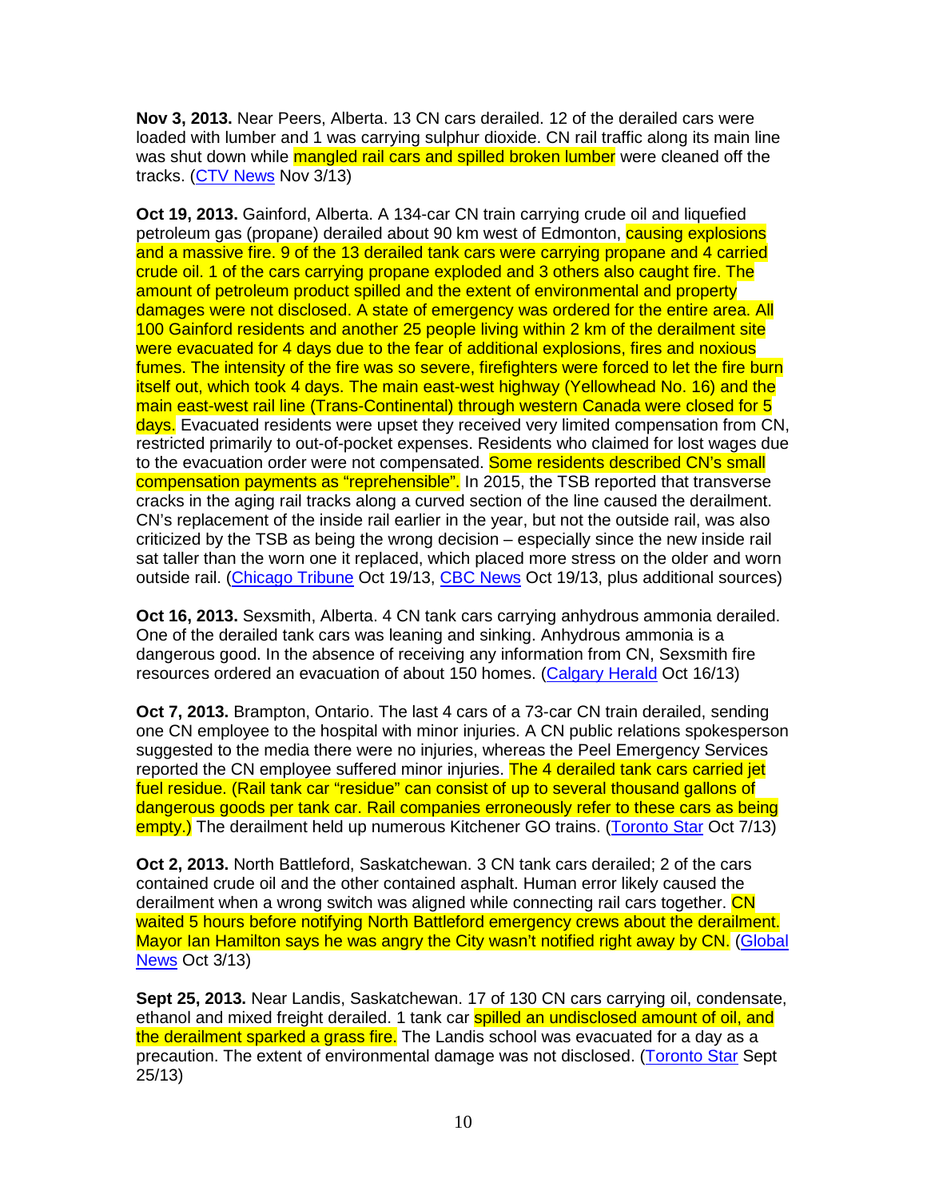**Nov 3, 2013.** Near Peers, Alberta. 13 CN cars derailed. 12 of the derailed cars were loaded with lumber and 1 was carrying sulphur dioxide. CN rail traffic along its main line was shut down while mangled rail cars and spilled broken lumber were cleaned off the tracks. (CTV News Nov 3/13)

**Oct 19, 2013.** Gainford, Alberta. A 134-car CN train carrying crude oil and liquefied petroleum gas (propane) derailed about 90 km west of Edmonton, causing explosions and a massive fire. 9 of the 13 derailed tank cars were carrying propane and 4 carried crude oil. 1 of the cars carrying propane exploded and 3 others also caught fire. The amount of petroleum product spilled and the extent of environmental and property damages were not disclosed. A state of emergency was ordered for the entire area. All 100 Gainford residents and another 25 people living within 2 km of the derailment site were evacuated for 4 days due to the fear of additional explosions, fires and noxious fumes. The intensity of the fire was so severe, firefighters were forced to let the fire burn itself out, which took 4 days. The main east-west highway (Yellowhead No. 16) and the main east-west rail line (Trans-Continental) through western Canada were closed for 5 days. Evacuated residents were upset they received very limited compensation from CN, restricted primarily to out-of-pocket expenses. Residents who claimed for lost wages due to the evacuation order were not compensated. Some residents described CN's small compensation payments as "reprehensible". In 2015, the TSB reported that transverse cracks in the aging rail tracks along a curved section of the line caused the derailment. CN's replacement of the inside rail earlier in the year, but not the outside rail, was also criticized by the TSB as being the wrong decision – especially since the new inside rail sat taller than the worn one it replaced, which placed more stress on the older and worn outside rail. (Chicago Tribune Oct 19/13, CBC News Oct 19/13, plus additional sources)

**Oct 16, 2013.** Sexsmith, Alberta. 4 CN tank cars carrying anhydrous ammonia derailed. One of the derailed tank cars was leaning and sinking. Anhydrous ammonia is a dangerous good. In the absence of receiving any information from CN, Sexsmith fire resources ordered an evacuation of about 150 homes. (Calgary Herald Oct 16/13)

**Oct 7, 2013.** Brampton, Ontario. The last 4 cars of a 73-car CN train derailed, sending one CN employee to the hospital with minor injuries. A CN public relations spokesperson suggested to the media there were no injuries, whereas the Peel Emergency Services reported the CN employee suffered minor injuries. The 4 derailed tank cars carried jet fuel residue. (Rail tank car "residue" can consist of up to several thousand gallons of dangerous goods per tank car. Rail companies erroneously refer to these cars as being empty.) The derailment held up numerous Kitchener GO trains. (Toronto Star Oct 7/13)

**Oct 2, 2013.** North Battleford, Saskatchewan. 3 CN tank cars derailed; 2 of the cars contained crude oil and the other contained asphalt. Human error likely caused the derailment when a wrong switch was aligned while connecting rail cars together. CN waited 5 hours before notifying North Battleford emergency crews about the derailment. Mayor Ian Hamilton says he was angry the City wasn't notified right away by CN. (Global News Oct 3/13)

**Sept 25, 2013.** Near Landis, Saskatchewan. 17 of 130 CN cars carrying oil, condensate, ethanol and mixed freight derailed. 1 tank car spilled an undisclosed amount of oil, and the derailment sparked a grass fire. The Landis school was evacuated for a day as a precaution. The extent of environmental damage was not disclosed. (Toronto Star Sept 25/13)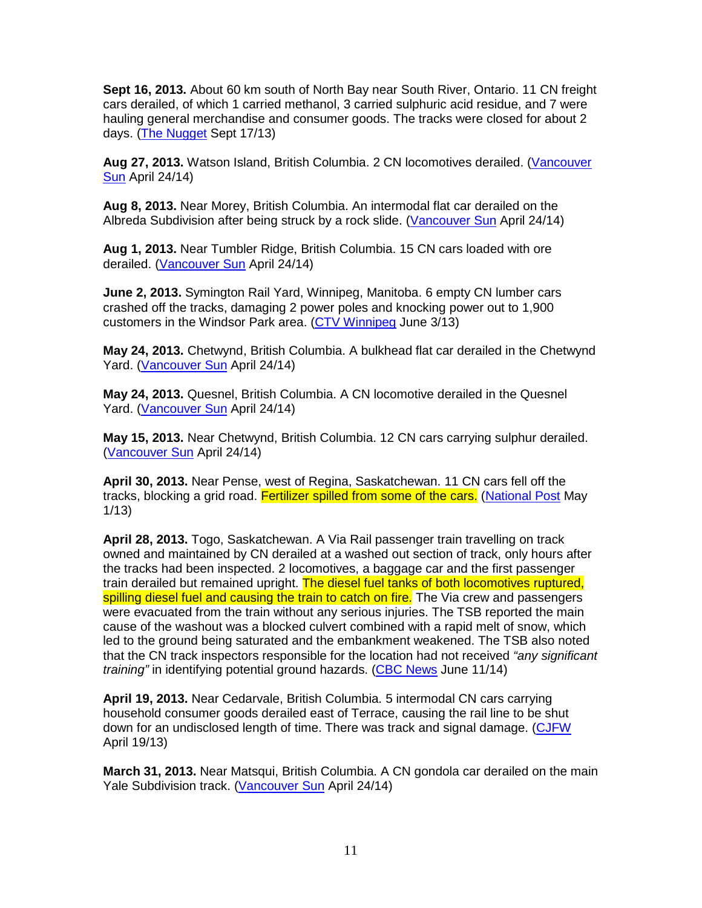**Sept 16, 2013.** About 60 km south of North Bay near South River, Ontario. 11 CN freight cars derailed, of which 1 carried methanol, 3 carried sulphuric acid residue, and 7 were hauling general merchandise and consumer goods. The tracks were closed for about 2 days. (The Nugget Sept 17/13)

**Aug 27, 2013.** Watson Island, British Columbia. 2 CN locomotives derailed. (Vancouver Sun April 24/14)

**Aug 8, 2013.** Near Morey, British Columbia. An intermodal flat car derailed on the Albreda Subdivision after being struck by a rock slide. (Vancouver Sun April 24/14)

**Aug 1, 2013.** Near Tumbler Ridge, British Columbia. 15 CN cars loaded with ore derailed. (Vancouver Sun April 24/14)

**June 2, 2013.** Symington Rail Yard, Winnipeg, Manitoba. 6 empty CN lumber cars crashed off the tracks, damaging 2 power poles and knocking power out to 1,900 customers in the Windsor Park area. (CTV Winnipeg June 3/13)

**May 24, 2013.** Chetwynd, British Columbia. A bulkhead flat car derailed in the Chetwynd Yard. (Vancouver Sun April 24/14)

**May 24, 2013.** Quesnel, British Columbia. A CN locomotive derailed in the Quesnel Yard. (Vancouver Sun April 24/14)

**May 15, 2013.** Near Chetwynd, British Columbia. 12 CN cars carrying sulphur derailed. (Vancouver Sun April 24/14)

**April 30, 2013.** Near Pense, west of Regina, Saskatchewan. 11 CN cars fell off the tracks, blocking a grid road. Fertilizer spilled from some of the cars. (National Post May 1/13)

**April 28, 2013.** Togo, Saskatchewan. A Via Rail passenger train travelling on track owned and maintained by CN derailed at a washed out section of track, only hours after the tracks had been inspected. 2 locomotives, a baggage car and the first passenger train derailed but remained upright. The diesel fuel tanks of both locomotives ruptured, spilling diesel fuel and causing the train to catch on fire. The Via crew and passengers were evacuated from the train without any serious injuries. The TSB reported the main cause of the washout was a blocked culvert combined with a rapid melt of snow, which led to the ground being saturated and the embankment weakened. The TSB also noted that the CN track inspectors responsible for the location had not received *"any significant training"* in identifying potential ground hazards. (CBC News June 11/14)

**April 19, 2013.** Near Cedarvale, British Columbia. 5 intermodal CN cars carrying household consumer goods derailed east of Terrace, causing the rail line to be shut down for an undisclosed length of time. There was track and signal damage. (CJFW April 19/13)

**March 31, 2013.** Near Matsqui, British Columbia. A CN gondola car derailed on the main Yale Subdivision track. (Vancouver Sun April 24/14)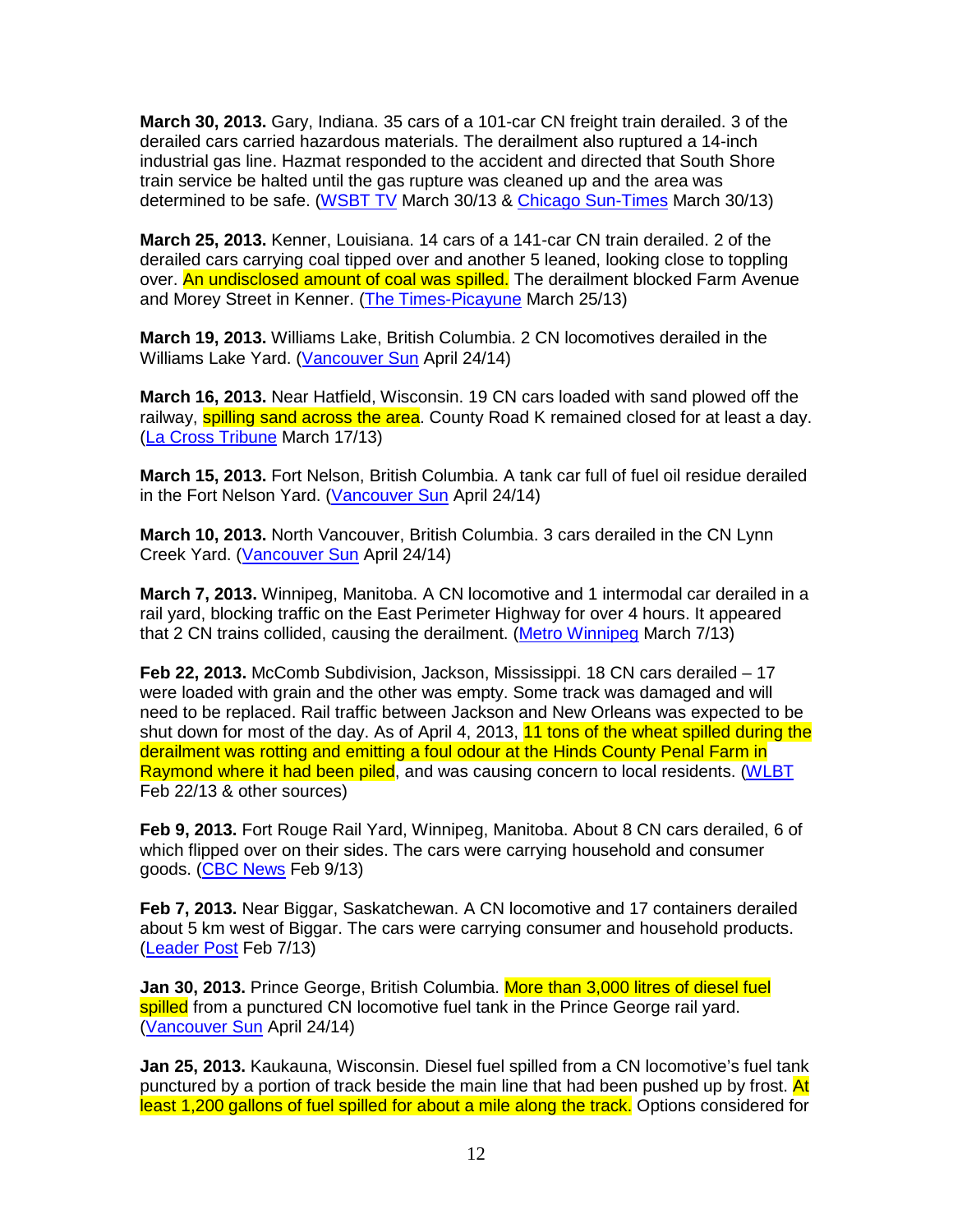**March 30, 2013.** Gary, Indiana. 35 cars of a 101-car CN freight train derailed. 3 of the derailed cars carried hazardous materials. The derailment also ruptured a 14-inch industrial gas line. Hazmat responded to the accident and directed that South Shore train service be halted until the gas rupture was cleaned up and the area was determined to be safe. (WSBT TV March 30/13 & Chicago Sun-Times March 30/13)

**March 25, 2013.** Kenner, Louisiana. 14 cars of a 141-car CN train derailed. 2 of the derailed cars carrying coal tipped over and another 5 leaned, looking close to toppling over. An undisclosed amount of coal was spilled. The derailment blocked Farm Avenue and Morey Street in Kenner. (The Times-Picayune March 25/13)

**March 19, 2013.** Williams Lake, British Columbia. 2 CN locomotives derailed in the Williams Lake Yard. (Vancouver Sun April 24/14)

**March 16, 2013.** Near Hatfield, Wisconsin. 19 CN cars loaded with sand plowed off the railway, spilling sand across the area. County Road K remained closed for at least a day. (La Cross Tribune March 17/13)

**March 15, 2013.** Fort Nelson, British Columbia. A tank car full of fuel oil residue derailed in the Fort Nelson Yard. (Vancouver Sun April 24/14)

**March 10, 2013.** North Vancouver, British Columbia. 3 cars derailed in the CN Lynn Creek Yard. (Vancouver Sun April 24/14)

**March 7, 2013.** Winnipeg, Manitoba. A CN locomotive and 1 intermodal car derailed in a rail yard, blocking traffic on the East Perimeter Highway for over 4 hours. It appeared that 2 CN trains collided, causing the derailment. (Metro Winnipeg March 7/13)

**Feb 22, 2013.** McComb Subdivision, Jackson, Mississippi. 18 CN cars derailed – 17 were loaded with grain and the other was empty. Some track was damaged and will need to be replaced. Rail traffic between Jackson and New Orleans was expected to be shut down for most of the day. As of April 4, 2013, 11 tons of the wheat spilled during the derailment was rotting and emitting a foul odour at the Hinds County Penal Farm in Raymond where it had been piled, and was causing concern to local residents. (WLBT Feb 22/13 & other sources)

**Feb 9, 2013.** Fort Rouge Rail Yard, Winnipeg, Manitoba. About 8 CN cars derailed, 6 of which flipped over on their sides. The cars were carrying household and consumer goods. (CBC News Feb 9/13)

**Feb 7, 2013.** Near Biggar, Saskatchewan. A CN locomotive and 17 containers derailed about 5 km west of Biggar. The cars were carrying consumer and household products. (Leader Post Feb 7/13)

**Jan 30, 2013.** Prince George, British Columbia. More than 3,000 litres of diesel fuel spilled from a punctured CN locomotive fuel tank in the Prince George rail yard. (Vancouver Sun April 24/14)

**Jan 25, 2013.** Kaukauna, Wisconsin. Diesel fuel spilled from a CN locomotive's fuel tank punctured by a portion of track beside the main line that had been pushed up by frost. At least 1,200 gallons of fuel spilled for about a mile along the track. Options considered for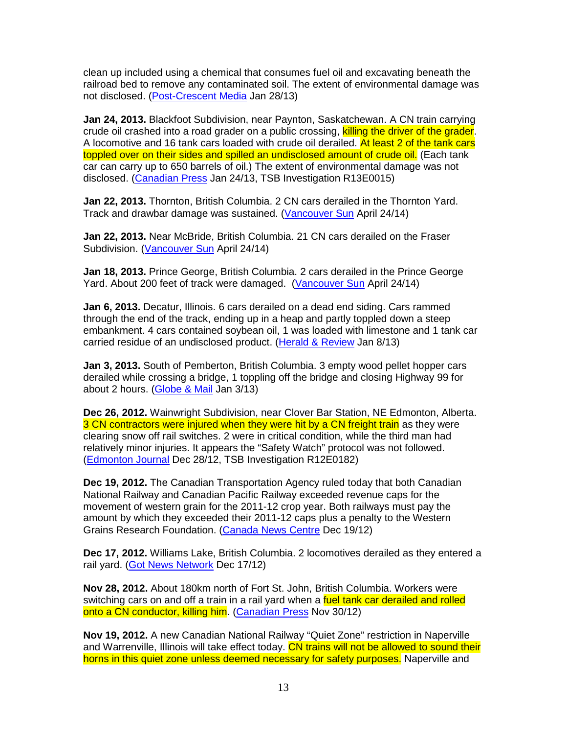clean up included using a chemical that consumes fuel oil and excavating beneath the railroad bed to remove any contaminated soil. The extent of environmental damage was not disclosed. (Post-Crescent Media Jan 28/13)

**Jan 24, 2013.** Blackfoot Subdivision, near Paynton, Saskatchewan. A CN train carrying crude oil crashed into a road grader on a public crossing, killing the driver of the grader. A locomotive and 16 tank cars loaded with crude oil derailed. At least 2 of the tank cars toppled over on their sides and spilled an undisclosed amount of crude oil. (Each tank car can carry up to 650 barrels of oil.) The extent of environmental damage was not disclosed. (Canadian Press Jan 24/13, TSB Investigation R13E0015)

**Jan 22, 2013.** Thornton, British Columbia. 2 CN cars derailed in the Thornton Yard. Track and drawbar damage was sustained. (Vancouver Sun April 24/14)

**Jan 22, 2013.** Near McBride, British Columbia. 21 CN cars derailed on the Fraser Subdivision. (Vancouver Sun April 24/14)

**Jan 18, 2013.** Prince George, British Columbia. 2 cars derailed in the Prince George Yard. About 200 feet of track were damaged. (Vancouver Sun April 24/14)

**Jan 6, 2013.** Decatur, Illinois. 6 cars derailed on a dead end siding. Cars rammed through the end of the track, ending up in a heap and partly toppled down a steep embankment. 4 cars contained soybean oil, 1 was loaded with limestone and 1 tank car carried residue of an undisclosed product. (Herald & Review Jan 8/13)

**Jan 3, 2013.** South of Pemberton, British Columbia. 3 empty wood pellet hopper cars derailed while crossing a bridge, 1 toppling off the bridge and closing Highway 99 for about 2 hours. (Globe & Mail Jan 3/13)

**Dec 26, 2012.** Wainwright Subdivision, near Clover Bar Station, NE Edmonton, Alberta. 3 CN contractors were injured when they were hit by a CN freight train as they were clearing snow off rail switches. 2 were in critical condition, while the third man had relatively minor injuries. It appears the "Safety Watch" protocol was not followed. (Edmonton Journal Dec 28/12, TSB Investigation R12E0182)

**Dec 19, 2012.** The Canadian Transportation Agency ruled today that both Canadian National Railway and Canadian Pacific Railway exceeded revenue caps for the movement of western grain for the 2011-12 crop year. Both railways must pay the amount by which they exceeded their 2011-12 caps plus a penalty to the Western Grains Research Foundation. (Canada News Centre Dec 19/12)

**Dec 17, 2012.** Williams Lake, British Columbia. 2 locomotives derailed as they entered a rail yard. (Got News Network Dec 17/12)

**Nov 28, 2012.** About 180km north of Fort St. John, British Columbia. Workers were switching cars on and off a train in a rail yard when a fuel tank car derailed and rolled onto a CN conductor, killing him. (Canadian Press Nov 30/12)

**Nov 19, 2012.** A new Canadian National Railway "Quiet Zone" restriction in Naperville and Warrenville, Illinois will take effect today. CN trains will not be allowed to sound their horns in this quiet zone unless deemed necessary for safety purposes. Naperville and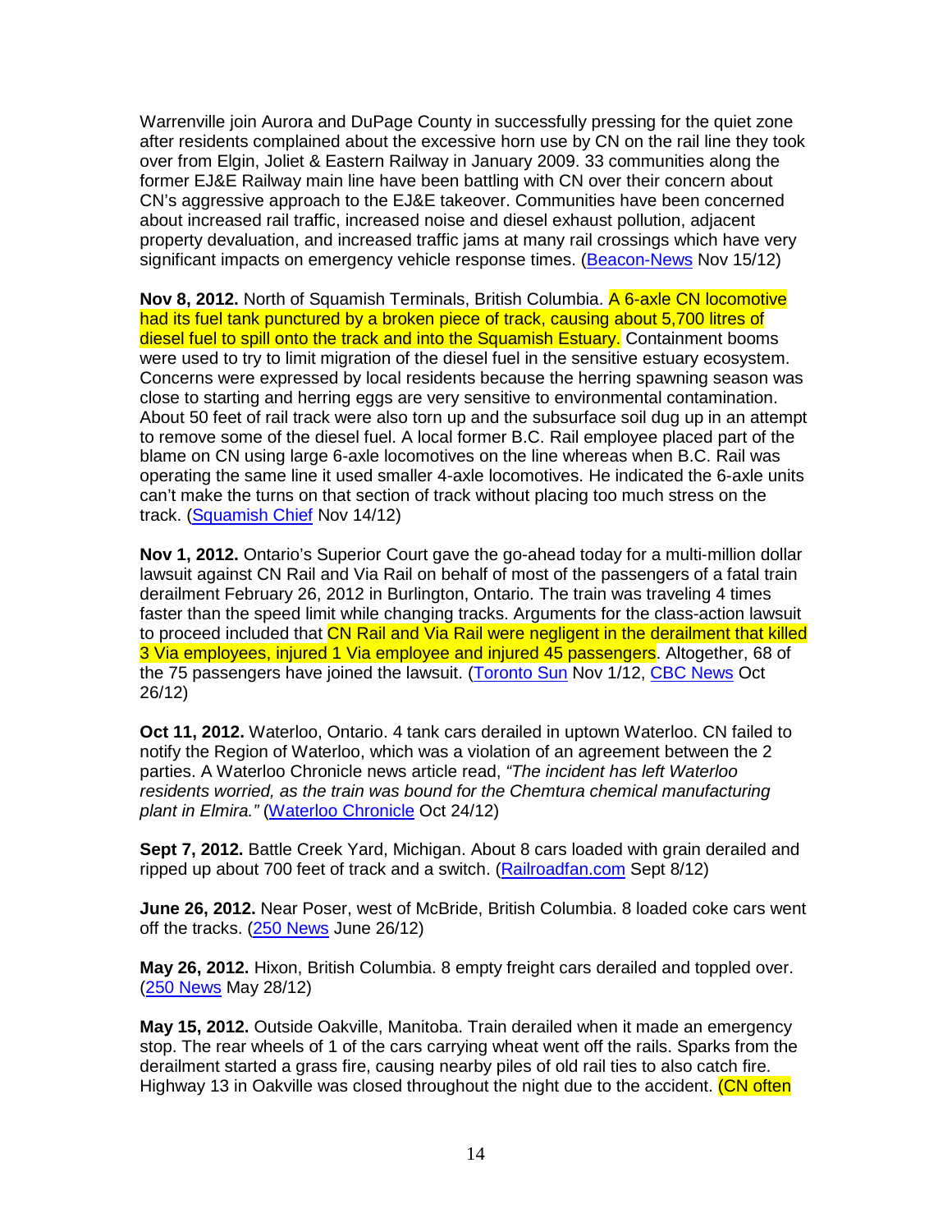Warrenville join Aurora and DuPage County in successfully pressing for the quiet zone after residents complained about the excessive horn use by CN on the rail line they took over from Elgin, Joliet & Eastern Railway in January 2009. 33 communities along the former EJ&E Railway main line have been battling with CN over their concern about CN's aggressive approach to the EJ&E takeover. Communities have been concerned about increased rail traffic, increased noise and diesel exhaust pollution, adjacent property devaluation, and increased traffic jams at many rail crossings which have very significant impacts on emergency vehicle response times. ([Beacon-News](#) Nov 15/12)

**Nov 8, 2012.** North of Squamish Terminals, British Columbia. A 6-axle CN locomotive had its fuel tank punctured by a broken piece of track, causing about 5,700 litres of diesel fuel to spill onto the track and into the Squamish Estuary. Containment booms were used to try to limit migration of the diesel fuel in the sensitive estuary ecosystem. Concerns were expressed by local residents because the herring spawning season was close to starting and herring eggs are very sensitive to environmental contamination. About 50 feet of rail track were also torn up and the subsurface soil dug up in an attempt to remove some of the diesel fuel. A local former B.C. Rail employee placed part of the blame on CN using large 6-axle locomotives on the line whereas when B.C. Rail was operating the same line it used smaller 4-axle locomotives. He indicated the 6-axle units can't make the turns on that section of track without placing too much stress on the track. ([Squamish Chief](#) Nov 14/12)

**Nov 1, 2012.** Ontario's Superior Court gave the go-ahead today for a multi-million dollar lawsuit against CN Rail and Via Rail on behalf of most of the passengers of a fatal train derailment February 26, 2012 in Burlington, Ontario. The train was traveling 4 times faster than the speed limit while changing tracks. Arguments for the class-action lawsuit to proceed included that CN Rail and Via Rail were negligent in the derailment that killed 3 Via employees, injured 1 Via employee and injured 45 passengers. Altogether, 68 of the 75 passengers have joined the lawsuit. ([Toronto Sun](#) Nov 1/12, [CBC News](#) Oct 26/12)

**Oct 11, 2012.** Waterloo, Ontario. 4 tank cars derailed in uptown Waterloo. CN failed to notify the Region of Waterloo, which was a violation of an agreement between the 2 parties. A Waterloo Chronicle news article read, *"The incident has left Waterloo residents worried, as the train was bound for the Chemtura chemical manufacturing plant in Elmira."* ([Waterloo Chronicle](#) Oct 24/12)

**Sept 7, 2012.** Battle Creek Yard, Michigan. About 8 cars loaded with grain derailed and ripped up about 700 feet of track and a switch. ([Railroadfan.com](#) Sept 8/12)

**June 26, 2012.** Near Poser, west of McBride, British Columbia. 8 loaded coke cars went off the tracks. ([250 News](#) June 26/12)

**May 26, 2012.** Hixon, British Columbia. 8 empty freight cars derailed and toppled over. ([250 News](#) May 28/12)

**May 15, 2012.** Outside Oakville, Manitoba. Train derailed when it made an emergency stop. The rear wheels of 1 of the cars carrying wheat went off the rails. Sparks from the derailment started a grass fire, causing nearby piles of old rail ties to also catch fire. Highway 13 in Oakville was closed throughout the night due to the accident. (CN often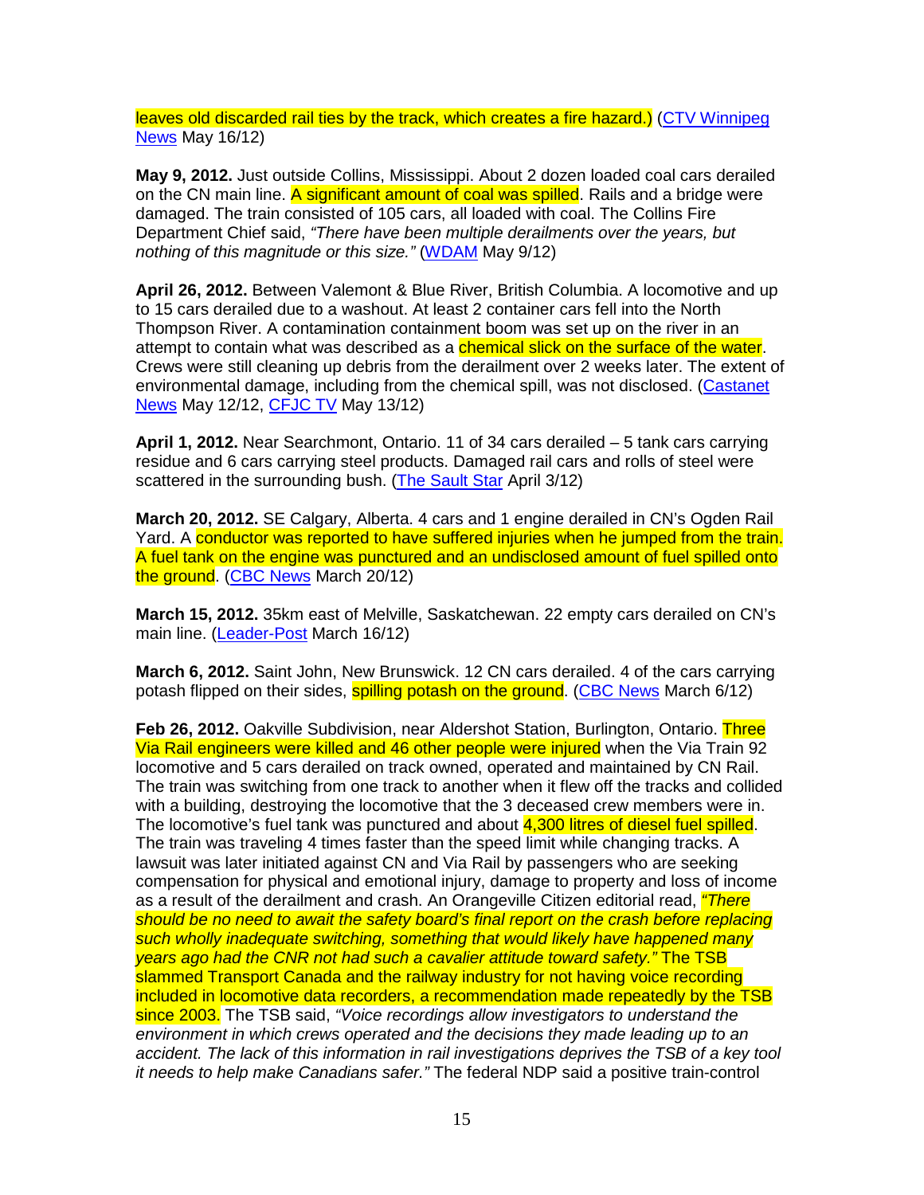leaves old discarded rail ties by the track, which creates a fire hazard.) (CTV Winnipeg News May 16/12)

**May 9, 2012.** Just outside Collins, Mississippi. About 2 dozen loaded coal cars derailed on the CN main line. A significant amount of coal was spilled. Rails and a bridge were damaged. The train consisted of 105 cars, all loaded with coal. The Collins Fire Department Chief said, *"There have been multiple derailments over the years, but nothing of this magnitude or this size."* (WDAM May 9/12)

**April 26, 2012.** Between Valemont & Blue River, British Columbia. A locomotive and up to 15 cars derailed due to a washout. At least 2 container cars fell into the North Thompson River. A contamination containment boom was set up on the river in an attempt to contain what was described as a chemical slick on the surface of the water. Crews were still cleaning up debris from the derailment over 2 weeks later. The extent of environmental damage, including from the chemical spill, was not disclosed. (Castanet News May 12/12, CFJC TV May 13/12)

**April 1, 2012.** Near Searchmont, Ontario. 11 of 34 cars derailed – 5 tank cars carrying residue and 6 cars carrying steel products. Damaged rail cars and rolls of steel were scattered in the surrounding bush. (The Sault Star April 3/12)

**March 20, 2012.** SE Calgary, Alberta. 4 cars and 1 engine derailed in CN's Ogden Rail Yard. A conductor was reported to have suffered injuries when he jumped from the train. A fuel tank on the engine was punctured and an undisclosed amount of fuel spilled onto the ground. (CBC News March 20/12)

**March 15, 2012.** 35km east of Melville, Saskatchewan. 22 empty cars derailed on CN's main line. (Leader-Post March 16/12)

**March 6, 2012.** Saint John, New Brunswick. 12 CN cars derailed. 4 of the cars carrying potash flipped on their sides, spilling potash on the ground. (CBC News March 6/12)

**Feb 26, 2012.** Oakville Subdivision, near Aldershot Station, Burlington, Ontario. Three Via Rail engineers were killed and 46 other people were injured when the Via Train 92 locomotive and 5 cars derailed on track owned, operated and maintained by CN Rail. The train was switching from one track to another when it flew off the tracks and collided with a building, destroying the locomotive that the 3 deceased crew members were in. The locomotive's fuel tank was punctured and about 4,300 litres of diesel fuel spilled. The train was traveling 4 times faster than the speed limit while changing tracks. A lawsuit was later initiated against CN and Via Rail by passengers who are seeking compensation for physical and emotional injury, damage to property and loss of income as a result of the derailment and crash. An Orangeville Citizen editorial read, *"There should be no need to await the safety board's final report on the crash before replacing such wholly inadequate switching, something that would likely have happened many years ago had the CNR not had such a cavalier attitude toward safety."* The TSB slammed Transport Canada and the railway industry for not having voice recording included in locomotive data recorders, a recommendation made repeatedly by the TSB since 2003. The TSB said, *"Voice recordings allow investigators to understand the environment in which crews operated and the decisions they made leading up to an accident. The lack of this information in rail investigations deprives the TSB of a key tool it needs to help make Canadians safer."* The federal NDP said a positive train-control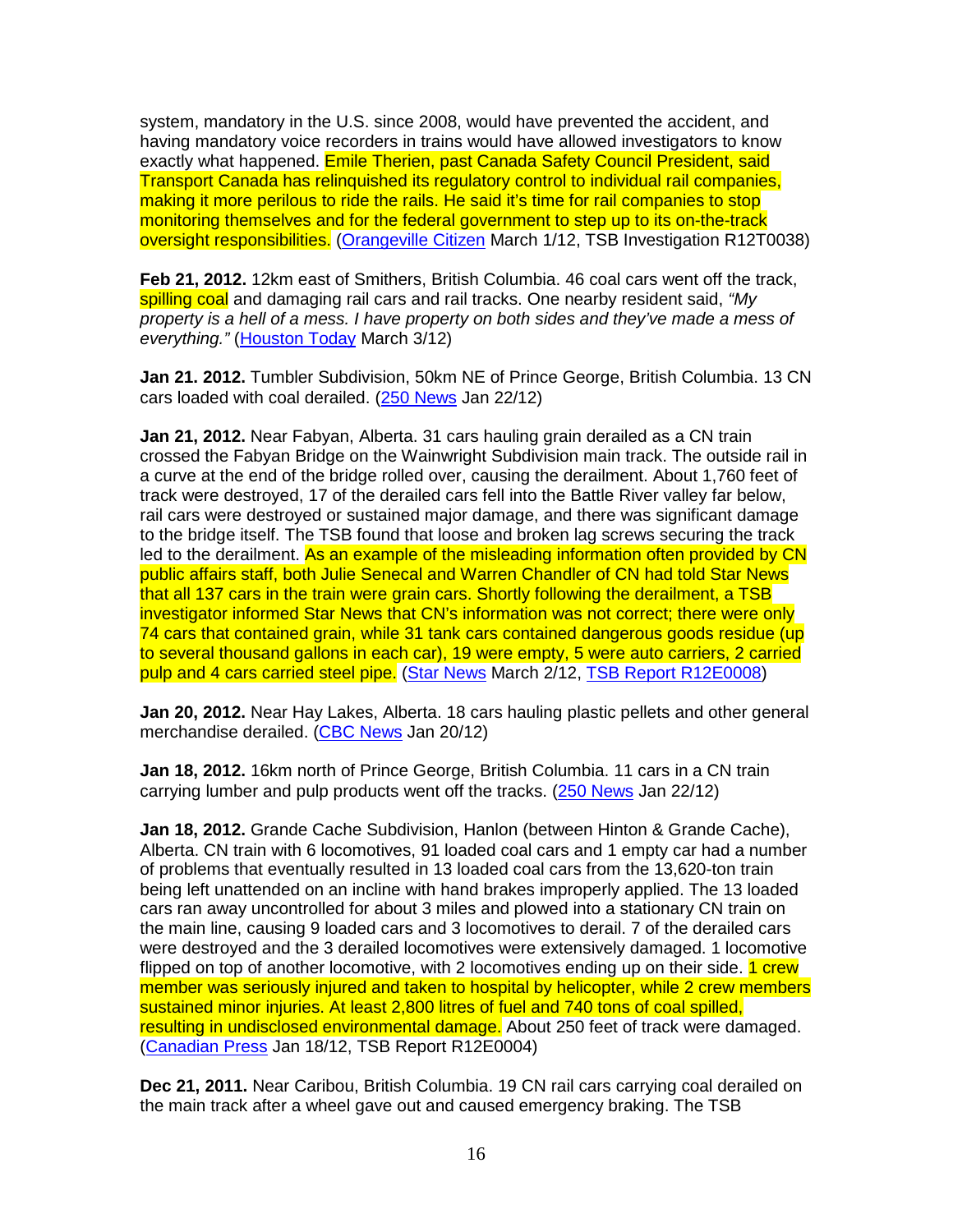system, mandatory in the U.S. since 2008, would have prevented the accident, and having mandatory voice recorders in trains would have allowed investigators to know exactly what happened. Emile Therien, past Canada Safety Council President, said Transport Canada has relinquished its regulatory control to individual rail companies, making it more perilous to ride the rails. He said it's time for rail companies to stop monitoring themselves and for the federal government to step up to its on-the-track oversight responsibilities. (Orangeville Citizen March 1/12, TSB Investigation R12T0038)

**Feb 21, 2012.** 12km east of Smithers, British Columbia. 46 coal cars went off the track, spilling coal and damaging rail cars and rail tracks. One nearby resident said, *"My property is a hell of a mess. I have property on both sides and they've made a mess of everything."* (Houston Today March 3/12)

**Jan 21. 2012.** Tumbler Subdivision, 50km NE of Prince George, British Columbia. 13 CN cars loaded with coal derailed. (250 News Jan 22/12)

**Jan 21, 2012.** Near Fabyan, Alberta. 31 cars hauling grain derailed as a CN train crossed the Fabyan Bridge on the Wainwright Subdivision main track. The outside rail in a curve at the end of the bridge rolled over, causing the derailment. About 1,760 feet of track were destroyed, 17 of the derailed cars fell into the Battle River valley far below, rail cars were destroyed or sustained major damage, and there was significant damage to the bridge itself. The TSB found that loose and broken lag screws securing the track led to the derailment. As an example of the misleading information often provided by CN public affairs staff, both Julie Senecal and Warren Chandler of CN had told Star News that all 137 cars in the train were grain cars. Shortly following the derailment, a TSB investigator informed Star News that CN's information was not correct; there were only 74 cars that contained grain, while 31 tank cars contained dangerous goods residue (up to several thousand gallons in each car), 19 were empty, 5 were auto carriers, 2 carried pulp and 4 cars carried steel pipe. (Star News March 2/12, TSB Report R12E0008)

**Jan 20, 2012.** Near Hay Lakes, Alberta. 18 cars hauling plastic pellets and other general merchandise derailed. (CBC News Jan 20/12)

**Jan 18, 2012.** 16km north of Prince George, British Columbia. 11 cars in a CN train carrying lumber and pulp products went off the tracks. (250 News Jan 22/12)

**Jan 18, 2012.** Grande Cache Subdivision, Hanlon (between Hinton & Grande Cache), Alberta. CN train with 6 locomotives, 91 loaded coal cars and 1 empty car had a number of problems that eventually resulted in 13 loaded coal cars from the 13,620-ton train being left unattended on an incline with hand brakes improperly applied. The 13 loaded cars ran away uncontrolled for about 3 miles and plowed into a stationary CN train on the main line, causing 9 loaded cars and 3 locomotives to derail. 7 of the derailed cars were destroyed and the 3 derailed locomotives were extensively damaged. 1 locomotive flipped on top of another locomotive, with 2 locomotives ending up on their side. 1 crew member was seriously injured and taken to hospital by helicopter, while 2 crew members sustained minor injuries. At least 2,800 litres of fuel and 740 tons of coal spilled, resulting in undisclosed environmental damage. About 250 feet of track were damaged. (Canadian Press Jan 18/12, TSB Report R12E0004)

**Dec 21, 2011.** Near Caribou, British Columbia. 19 CN rail cars carrying coal derailed on the main track after a wheel gave out and caused emergency braking. The TSB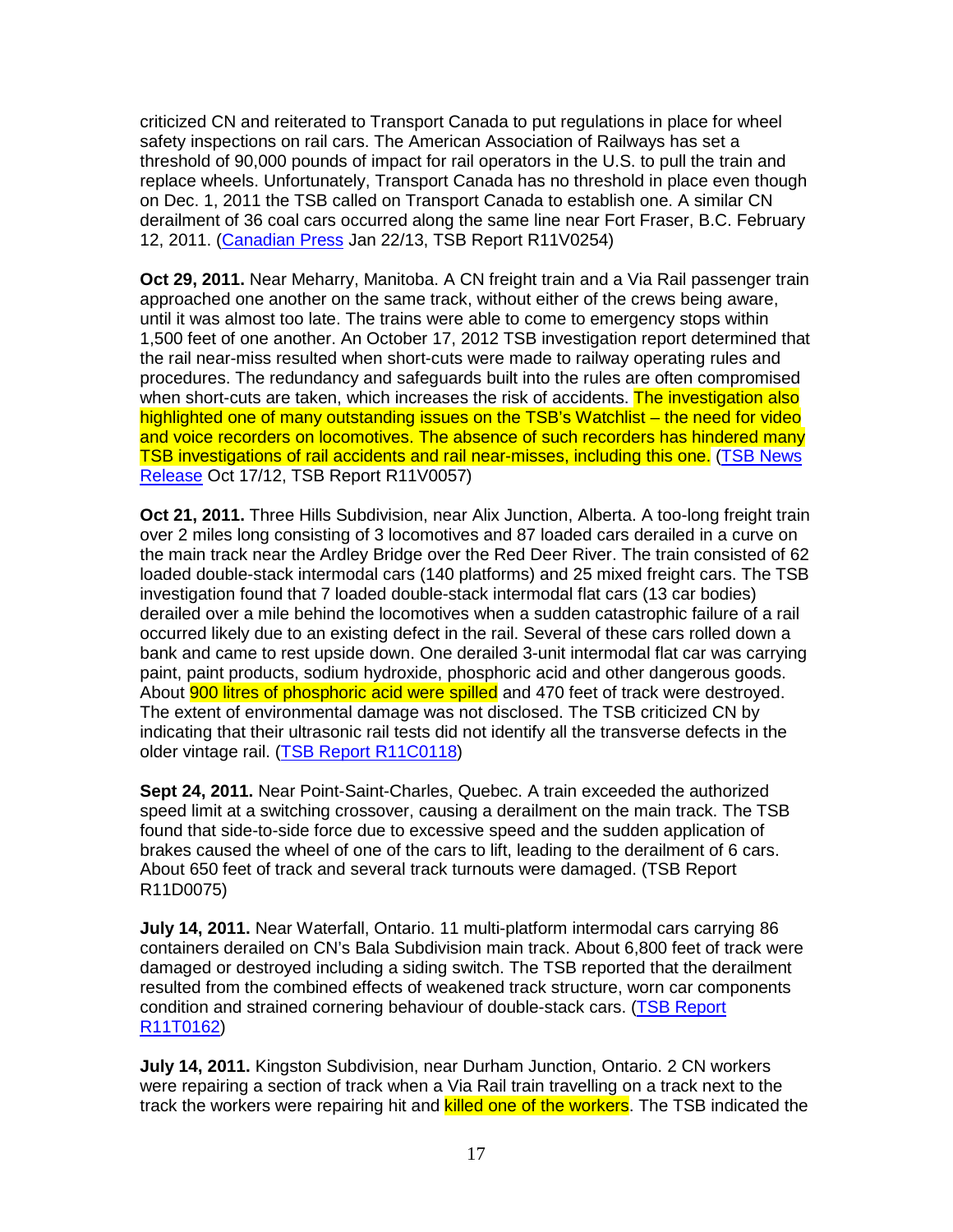criticized CN and reiterated to Transport Canada to put regulations in place for wheel safety inspections on rail cars. The American Association of Railways has set a threshold of 90,000 pounds of impact for rail operators in the U.S. to pull the train and replace wheels. Unfortunately, Transport Canada has no threshold in place even though on Dec. 1, 2011 the TSB called on Transport Canada to establish one. A similar CN derailment of 36 coal cars occurred along the same line near Fort Fraser, B.C. February 12, 2011. (Canadian Press Jan 22/13, TSB Report R11V0254)

**Oct 29, 2011.** Near Meharry, Manitoba. A CN freight train and a Via Rail passenger train approached one another on the same track, without either of the crews being aware, until it was almost too late. The trains were able to come to emergency stops within 1,500 feet of one another. An October 17, 2012 TSB investigation report determined that the rail near-miss resulted when short-cuts were made to railway operating rules and procedures. The redundancy and safeguards built into the rules are often compromised when short-cuts are taken, which increases the risk of accidents. The investigation also highlighted one of many outstanding issues on the TSB's Watchlist – the need for video and voice recorders on locomotives. The absence of such recorders has hindered many TSB investigations of rail accidents and rail near-misses, including this one. (TSB News Release Oct 17/12, TSB Report R11V0057)

**Oct 21, 2011.** Three Hills Subdivision, near Alix Junction, Alberta. A too-long freight train over 2 miles long consisting of 3 locomotives and 87 loaded cars derailed in a curve on the main track near the Ardley Bridge over the Red Deer River. The train consisted of 62 loaded double-stack intermodal cars (140 platforms) and 25 mixed freight cars. The TSB investigation found that 7 loaded double-stack intermodal flat cars (13 car bodies) derailed over a mile behind the locomotives when a sudden catastrophic failure of a rail occurred likely due to an existing defect in the rail. Several of these cars rolled down a bank and came to rest upside down. One derailed 3-unit intermodal flat car was carrying paint, paint products, sodium hydroxide, phosphoric acid and other dangerous goods. About 900 litres of phosphoric acid were spilled and 470 feet of track were destroyed. The extent of environmental damage was not disclosed. The TSB criticized CN by indicating that their ultrasonic rail tests did not identify all the transverse defects in the older vintage rail. (TSB Report R11C0118)

**Sept 24, 2011.** Near Point-Saint-Charles, Quebec. A train exceeded the authorized speed limit at a switching crossover, causing a derailment on the main track. The TSB found that side-to-side force due to excessive speed and the sudden application of brakes caused the wheel of one of the cars to lift, leading to the derailment of 6 cars. About 650 feet of track and several track turnouts were damaged. (TSB Report R11D0075)

**July 14, 2011.** Near Waterfall, Ontario. 11 multi-platform intermodal cars carrying 86 containers derailed on CN's Bala Subdivision main track. About 6,800 feet of track were damaged or destroyed including a siding switch. The TSB reported that the derailment resulted from the combined effects of weakened track structure, worn car components condition and strained cornering behaviour of double-stack cars. (TSB Report R11T0162)

**July 14, 2011.** Kingston Subdivision, near Durham Junction, Ontario. 2 CN workers were repairing a section of track when a Via Rail train travelling on a track next to the track the workers were repairing hit and killed one of the workers. The TSB indicated the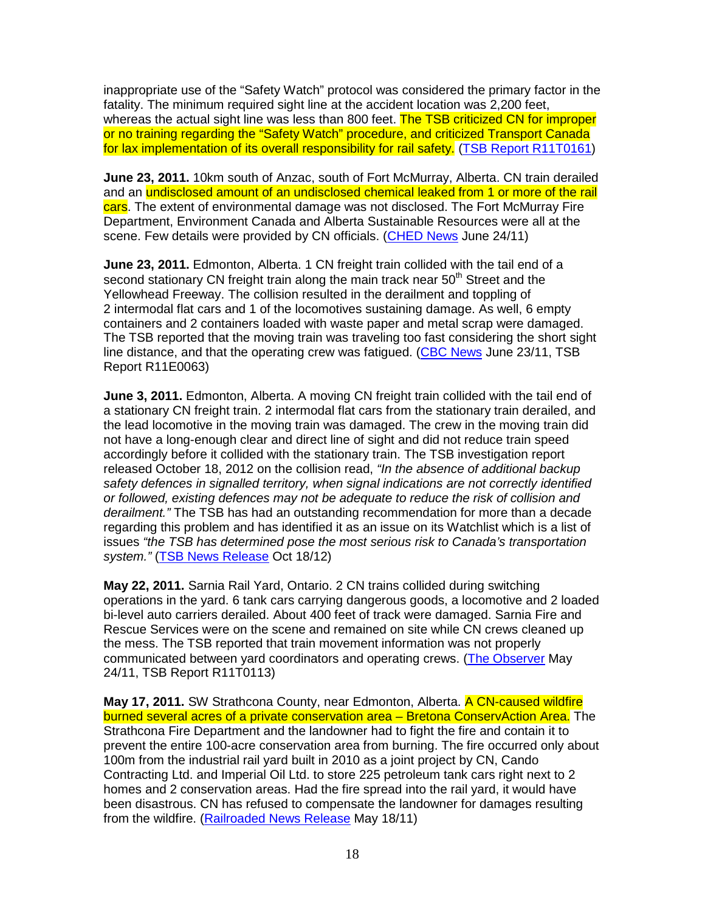inappropriate use of the "Safety Watch" protocol was considered the primary factor in the fatality. The minimum required sight line at the accident location was 2,200 feet, whereas the actual sight line was less than 800 feet. The TSB criticized CN for improper or no training regarding the "Safety Watch" procedure, and criticized Transport Canada for lax implementation of its overall responsibility for rail safety. (TSB Report R11T0161)

**June 23, 2011.** 10km south of Anzac, south of Fort McMurray, Alberta. CN train derailed and an undisclosed amount of an undisclosed chemical leaked from 1 or more of the rail cars. The extent of environmental damage was not disclosed. The Fort McMurray Fire Department, Environment Canada and Alberta Sustainable Resources were all at the scene. Few details were provided by CN officials. (CHED News June 24/11)

**June 23, 2011.** Edmonton, Alberta. 1 CN freight train collided with the tail end of a second stationary CN freight train along the main track near 50th Street and the Yellowhead Freeway. The collision resulted in the derailment and toppling of 2 intermodal flat cars and 1 of the locomotives sustaining damage. As well, 6 empty containers and 2 containers loaded with waste paper and metal scrap were damaged. The TSB reported that the moving train was traveling too fast considering the short sight line distance, and that the operating crew was fatigued. (CBC News June 23/11, TSB Report R11E0063)

**June 3, 2011.** Edmonton, Alberta. A moving CN freight train collided with the tail end of a stationary CN freight train. 2 intermodal flat cars from the stationary train derailed, and the lead locomotive in the moving train was damaged. The crew in the moving train did not have a long-enough clear and direct line of sight and did not reduce train speed accordingly before it collided with the stationary train. The TSB investigation report released October 18, 2012 on the collision read, *"In the absence of additional backup safety defences in signalled territory, when signal indications are not correctly identified or followed, existing defences may not be adequate to reduce the risk of collision and derailment."* The TSB has had an outstanding recommendation for more than a decade regarding this problem and has identified it as an issue on its Watchlist which is a list of issues *"the TSB has determined pose the most serious risk to Canada's transportation system."* (TSB News Release Oct 18/12)

**May 22, 2011.** Sarnia Rail Yard, Ontario. 2 CN trains collided during switching operations in the yard. 6 tank cars carrying dangerous goods, a locomotive and 2 loaded bi-level auto carriers derailed. About 400 feet of track were damaged. Sarnia Fire and Rescue Services were on the scene and remained on site while CN crews cleaned up the mess. The TSB reported that train movement information was not properly communicated between yard coordinators and operating crews. (The Observer May 24/11, TSB Report R11T0113)

**May 17, 2011.** SW Strathcona County, near Edmonton, Alberta. A CN-caused wildfire burned several acres of a private conservation area – Bretona ConservAction Area. The Strathcona Fire Department and the landowner had to fight the fire and contain it to prevent the entire 100-acre conservation area from burning. The fire occurred only about 100m from the industrial rail yard built in 2010 as a joint project by CN, Cando Contracting Ltd. and Imperial Oil Ltd. to store 225 petroleum tank cars right next to 2 homes and 2 conservation areas. Had the fire spread into the rail yard, it would have been disastrous. CN has refused to compensate the landowner for damages resulting from the wildfire. (Railroaded News Release May 18/11)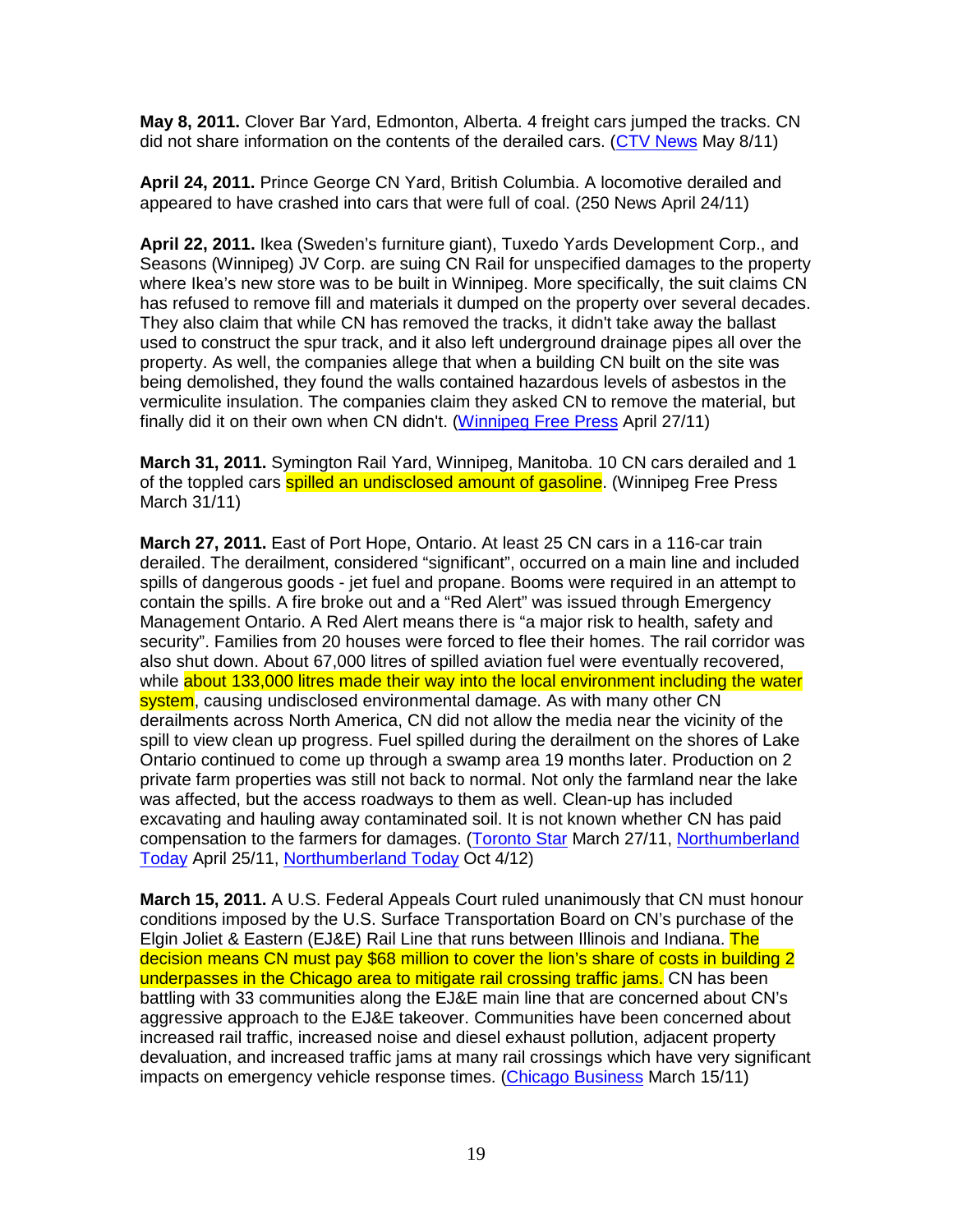**May 8, 2011.** Clover Bar Yard, Edmonton, Alberta. 4 freight cars jumped the tracks. CN did not share information on the contents of the derailed cars. (CTV News May 8/11)

**April 24, 2011.** Prince George CN Yard, British Columbia. A locomotive derailed and appeared to have crashed into cars that were full of coal. (250 News April 24/11)

**April 22, 2011.** Ikea (Sweden's furniture giant), Tuxedo Yards Development Corp., and Seasons (Winnipeg) JV Corp. are suing CN Rail for unspecified damages to the property where Ikea's new store was to be built in Winnipeg. More specifically, the suit claims CN has refused to remove fill and materials it dumped on the property over several decades. They also claim that while CN has removed the tracks, it didn't take away the ballast used to construct the spur track, and it also left underground drainage pipes all over the property. As well, the companies allege that when a building CN built on the site was being demolished, they found the walls contained hazardous levels of asbestos in the vermiculite insulation. The companies claim they asked CN to remove the material, but finally did it on their own when CN didn't. (Winnipeg Free Press April 27/11)

**March 31, 2011.** Symington Rail Yard, Winnipeg, Manitoba. 10 CN cars derailed and 1 of the toppled cars spilled an undisclosed amount of gasoline. (Winnipeg Free Press March 31/11)

**March 27, 2011.** East of Port Hope, Ontario. At least 25 CN cars in a 116-car train derailed. The derailment, considered "significant", occurred on a main line and included spills of dangerous goods - jet fuel and propane. Booms were required in an attempt to contain the spills. A fire broke out and a "Red Alert" was issued through Emergency Management Ontario. A Red Alert means there is "a major risk to health, safety and security". Families from 20 houses were forced to flee their homes. The rail corridor was also shut down. About 67,000 litres of spilled aviation fuel were eventually recovered, while about 133,000 litres made their way into the local environment including the water system, causing undisclosed environmental damage. As with many other CN derailments across North America, CN did not allow the media near the vicinity of the spill to view clean up progress. Fuel spilled during the derailment on the shores of Lake Ontario continued to come up through a swamp area 19 months later. Production on 2 private farm properties was still not back to normal. Not only the farmland near the lake was affected, but the access roadways to them as well. Clean-up has included excavating and hauling away contaminated soil. It is not known whether CN has paid compensation to the farmers for damages. (Toronto Star March 27/11, Northumberland Today April 25/11, Northumberland Today Oct 4/12)

**March 15, 2011.** A U.S. Federal Appeals Court ruled unanimously that CN must honour conditions imposed by the U.S. Surface Transportation Board on CN's purchase of the Elgin Joliet & Eastern (EJ&E) Rail Line that runs between Illinois and Indiana. The decision means CN must pay $68 million to cover the lion's share of costs in building 2 underpasses in the Chicago area to mitigate rail crossing traffic jams. CN has been battling with 33 communities along the EJ&E main line that are concerned about CN's aggressive approach to the EJ&E takeover. Communities have been concerned about increased rail traffic, increased noise and diesel exhaust pollution, adjacent property devaluation, and increased traffic jams at many rail crossings which have very significant impacts on emergency vehicle response times. (Chicago Business March 15/11)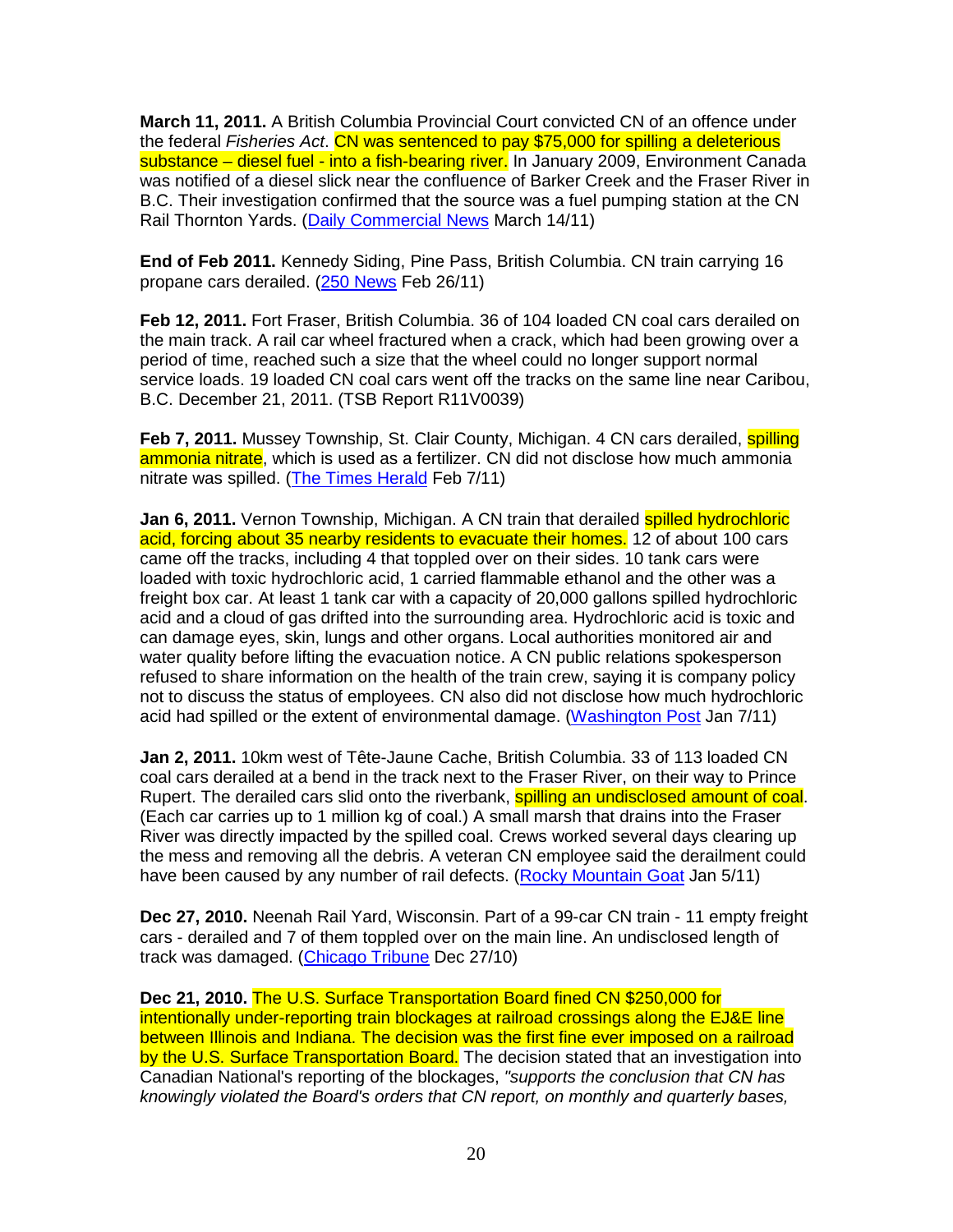**March 11, 2011.** A British Columbia Provincial Court convicted CN of an offence under the federal *Fisheries Act*. CN was sentenced to pay $75,000 for spilling a deleterious substance – diesel fuel - into a fish-bearing river. In January 2009, Environment Canada was notified of a diesel slick near the confluence of Barker Creek and the Fraser River in B.C. Their investigation confirmed that the source was a fuel pumping station at the CN Rail Thornton Yards. (Daily Commercial News March 14/11)

**End of Feb 2011.** Kennedy Siding, Pine Pass, British Columbia. CN train carrying 16 propane cars derailed. (250 News Feb 26/11)

**Feb 12, 2011.** Fort Fraser, British Columbia. 36 of 104 loaded CN coal cars derailed on the main track. A rail car wheel fractured when a crack, which had been growing over a period of time, reached such a size that the wheel could no longer support normal service loads. 19 loaded CN coal cars went off the tracks on the same line near Caribou, B.C. December 21, 2011. (TSB Report R11V0039)

**Feb 7, 2011.** Mussey Township, St. Clair County, Michigan. 4 CN cars derailed, spilling ammonia nitrate, which is used as a fertilizer. CN did not disclose how much ammonia nitrate was spilled. (The Times Herald Feb 7/11)

**Jan 6, 2011.** Vernon Township, Michigan. A CN train that derailed spilled hydrochloric acid, forcing about 35 nearby residents to evacuate their homes. 12 of about 100 cars came off the tracks, including 4 that toppled over on their sides. 10 tank cars were loaded with toxic hydrochloric acid, 1 carried flammable ethanol and the other was a freight box car. At least 1 tank car with a capacity of 20,000 gallons spilled hydrochloric acid and a cloud of gas drifted into the surrounding area. Hydrochloric acid is toxic and can damage eyes, skin, lungs and other organs. Local authorities monitored air and water quality before lifting the evacuation notice. A CN public relations spokesperson refused to share information on the health of the train crew, saying it is company policy not to discuss the status of employees. CN also did not disclose how much hydrochloric acid had spilled or the extent of environmental damage. (Washington Post Jan 7/11)

**Jan 2, 2011.** 10km west of Tête-Jaune Cache, British Columbia. 33 of 113 loaded CN coal cars derailed at a bend in the track next to the Fraser River, on their way to Prince Rupert. The derailed cars slid onto the riverbank, spilling an undisclosed amount of coal. (Each car carries up to 1 million kg of coal.) A small marsh that drains into the Fraser River was directly impacted by the spilled coal. Crews worked several days clearing up the mess and removing all the debris. A veteran CN employee said the derailment could have been caused by any number of rail defects. (Rocky Mountain Goat Jan 5/11)

**Dec 27, 2010.** Neenah Rail Yard, Wisconsin. Part of a 99-car CN train - 11 empty freight cars - derailed and 7 of them toppled over on the main line. An undisclosed length of track was damaged. (Chicago Tribune Dec 27/10)

**Dec 21, 2010.** The U.S. Surface Transportation Board fined CN $250,000 for intentionally under-reporting train blockages at railroad crossings along the EJ&E line between Illinois and Indiana. The decision was the first fine ever imposed on a railroad by the U.S. Surface Transportation Board. The decision stated that an investigation into Canadian National's reporting of the blockages, *"supports the conclusion that CN has knowingly violated the Board's orders that CN report, on monthly and quarterly bases,*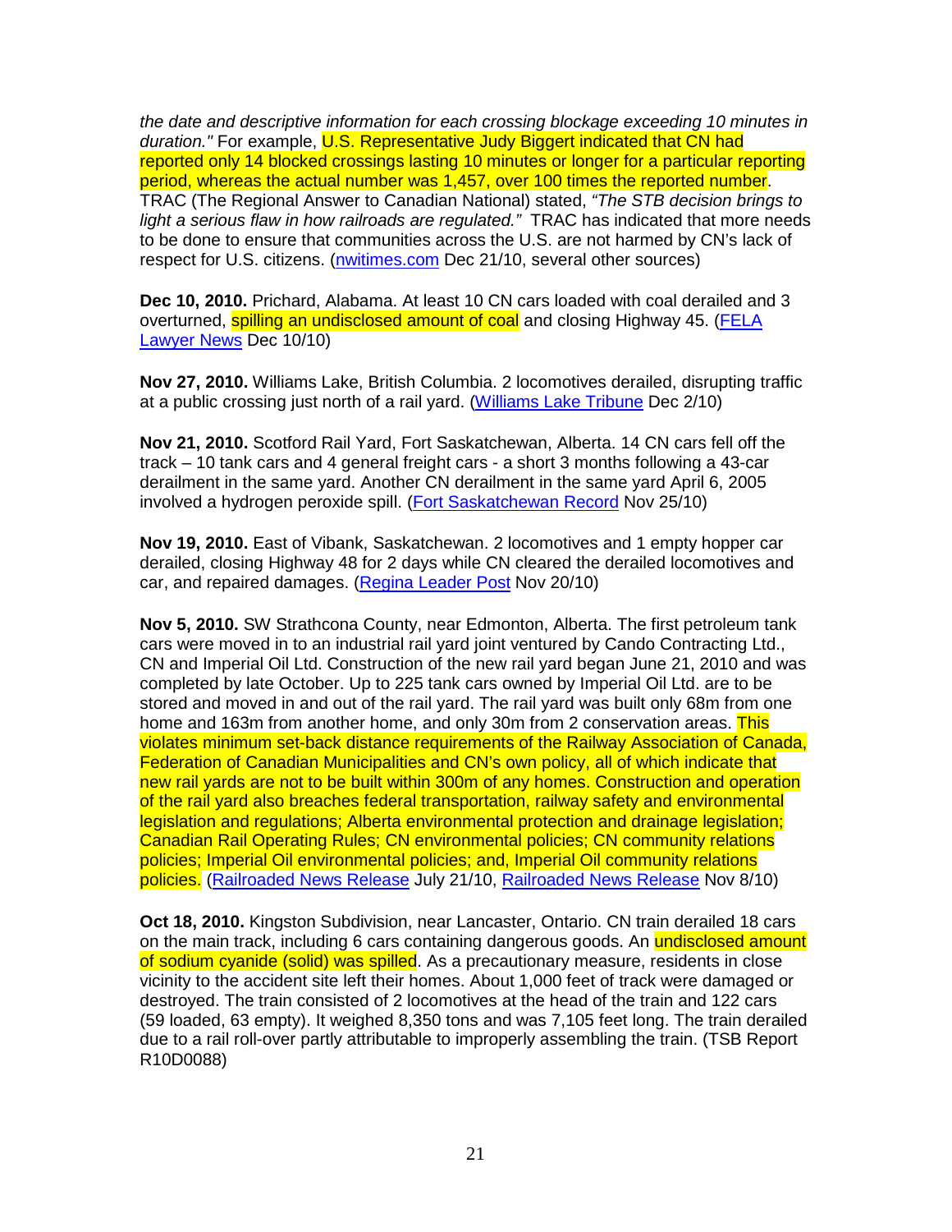*the date and descriptive information for each crossing blockage exceeding 10 minutes in duration."* For example, U.S. Representative Judy Biggert indicated that CN had reported only 14 blocked crossings lasting 10 minutes or longer for a particular reporting period, whereas the actual number was 1,457, over 100 times the reported number. TRAC (The Regional Answer to Canadian National) stated, *"The STB decision brings to light a serious flaw in how railroads are regulated."* TRAC has indicated that more needs to be done to ensure that communities across the U.S. are not harmed by CN's lack of respect for U.S. citizens. (nwitimes.com Dec 21/10, several other sources)

**Dec 10, 2010.** Prichard, Alabama. At least 10 CN cars loaded with coal derailed and 3 overturned, spilling an undisclosed amount of coal and closing Highway 45. (FELA Lawyer News Dec 10/10)

**Nov 27, 2010.** Williams Lake, British Columbia. 2 locomotives derailed, disrupting traffic at a public crossing just north of a rail yard. (Williams Lake Tribune Dec 2/10)

**Nov 21, 2010.** Scotford Rail Yard, Fort Saskatchewan, Alberta. 14 CN cars fell off the track – 10 tank cars and 4 general freight cars - a short 3 months following a 43-car derailment in the same yard. Another CN derailment in the same yard April 6, 2005 involved a hydrogen peroxide spill. (Fort Saskatchewan Record Nov 25/10)

**Nov 19, 2010.** East of Vibank, Saskatchewan. 2 locomotives and 1 empty hopper car derailed, closing Highway 48 for 2 days while CN cleared the derailed locomotives and car, and repaired damages. (Regina Leader Post Nov 20/10)

**Nov 5, 2010.** SW Strathcona County, near Edmonton, Alberta. The first petroleum tank cars were moved in to an industrial rail yard joint ventured by Cando Contracting Ltd., CN and Imperial Oil Ltd. Construction of the new rail yard began June 21, 2010 and was completed by late October. Up to 225 tank cars owned by Imperial Oil Ltd. are to be stored and moved in and out of the rail yard. The rail yard was built only 68m from one home and 163m from another home, and only 30m from 2 conservation areas. This violates minimum set-back distance requirements of the Railway Association of Canada, Federation of Canadian Municipalities and CN's own policy, all of which indicate that new rail yards are not to be built within 300m of any homes. Construction and operation of the rail yard also breaches federal transportation, railway safety and environmental legislation and regulations; Alberta environmental protection and drainage legislation; Canadian Rail Operating Rules; CN environmental policies; CN community relations policies; Imperial Oil environmental policies; and, Imperial Oil community relations policies. (Railroaded News Release July 21/10, Railroaded News Release Nov 8/10)

**Oct 18, 2010.** Kingston Subdivision, near Lancaster, Ontario. CN train derailed 18 cars on the main track, including 6 cars containing dangerous goods. An undisclosed amount of sodium cyanide (solid) was spilled. As a precautionary measure, residents in close vicinity to the accident site left their homes. About 1,000 feet of track were damaged or destroyed. The train consisted of 2 locomotives at the head of the train and 122 cars (59 loaded, 63 empty). It weighed 8,350 tons and was 7,105 feet long. The train derailed due to a rail roll-over partly attributable to improperly assembling the train. (TSB Report R10D0088)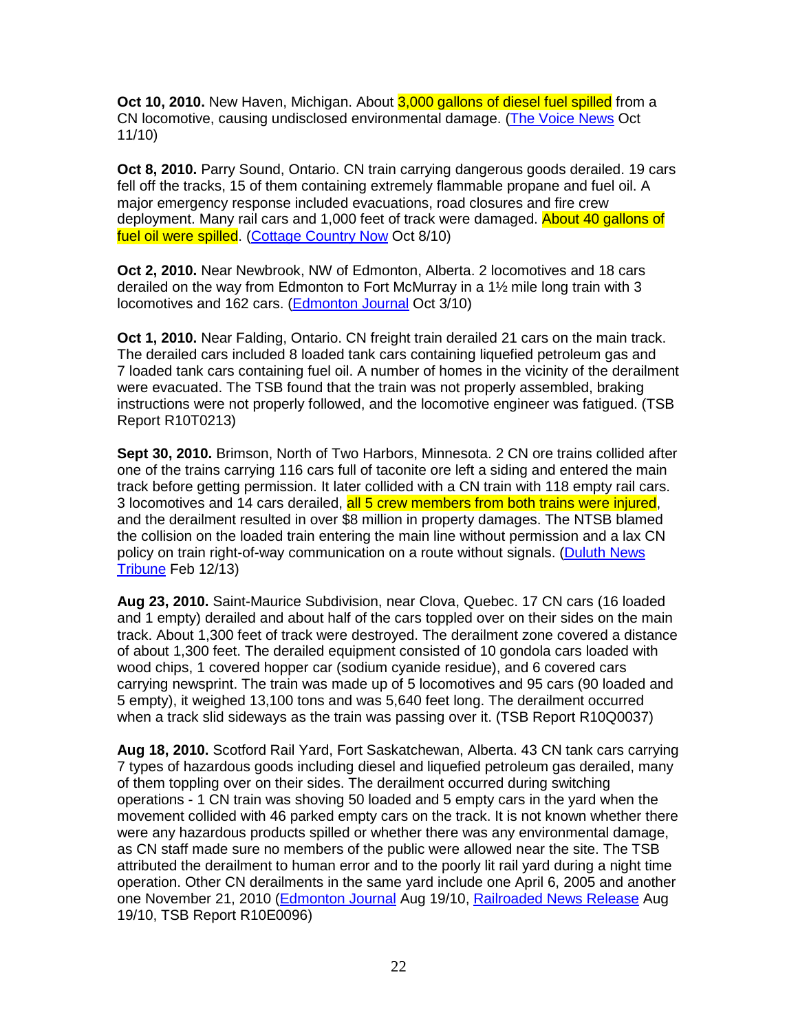**Oct 10, 2010.** New Haven, Michigan. About 3,000 gallons of diesel fuel spilled from a CN locomotive, causing undisclosed environmental damage. (The Voice News Oct 11/10)

**Oct 8, 2010.** Parry Sound, Ontario. CN train carrying dangerous goods derailed. 19 cars fell off the tracks, 15 of them containing extremely flammable propane and fuel oil. A major emergency response included evacuations, road closures and fire crew deployment. Many rail cars and 1,000 feet of track were damaged. About 40 gallons of fuel oil were spilled. (Cottage Country Now Oct 8/10)

**Oct 2, 2010.** Near Newbrook, NW of Edmonton, Alberta. 2 locomotives and 18 cars derailed on the way from Edmonton to Fort McMurray in a 1½ mile long train with 3 locomotives and 162 cars. (Edmonton Journal Oct 3/10)

**Oct 1, 2010.** Near Falding, Ontario. CN freight train derailed 21 cars on the main track. The derailed cars included 8 loaded tank cars containing liquefied petroleum gas and 7 loaded tank cars containing fuel oil. A number of homes in the vicinity of the derailment were evacuated. The TSB found that the train was not properly assembled, braking instructions were not properly followed, and the locomotive engineer was fatigued. (TSB Report R10T0213)

**Sept 30, 2010.** Brimson, North of Two Harbors, Minnesota. 2 CN ore trains collided after one of the trains carrying 116 cars full of taconite ore left a siding and entered the main track before getting permission. It later collided with a CN train with 118 empty rail cars. 3 locomotives and 14 cars derailed, all 5 crew members from both trains were injured, and the derailment resulted in over $8 million in property damages. The NTSB blamed the collision on the loaded train entering the main line without permission and a lax CN policy on train right-of-way communication on a route without signals. (Duluth News Tribune Feb 12/13)

**Aug 23, 2010.** Saint-Maurice Subdivision, near Clova, Quebec. 17 CN cars (16 loaded and 1 empty) derailed and about half of the cars toppled over on their sides on the main track. About 1,300 feet of track were destroyed. The derailment zone covered a distance of about 1,300 feet. The derailed equipment consisted of 10 gondola cars loaded with wood chips, 1 covered hopper car (sodium cyanide residue), and 6 covered cars carrying newsprint. The train was made up of 5 locomotives and 95 cars (90 loaded and 5 empty), it weighed 13,100 tons and was 5,640 feet long. The derailment occurred when a track slid sideways as the train was passing over it. (TSB Report R10Q0037)

**Aug 18, 2010.** Scotford Rail Yard, Fort Saskatchewan, Alberta. 43 CN tank cars carrying 7 types of hazardous goods including diesel and liquefied petroleum gas derailed, many of them toppling over on their sides. The derailment occurred during switching operations - 1 CN train was shoving 50 loaded and 5 empty cars in the yard when the movement collided with 46 parked empty cars on the track. It is not known whether there were any hazardous products spilled or whether there was any environmental damage, as CN staff made sure no members of the public were allowed near the site. The TSB attributed the derailment to human error and to the poorly lit rail yard during a night time operation. Other CN derailments in the same yard include one April 6, 2005 and another one November 21, 2010 (Edmonton Journal Aug 19/10, Railroaded News Release Aug 19/10, TSB Report R10E0096)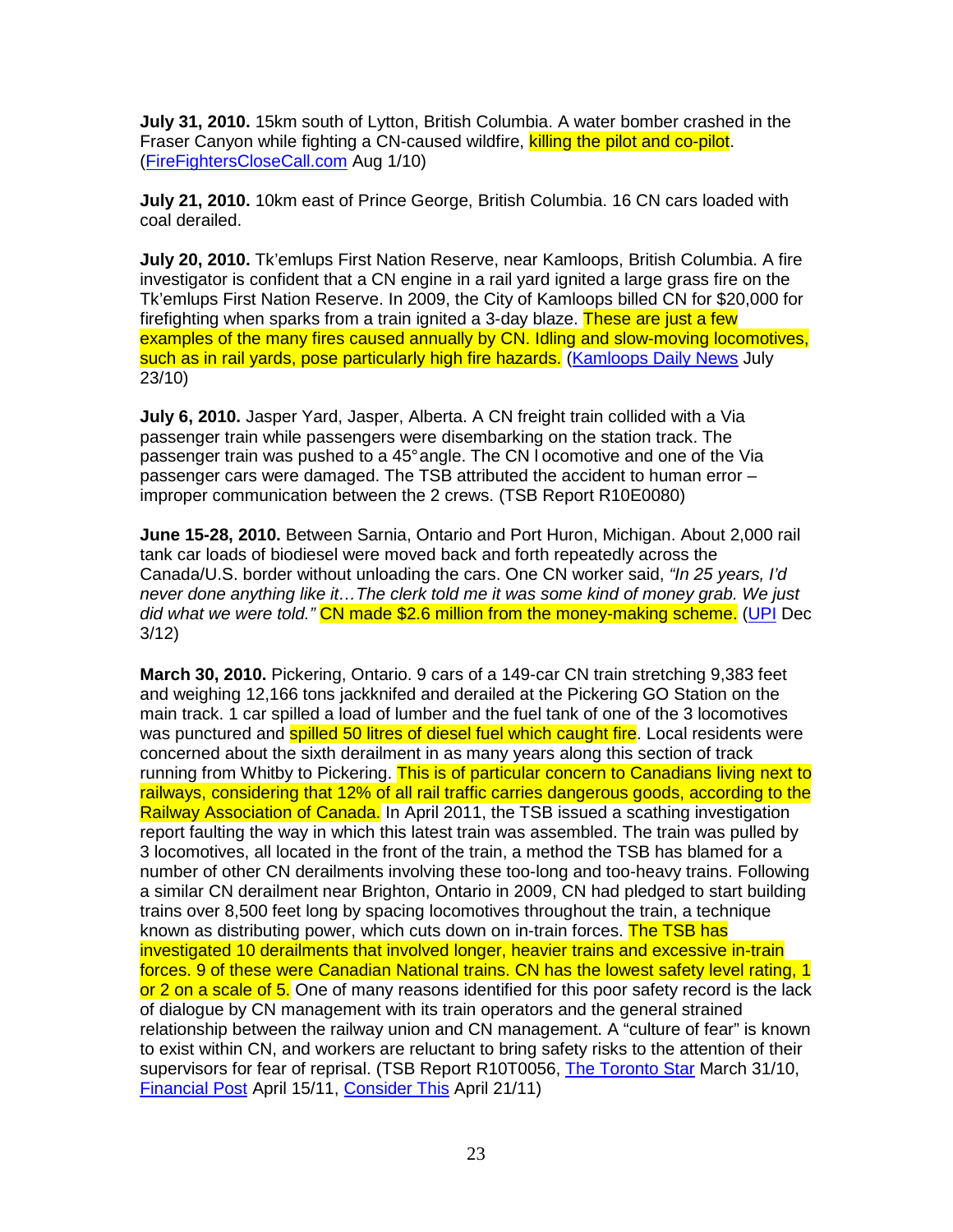**July 31, 2010.** 15km south of Lytton, British Columbia. A water bomber crashed in the Fraser Canyon while fighting a CN-caused wildfire, killing the pilot and co-pilot. (FireFightersCloseCall.com Aug 1/10)

**July 21, 2010.** 10km east of Prince George, British Columbia. 16 CN cars loaded with coal derailed.

**July 20, 2010.** Tk'emlups First Nation Reserve, near Kamloops, British Columbia. A fire investigator is confident that a CN engine in a rail yard ignited a large grass fire on the Tk'emlups First Nation Reserve. In 2009, the City of Kamloops billed CN for $20,000 for firefighting when sparks from a train ignited a 3-day blaze. These are just a few examples of the many fires caused annually by CN. Idling and slow-moving locomotives, such as in rail yards, pose particularly high fire hazards. (Kamloops Daily News July 23/10)

**July 6, 2010.** Jasper Yard, Jasper, Alberta. A CN freight train collided with a Via passenger train while passengers were disembarking on the station track. The passenger train was pushed to a 45° angle. The CN locomotive and one of the Via passenger cars were damaged. The TSB attributed the accident to human error – improper communication between the 2 crews. (TSB Report R10E0080)

**June 15-28, 2010.** Between Sarnia, Ontario and Port Huron, Michigan. About 2,000 rail tank car loads of biodiesel were moved back and forth repeatedly across the Canada/U.S. border without unloading the cars. One CN worker said, *"In 25 years, I'd never done anything like it…The clerk told me it was some kind of money grab. We just did what we were told."* CN made $2.6 million from the money-making scheme. (UPI Dec 3/12)

**March 30, 2010.** Pickering, Ontario. 9 cars of a 149-car CN train stretching 9,383 feet and weighing 12,166 tons jackknifed and derailed at the Pickering GO Station on the main track. 1 car spilled a load of lumber and the fuel tank of one of the 3 locomotives was punctured and spilled 50 litres of diesel fuel which caught fire. Local residents were concerned about the sixth derailment in as many years along this section of track running from Whitby to Pickering. This is of particular concern to Canadians living next to railways, considering that 12% of all rail traffic carries dangerous goods, according to the Railway Association of Canada. In April 2011, the TSB issued a scathing investigation report faulting the way in which this latest train was assembled. The train was pulled by 3 locomotives, all located in the front of the train, a method the TSB has blamed for a number of other CN derailments involving these too-long and too-heavy trains. Following a similar CN derailment near Brighton, Ontario in 2009, CN had pledged to start building trains over 8,500 feet long by spacing locomotives throughout the train, a technique known as distributing power, which cuts down on in-train forces. The TSB has investigated 10 derailments that involved longer, heavier trains and excessive in-train forces. 9 of these were Canadian National trains. CN has the lowest safety level rating, 1 or 2 on a scale of 5. One of many reasons identified for this poor safety record is the lack of dialogue by CN management with its train operators and the general strained relationship between the railway union and CN management. A "culture of fear" is known to exist within CN, and workers are reluctant to bring safety risks to the attention of their supervisors for fear of reprisal. (TSB Report R10T0056, The Toronto Star March 31/10, Financial Post April 15/11, Consider This April 21/11)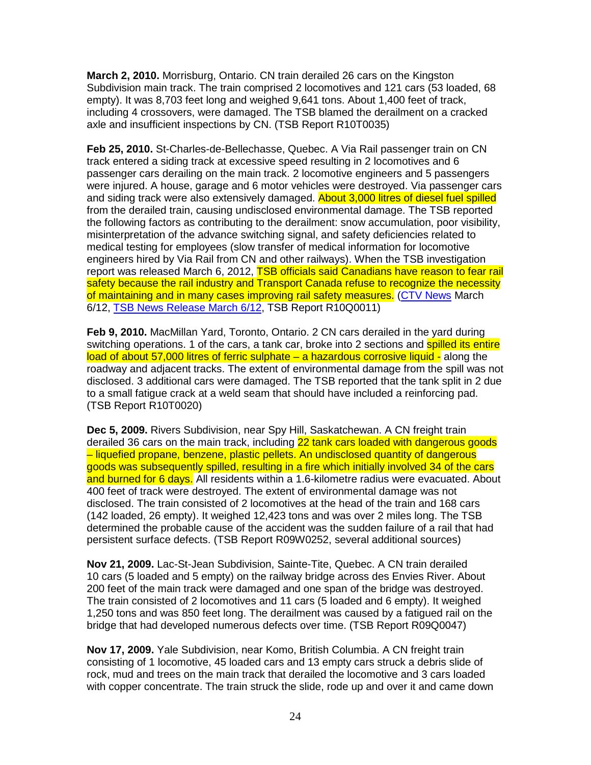**March 2, 2010.** Morrisburg, Ontario. CN train derailed 26 cars on the Kingston Subdivision main track. The train comprised 2 locomotives and 121 cars (53 loaded, 68 empty). It was 8,703 feet long and weighed 9,641 tons. About 1,400 feet of track, including 4 crossovers, were damaged. The TSB blamed the derailment on a cracked axle and insufficient inspections by CN. (TSB Report R10T0035)

**Feb 25, 2010.** St-Charles-de-Bellechasse, Quebec. A Via Rail passenger train on CN track entered a siding track at excessive speed resulting in 2 locomotives and 6 passenger cars derailing on the main track. 2 locomotive engineers and 5 passengers were injured. A house, garage and 6 motor vehicles were destroyed. Via passenger cars and siding track were also extensively damaged. About 3,000 litres of diesel fuel spilled from the derailed train, causing undisclosed environmental damage. The TSB reported the following factors as contributing to the derailment: snow accumulation, poor visibility, misinterpretation of the advance switching signal, and safety deficiencies related to medical testing for employees (slow transfer of medical information for locomotive engineers hired by Via Rail from CN and other railways). When the TSB investigation report was released March 6, 2012, TSB officials said Canadians have reason to fear rail safety because the rail industry and Transport Canada refuse to recognize the necessity of maintaining and in many cases improving rail safety measures. (CTV News March 6/12, TSB News Release March 6/12, TSB Report R10Q0011)

**Feb 9, 2010.** MacMillan Yard, Toronto, Ontario. 2 CN cars derailed in the yard during switching operations. 1 of the cars, a tank car, broke into 2 sections and spilled its entire load of about 57,000 litres of ferric sulphate – a hazardous corrosive liquid - along the roadway and adjacent tracks. The extent of environmental damage from the spill was not disclosed. 3 additional cars were damaged. The TSB reported that the tank split in 2 due to a small fatigue crack at a weld seam that should have included a reinforcing pad. (TSB Report R10T0020)

**Dec 5, 2009.** Rivers Subdivision, near Spy Hill, Saskatchewan. A CN freight train derailed 36 cars on the main track, including 22 tank cars loaded with dangerous goods – liquefied propane, benzene, plastic pellets. An undisclosed quantity of dangerous goods was subsequently spilled, resulting in a fire which initially involved 34 of the cars and burned for 6 days. All residents within a 1.6-kilometre radius were evacuated. About 400 feet of track were destroyed. The extent of environmental damage was not disclosed. The train consisted of 2 locomotives at the head of the train and 168 cars (142 loaded, 26 empty). It weighed 12,423 tons and was over 2 miles long. The TSB determined the probable cause of the accident was the sudden failure of a rail that had persistent surface defects. (TSB Report R09W0252, several additional sources)

**Nov 21, 2009.** Lac-St-Jean Subdivision, Sainte-Tite, Quebec. A CN train derailed 10 cars (5 loaded and 5 empty) on the railway bridge across des Envies River. About 200 feet of the main track were damaged and one span of the bridge was destroyed. The train consisted of 2 locomotives and 11 cars (5 loaded and 6 empty). It weighed 1,250 tons and was 850 feet long. The derailment was caused by a fatigued rail on the bridge that had developed numerous defects over time. (TSB Report R09Q0047)

**Nov 17, 2009.** Yale Subdivision, near Komo, British Columbia. A CN freight train consisting of 1 locomotive, 45 loaded cars and 13 empty cars struck a debris slide of rock, mud and trees on the main track that derailed the locomotive and 3 cars loaded with copper concentrate. The train struck the slide, rode up and over it and came down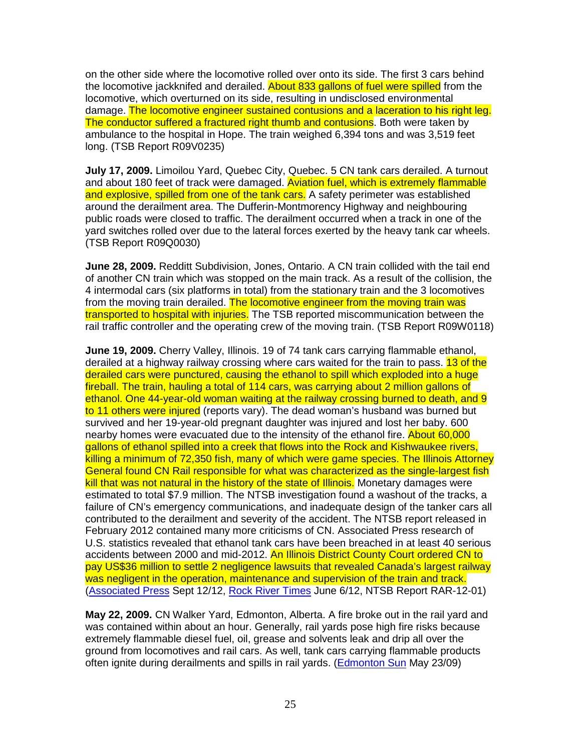on the other side where the locomotive rolled over onto its side. The first 3 cars behind the locomotive jackknifed and derailed. About 833 gallons of fuel were spilled from the locomotive, which overturned on its side, resulting in undisclosed environmental damage. The locomotive engineer sustained contusions and a laceration to his right leg. The conductor suffered a fractured right thumb and contusions. Both were taken by ambulance to the hospital in Hope. The train weighed 6,394 tons and was 3,519 feet long. (TSB Report R09V0235)

**July 17, 2009.** Limoilou Yard, Quebec City, Quebec. 5 CN tank cars derailed. A turnout and about 180 feet of track were damaged. Aviation fuel, which is extremely flammable and explosive, spilled from one of the tank cars. A safety perimeter was established around the derailment area. The Dufferin-Montmorency Highway and neighbouring public roads were closed to traffic. The derailment occurred when a track in one of the yard switches rolled over due to the lateral forces exerted by the heavy tank car wheels. (TSB Report R09Q0030)

**June 28, 2009.** Redditt Subdivision, Jones, Ontario. A CN train collided with the tail end of another CN train which was stopped on the main track. As a result of the collision, the 4 intermodal cars (six platforms in total) from the stationary train and the 3 locomotives from the moving train derailed. The locomotive engineer from the moving train was transported to hospital with injuries. The TSB reported miscommunication between the rail traffic controller and the operating crew of the moving train. (TSB Report R09W0118)

**June 19, 2009.** Cherry Valley, Illinois. 19 of 74 tank cars carrying flammable ethanol, derailed at a highway railway crossing where cars waited for the train to pass. 13 of the derailed cars were punctured, causing the ethanol to spill which exploded into a huge fireball. The train, hauling a total of 114 cars, was carrying about 2 million gallons of ethanol. One 44-year-old woman waiting at the railway crossing burned to death, and 9 to 11 others were injured (reports vary). The dead woman's husband was burned but survived and her 19-year-old pregnant daughter was injured and lost her baby. 600 nearby homes were evacuated due to the intensity of the ethanol fire. About 60,000 gallons of ethanol spilled into a creek that flows into the Rock and Kishwaukee rivers, killing a minimum of 72,350 fish, many of which were game species. The Illinois Attorney General found CN Rail responsible for what was characterized as the single-largest fish kill that was not natural in the history of the state of Illinois. Monetary damages were estimated to total $7.9 million. The NTSB investigation found a washout of the tracks, a failure of CN's emergency communications, and inadequate design of the tanker cars all contributed to the derailment and severity of the accident. The NTSB report released in February 2012 contained many more criticisms of CN. Associated Press research of U.S. statistics revealed that ethanol tank cars have been breached in at least 40 serious accidents between 2000 and mid-2012. An Illinois District County Court ordered CN to pay US$36 million to settle 2 negligence lawsuits that revealed Canada's largest railway was negligent in the operation, maintenance and supervision of the train and track. (Associated Press Sept 12/12, Rock River Times June 6/12, NTSB Report RAR-12-01)

**May 22, 2009.** CN Walker Yard, Edmonton, Alberta. A fire broke out in the rail yard and was contained within about an hour. Generally, rail yards pose high fire risks because extremely flammable diesel fuel, oil, grease and solvents leak and drip all over the ground from locomotives and rail cars. As well, tank cars carrying flammable products often ignite during derailments and spills in rail yards. (Edmonton Sun May 23/09)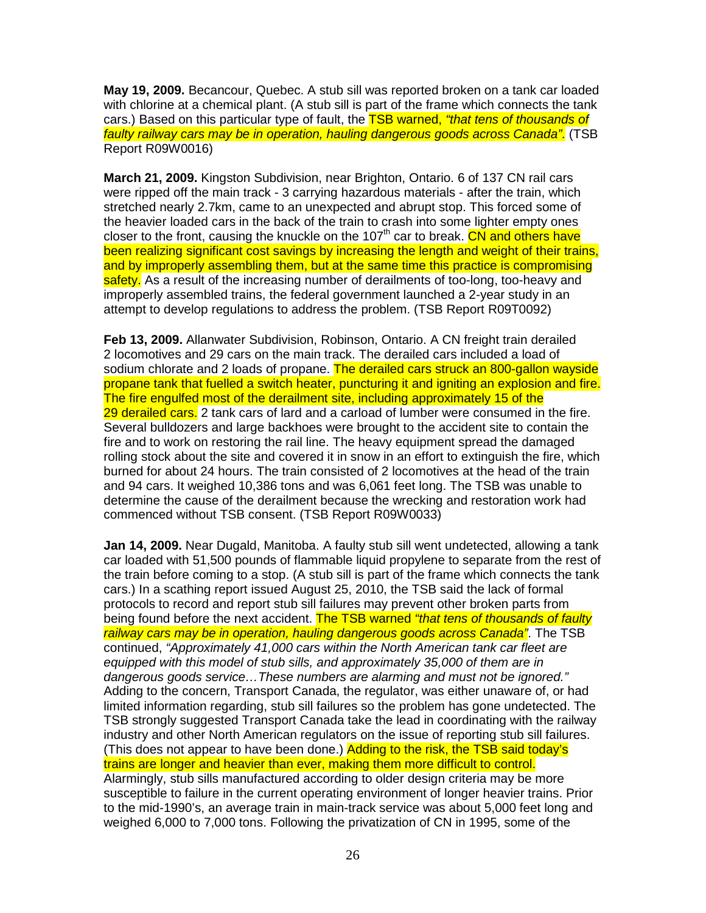**May 19, 2009.** Becancour, Quebec. A stub sill was reported broken on a tank car loaded with chlorine at a chemical plant. (A stub sill is part of the frame which connects the tank cars.) Based on this particular type of fault, the TSB warned, *"that tens of thousands of faulty railway cars may be in operation, hauling dangerous goods across Canada"*. (TSB Report R09W0016)

**March 21, 2009.** Kingston Subdivision, near Brighton, Ontario. 6 of 137 CN rail cars were ripped off the main track - 3 carrying hazardous materials - after the train, which stretched nearly 2.7km, came to an unexpected and abrupt stop. This forced some of the heavier loaded cars in the back of the train to crash into some lighter empty ones closer to the front, causing the knuckle on the 107th car to break. CN and others have been realizing significant cost savings by increasing the length and weight of their trains, and by improperly assembling them, but at the same time this practice is compromising safety. As a result of the increasing number of derailments of too-long, too-heavy and improperly assembled trains, the federal government launched a 2-year study in an attempt to develop regulations to address the problem. (TSB Report R09T0092)

**Feb 13, 2009.** Allanwater Subdivision, Robinson, Ontario. A CN freight train derailed 2 locomotives and 29 cars on the main track. The derailed cars included a load of sodium chlorate and 2 loads of propane. The derailed cars struck an 800-gallon wayside propane tank that fuelled a switch heater, puncturing it and igniting an explosion and fire. The fire engulfed most of the derailment site, including approximately 15 of the 29 derailed cars. 2 tank cars of lard and a carload of lumber were consumed in the fire. Several bulldozers and large backhoes were brought to the accident site to contain the fire and to work on restoring the rail line. The heavy equipment spread the damaged rolling stock about the site and covered it in snow in an effort to extinguish the fire, which burned for about 24 hours. The train consisted of 2 locomotives at the head of the train and 94 cars. It weighed 10,386 tons and was 6,061 feet long. The TSB was unable to determine the cause of the derailment because the wrecking and restoration work had commenced without TSB consent. (TSB Report R09W0033)

**Jan 14, 2009.** Near Dugald, Manitoba. A faulty stub sill went undetected, allowing a tank car loaded with 51,500 pounds of flammable liquid propylene to separate from the rest of the train before coming to a stop. (A stub sill is part of the frame which connects the tank cars.) In a scathing report issued August 25, 2010, the TSB said the lack of formal protocols to record and report stub sill failures may prevent other broken parts from being found before the next accident. The TSB warned *"that tens of thousands of faulty railway cars may be in operation, hauling dangerous goods across Canada"*. The TSB continued, *"Approximately 41,000 cars within the North American tank car fleet are equipped with this model of stub sills, and approximately 35,000 of them are in dangerous goods service…These numbers are alarming and must not be ignored."* Adding to the concern, Transport Canada, the regulator, was either unaware of, or had limited information regarding, stub sill failures so the problem has gone undetected. The TSB strongly suggested Transport Canada take the lead in coordinating with the railway industry and other North American regulators on the issue of reporting stub sill failures. (This does not appear to have been done.) Adding to the risk, the TSB said today's trains are longer and heavier than ever, making them more difficult to control. Alarmingly, stub sills manufactured according to older design criteria may be more susceptible to failure in the current operating environment of longer heavier trains. Prior to the mid-1990's, an average train in main-track service was about 5,000 feet long and weighed 6,000 to 7,000 tons. Following the privatization of CN in 1995, some of the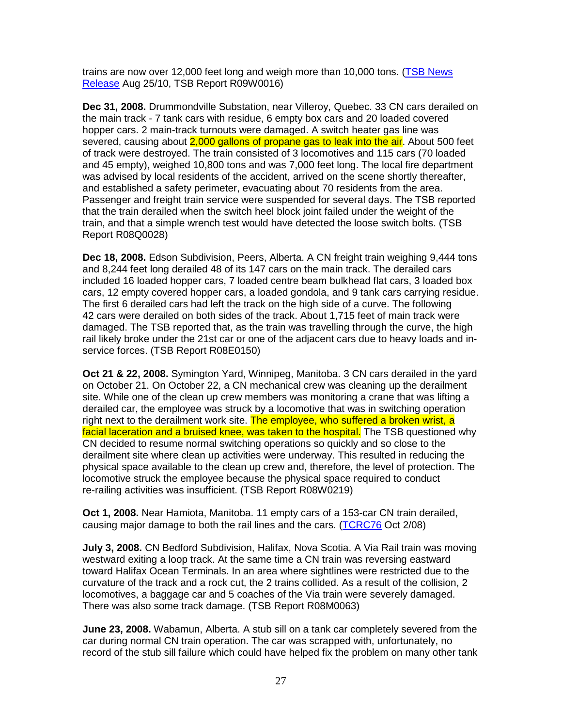trains are now over 12,000 feet long and weigh more than 10,000 tons. ([TSB News Release](#) Aug 25/10, TSB Report R09W0016)

**Dec 31, 2008.** Drummondville Substation, near Villeroy, Quebec. 33 CN cars derailed on the main track - 7 tank cars with residue, 6 empty box cars and 20 loaded covered hopper cars. 2 main-track turnouts were damaged. A switch heater gas line was severed, causing about 2,000 gallons of propane gas to leak into the air. About 500 feet of track were destroyed. The train consisted of 3 locomotives and 115 cars (70 loaded and 45 empty), weighed 10,800 tons and was 7,000 feet long. The local fire department was advised by local residents of the accident, arrived on the scene shortly thereafter, and established a safety perimeter, evacuating about 70 residents from the area. Passenger and freight train service were suspended for several days. The TSB reported that the train derailed when the switch heel block joint failed under the weight of the train, and that a simple wrench test would have detected the loose switch bolts. (TSB Report R08Q0028)

**Dec 18, 2008.** Edson Subdivision, Peers, Alberta. A CN freight train weighing 9,444 tons and 8,244 feet long derailed 48 of its 147 cars on the main track. The derailed cars included 16 loaded hopper cars, 7 loaded centre beam bulkhead flat cars, 3 loaded box cars, 12 empty covered hopper cars, a loaded gondola, and 9 tank cars carrying residue. The first 6 derailed cars had left the track on the high side of a curve. The following 42 cars were derailed on both sides of the track. About 1,715 feet of main track were damaged. The TSB reported that, as the train was travelling through the curve, the high rail likely broke under the 21st car or one of the adjacent cars due to heavy loads and in-service forces. (TSB Report R08E0150)

**Oct 21 & 22, 2008.** Symington Yard, Winnipeg, Manitoba. 3 CN cars derailed in the yard on October 21. On October 22, a CN mechanical crew was cleaning up the derailment site. While one of the clean up crew members was monitoring a crane that was lifting a derailed car, the employee was struck by a locomotive that was in switching operation right next to the derailment work site. The employee, who suffered a broken wrist, a facial laceration and a bruised knee, was taken to the hospital. The TSB questioned why CN decided to resume normal switching operations so quickly and so close to the derailment site where clean up activities were underway. This resulted in reducing the physical space available to the clean up crew and, therefore, the level of protection. The locomotive struck the employee because the physical space required to conduct re-railing activities was insufficient. (TSB Report R08W0219)

**Oct 1, 2008.** Near Hamiota, Manitoba. 11 empty cars of a 153-car CN train derailed, causing major damage to both the rail lines and the cars. ([TCRC76](#) Oct 2/08)

**July 3, 2008.** CN Bedford Subdivision, Halifax, Nova Scotia. A Via Rail train was moving westward exiting a loop track. At the same time a CN train was reversing eastward toward Halifax Ocean Terminals. In an area where sightlines were restricted due to the curvature of the track and a rock cut, the 2 trains collided. As a result of the collision, 2 locomotives, a baggage car and 5 coaches of the Via train were severely damaged. There was also some track damage. (TSB Report R08M0063)

**June 23, 2008.** Wabamun, Alberta. A stub sill on a tank car completely severed from the car during normal CN train operation. The car was scrapped with, unfortunately, no record of the stub sill failure which could have helped fix the problem on many other tank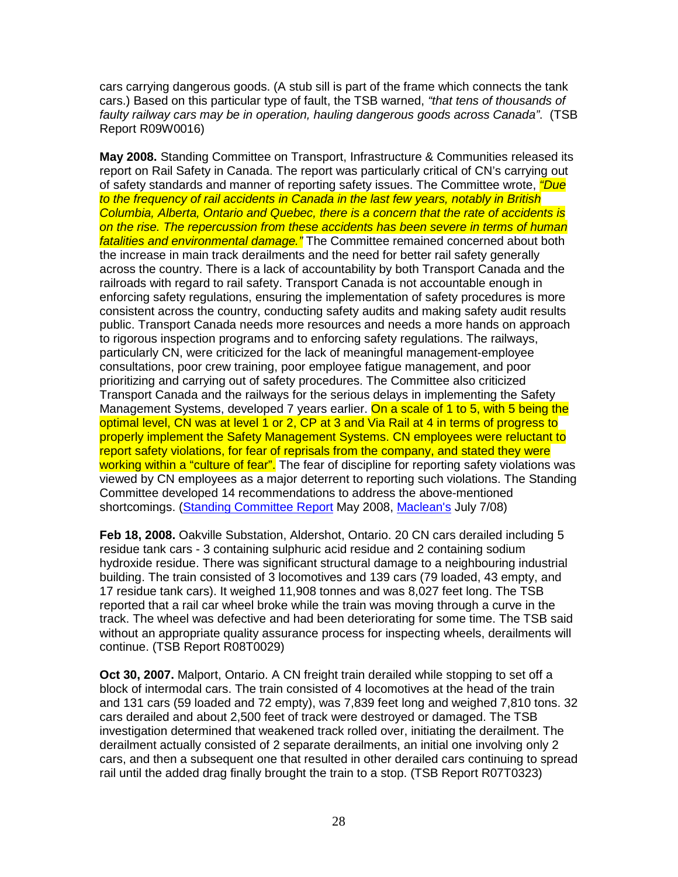cars carrying dangerous goods. (A stub sill is part of the frame which connects the tank cars.) Based on this particular type of fault, the TSB warned, *"that tens of thousands of faulty railway cars may be in operation, hauling dangerous goods across Canada"*. (TSB Report R09W0016)

**May 2008.** Standing Committee on Transport, Infrastructure & Communities released its report on Rail Safety in Canada. The report was particularly critical of CN's carrying out of safety standards and manner of reporting safety issues. The Committee wrote, *"Due to the frequency of rail accidents in Canada in the last few years, notably in British Columbia, Alberta, Ontario and Quebec, there is a concern that the rate of accidents is on the rise. The repercussion from these accidents has been severe in terms of human fatalities and environmental damage."* The Committee remained concerned about both the increase in main track derailments and the need for better rail safety generally across the country. There is a lack of accountability by both Transport Canada and the railroads with regard to rail safety. Transport Canada is not accountable enough in enforcing safety regulations, ensuring the implementation of safety procedures is more consistent across the country, conducting safety audits and making safety audit results public. Transport Canada needs more resources and needs a more hands on approach to rigorous inspection programs and to enforcing safety regulations. The railways, particularly CN, were criticized for the lack of meaningful management-employee consultations, poor crew training, poor employee fatigue management, and poor prioritizing and carrying out of safety procedures. The Committee also criticized Transport Canada and the railways for the serious delays in implementing the Safety Management Systems, developed 7 years earlier. On a scale of 1 to 5, with 5 being the optimal level, CN was at level 1 or 2, CP at 3 and Via Rail at 4 in terms of progress to properly implement the Safety Management Systems. CN employees were reluctant to report safety violations, for fear of reprisals from the company, and stated they were working within a "culture of fear". The fear of discipline for reporting safety violations was viewed by CN employees as a major deterrent to reporting such violations. The Standing Committee developed 14 recommendations to address the above-mentioned shortcomings. (Standing Committee Report May 2008, Maclean's July 7/08)

**Feb 18, 2008.** Oakville Substation, Aldershot, Ontario. 20 CN cars derailed including 5 residue tank cars - 3 containing sulphuric acid residue and 2 containing sodium hydroxide residue. There was significant structural damage to a neighbouring industrial building. The train consisted of 3 locomotives and 139 cars (79 loaded, 43 empty, and 17 residue tank cars). It weighed 11,908 tonnes and was 8,027 feet long. The TSB reported that a rail car wheel broke while the train was moving through a curve in the track. The wheel was defective and had been deteriorating for some time. The TSB said without an appropriate quality assurance process for inspecting wheels, derailments will continue. (TSB Report R08T0029)

**Oct 30, 2007.** Malport, Ontario. A CN freight train derailed while stopping to set off a block of intermodal cars. The train consisted of 4 locomotives at the head of the train and 131 cars (59 loaded and 72 empty), was 7,839 feet long and weighed 7,810 tons. 32 cars derailed and about 2,500 feet of track were destroyed or damaged. The TSB investigation determined that weakened track rolled over, initiating the derailment. The derailment actually consisted of 2 separate derailments, an initial one involving only 2 cars, and then a subsequent one that resulted in other derailed cars continuing to spread rail until the added drag finally brought the train to a stop. (TSB Report R07T0323)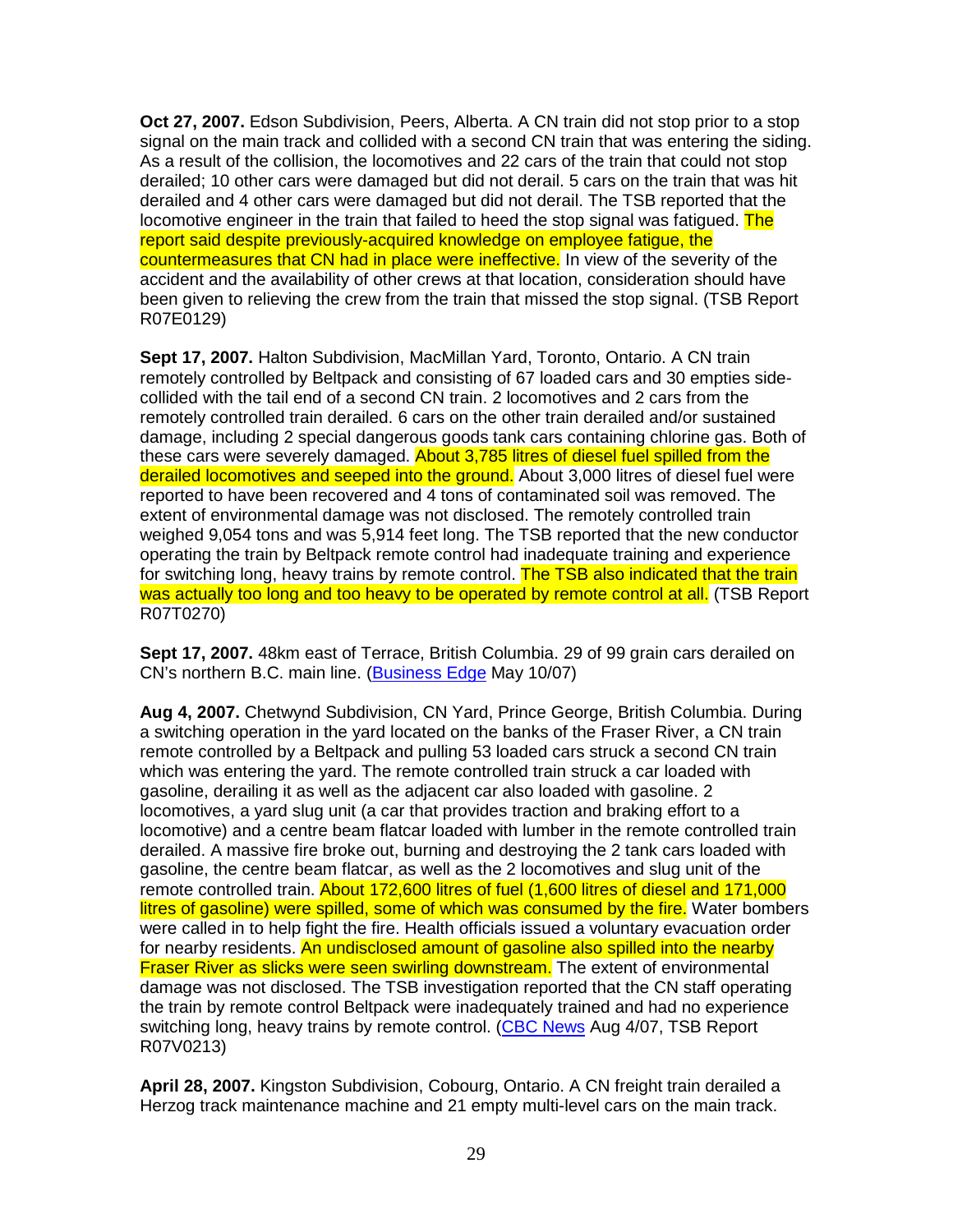**Oct 27, 2007.** Edson Subdivision, Peers, Alberta. A CN train did not stop prior to a stop signal on the main track and collided with a second CN train that was entering the siding. As a result of the collision, the locomotives and 22 cars of the train that could not stop derailed; 10 other cars were damaged but did not derail. 5 cars on the train that was hit derailed and 4 other cars were damaged but did not derail. The TSB reported that the locomotive engineer in the train that failed to heed the stop signal was fatigued. The report said despite previously-acquired knowledge on employee fatigue, the countermeasures that CN had in place were ineffective. In view of the severity of the accident and the availability of other crews at that location, consideration should have been given to relieving the crew from the train that missed the stop signal. (TSB Report R07E0129)

**Sept 17, 2007.** Halton Subdivision, MacMillan Yard, Toronto, Ontario. A CN train remotely controlled by Beltpack and consisting of 67 loaded cars and 30 empties side-collided with the tail end of a second CN train. 2 locomotives and 2 cars from the remotely controlled train derailed. 6 cars on the other train derailed and/or sustained damage, including 2 special dangerous goods tank cars containing chlorine gas. Both of these cars were severely damaged. About 3,785 litres of diesel fuel spilled from the derailed locomotives and seeped into the ground. About 3,000 litres of diesel fuel were reported to have been recovered and 4 tons of contaminated soil was removed. The extent of environmental damage was not disclosed. The remotely controlled train weighed 9,054 tons and was 5,914 feet long. The TSB reported that the new conductor operating the train by Beltpack remote control had inadequate training and experience for switching long, heavy trains by remote control. The TSB also indicated that the train was actually too long and too heavy to be operated by remote control at all. (TSB Report R07T0270)

**Sept 17, 2007.** 48km east of Terrace, British Columbia. 29 of 99 grain cars derailed on CN's northern B.C. main line. (Business Edge May 10/07)

**Aug 4, 2007.** Chetwynd Subdivision, CN Yard, Prince George, British Columbia. During a switching operation in the yard located on the banks of the Fraser River, a CN train remote controlled by a Beltpack and pulling 53 loaded cars struck a second CN train which was entering the yard. The remote controlled train struck a car loaded with gasoline, derailing it as well as the adjacent car also loaded with gasoline. 2 locomotives, a yard slug unit (a car that provides traction and braking effort to a locomotive) and a centre beam flatcar loaded with lumber in the remote controlled train derailed. A massive fire broke out, burning and destroying the 2 tank cars loaded with gasoline, the centre beam flatcar, as well as the 2 locomotives and slug unit of the remote controlled train. About 172,600 litres of fuel (1,600 litres of diesel and 171,000 litres of gasoline) were spilled, some of which was consumed by the fire. Water bombers were called in to help fight the fire. Health officials issued a voluntary evacuation order for nearby residents. An undisclosed amount of gasoline also spilled into the nearby Fraser River as slicks were seen swirling downstream. The extent of environmental damage was not disclosed. The TSB investigation reported that the CN staff operating the train by remote control Beltpack were inadequately trained and had no experience switching long, heavy trains by remote control. (CBC News Aug 4/07, TSB Report R07V0213)

**April 28, 2007.** Kingston Subdivision, Cobourg, Ontario. A CN freight train derailed a Herzog track maintenance machine and 21 empty multi-level cars on the main track.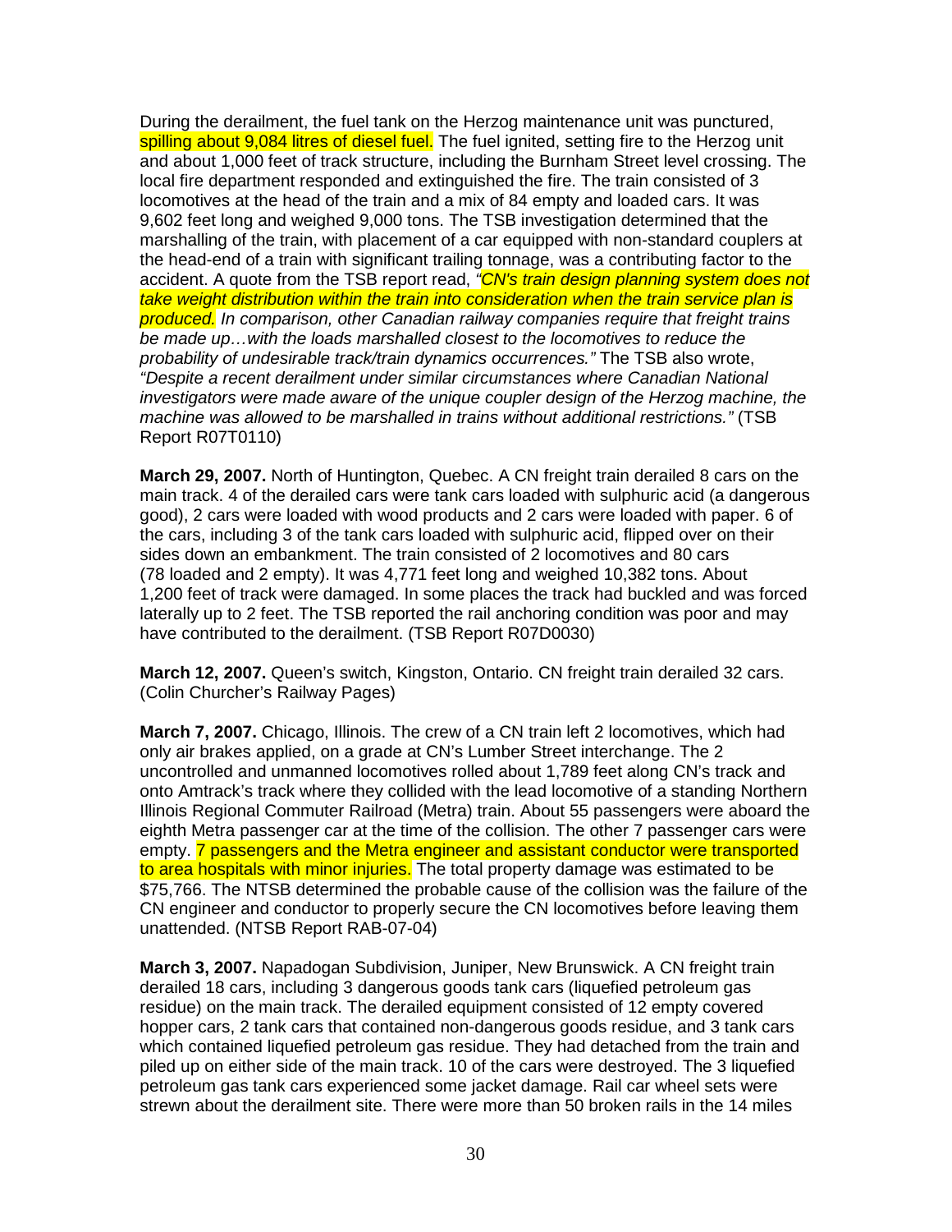During the derailment, the fuel tank on the Herzog maintenance unit was punctured, spilling about 9,084 litres of diesel fuel. The fuel ignited, setting fire to the Herzog unit and about 1,000 feet of track structure, including the Burnham Street level crossing. The local fire department responded and extinguished the fire. The train consisted of 3 locomotives at the head of the train and a mix of 84 empty and loaded cars. It was 9,602 feet long and weighed 9,000 tons. The TSB investigation determined that the marshalling of the train, with placement of a car equipped with non-standard couplers at the head-end of a train with significant trailing tonnage, was a contributing factor to the accident. A quote from the TSB report read, *"CN's train design planning system does not take weight distribution within the train into consideration when the train service plan is produced. In comparison, other Canadian railway companies require that freight trains be made up…with the loads marshalled closest to the locomotives to reduce the probability of undesirable track/train dynamics occurrences."* The TSB also wrote, *"Despite a recent derailment under similar circumstances where Canadian National investigators were made aware of the unique coupler design of the Herzog machine, the machine was allowed to be marshalled in trains without additional restrictions."* (TSB Report R07T0110)

**March 29, 2007.** North of Huntington, Quebec. A CN freight train derailed 8 cars on the main track. 4 of the derailed cars were tank cars loaded with sulphuric acid (a dangerous good), 2 cars were loaded with wood products and 2 cars were loaded with paper. 6 of the cars, including 3 of the tank cars loaded with sulphuric acid, flipped over on their sides down an embankment. The train consisted of 2 locomotives and 80 cars (78 loaded and 2 empty). It was 4,771 feet long and weighed 10,382 tons. About 1,200 feet of track were damaged. In some places the track had buckled and was forced laterally up to 2 feet. The TSB reported the rail anchoring condition was poor and may have contributed to the derailment. (TSB Report R07D0030)

**March 12, 2007.** Queen's switch, Kingston, Ontario. CN freight train derailed 32 cars. (Colin Churcher's Railway Pages)

**March 7, 2007.** Chicago, Illinois. The crew of a CN train left 2 locomotives, which had only air brakes applied, on a grade at CN's Lumber Street interchange. The 2 uncontrolled and unmanned locomotives rolled about 1,789 feet along CN's track and onto Amtrack's track where they collided with the lead locomotive of a standing Northern Illinois Regional Commuter Railroad (Metra) train. About 55 passengers were aboard the eighth Metra passenger car at the time of the collision. The other 7 passenger cars were empty. 7 passengers and the Metra engineer and assistant conductor were transported to area hospitals with minor injuries. The total property damage was estimated to be $75,766. The NTSB determined the probable cause of the collision was the failure of the CN engineer and conductor to properly secure the CN locomotives before leaving them unattended. (NTSB Report RAB-07-04)

**March 3, 2007.** Napadogan Subdivision, Juniper, New Brunswick. A CN freight train derailed 18 cars, including 3 dangerous goods tank cars (liquefied petroleum gas residue) on the main track. The derailed equipment consisted of 12 empty covered hopper cars, 2 tank cars that contained non-dangerous goods residue, and 3 tank cars which contained liquefied petroleum gas residue. They had detached from the train and piled up on either side of the main track. 10 of the cars were destroyed. The 3 liquefied petroleum gas tank cars experienced some jacket damage. Rail car wheel sets were strewn about the derailment site. There were more than 50 broken rails in the 14 miles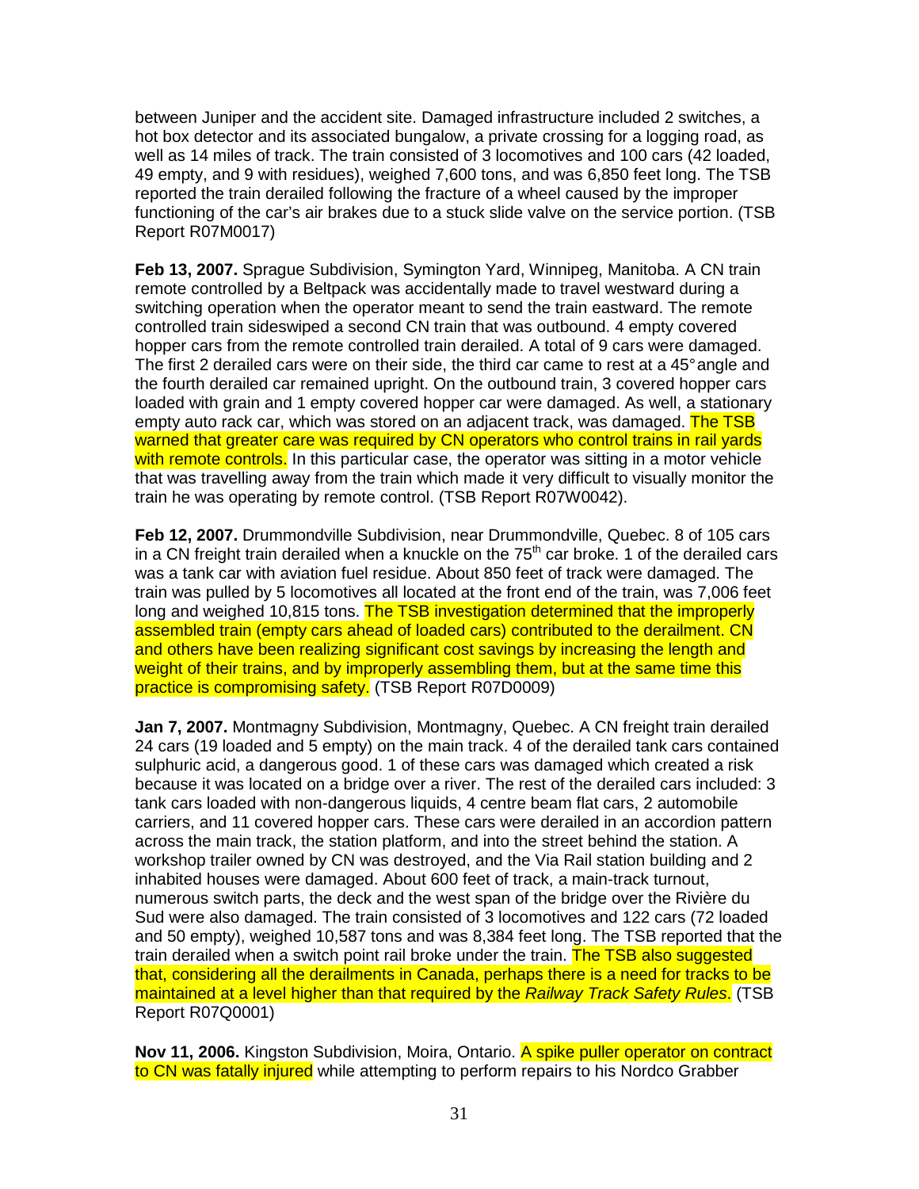between Juniper and the accident site. Damaged infrastructure included 2 switches, a hot box detector and its associated bungalow, a private crossing for a logging road, as well as 14 miles of track. The train consisted of 3 locomotives and 100 cars (42 loaded, 49 empty, and 9 with residues), weighed 7,600 tons, and was 6,850 feet long. The TSB reported the train derailed following the fracture of a wheel caused by the improper functioning of the car's air brakes due to a stuck slide valve on the service portion. (TSB Report R07M0017)

**Feb 13, 2007.** Sprague Subdivision, Symington Yard, Winnipeg, Manitoba. A CN train remote controlled by a Beltpack was accidentally made to travel westward during a switching operation when the operator meant to send the train eastward. The remote controlled train sideswiped a second CN train that was outbound. 4 empty covered hopper cars from the remote controlled train derailed. A total of 9 cars were damaged. The first 2 derailed cars were on their side, the third car came to rest at a 45° angle and the fourth derailed car remained upright. On the outbound train, 3 covered hopper cars loaded with grain and 1 empty covered hopper car were damaged. As well, a stationary empty auto rack car, which was stored on an adjacent track, was damaged. The TSB warned that greater care was required by CN operators who control trains in rail yards with remote controls. In this particular case, the operator was sitting in a motor vehicle that was travelling away from the train which made it very difficult to visually monitor the train he was operating by remote control. (TSB Report R07W0042).

**Feb 12, 2007.** Drummondville Subdivision, near Drummondville, Quebec. 8 of 105 cars in a CN freight train derailed when a knuckle on the 75th car broke. 1 of the derailed cars was a tank car with aviation fuel residue. About 850 feet of track were damaged. The train was pulled by 5 locomotives all located at the front end of the train, was 7,006 feet long and weighed 10,815 tons. The TSB investigation determined that the improperly assembled train (empty cars ahead of loaded cars) contributed to the derailment. CN and others have been realizing significant cost savings by increasing the length and weight of their trains, and by improperly assembling them, but at the same time this practice is compromising safety. (TSB Report R07D0009)

**Jan 7, 2007.** Montmagny Subdivision, Montmagny, Quebec. A CN freight train derailed 24 cars (19 loaded and 5 empty) on the main track. 4 of the derailed tank cars contained sulphuric acid, a dangerous good. 1 of these cars was damaged which created a risk because it was located on a bridge over a river. The rest of the derailed cars included: 3 tank cars loaded with non-dangerous liquids, 4 centre beam flat cars, 2 automobile carriers, and 11 covered hopper cars. These cars were derailed in an accordion pattern across the main track, the station platform, and into the street behind the station. A workshop trailer owned by CN was destroyed, and the Via Rail station building and 2 inhabited houses were damaged. About 600 feet of track, a main-track turnout, numerous switch parts, the deck and the west span of the bridge over the Rivière du Sud were also damaged. The train consisted of 3 locomotives and 122 cars (72 loaded and 50 empty), weighed 10,587 tons and was 8,384 feet long. The TSB reported that the train derailed when a switch point rail broke under the train. The TSB also suggested that, considering all the derailments in Canada, perhaps there is a need for tracks to be maintained at a level higher than that required by the *Railway Track Safety Rules*. (TSB Report R07Q0001)

**Nov 11, 2006.** Kingston Subdivision, Moira, Ontario. A spike puller operator on contract to CN was fatally injured while attempting to perform repairs to his Nordco Grabber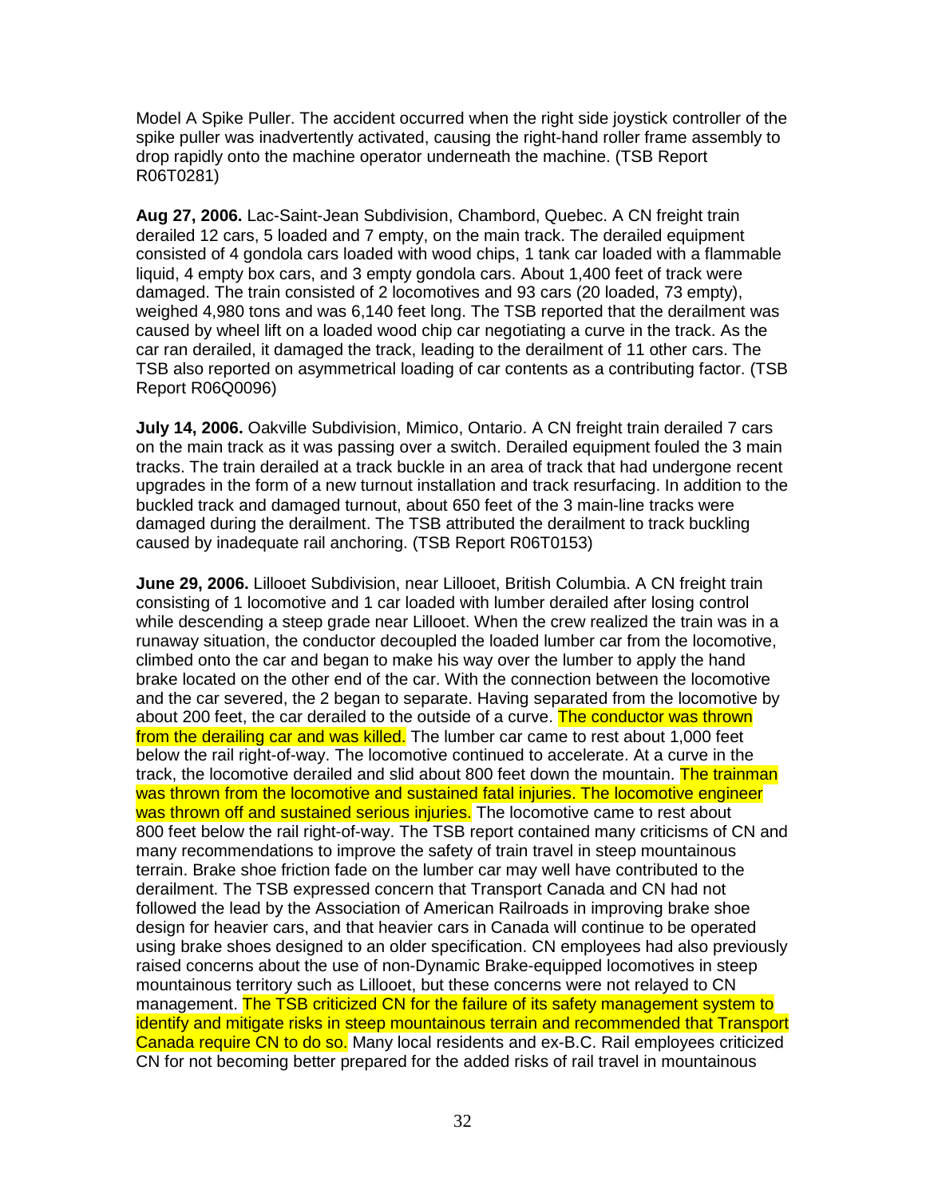Model A Spike Puller. The accident occurred when the right side joystick controller of the spike puller was inadvertently activated, causing the right-hand roller frame assembly to drop rapidly onto the machine operator underneath the machine. (TSB Report R06T0281)

**Aug 27, 2006.** Lac-Saint-Jean Subdivision, Chambord, Quebec. A CN freight train derailed 12 cars, 5 loaded and 7 empty, on the main track. The derailed equipment consisted of 4 gondola cars loaded with wood chips, 1 tank car loaded with a flammable liquid, 4 empty box cars, and 3 empty gondola cars. About 1,400 feet of track were damaged. The train consisted of 2 locomotives and 93 cars (20 loaded, 73 empty), weighed 4,980 tons and was 6,140 feet long. The TSB reported that the derailment was caused by wheel lift on a loaded wood chip car negotiating a curve in the track. As the car ran derailed, it damaged the track, leading to the derailment of 11 other cars. The TSB also reported on asymmetrical loading of car contents as a contributing factor. (TSB Report R06Q0096)

**July 14, 2006.** Oakville Subdivision, Mimico, Ontario. A CN freight train derailed 7 cars on the main track as it was passing over a switch. Derailed equipment fouled the 3 main tracks. The train derailed at a track buckle in an area of track that had undergone recent upgrades in the form of a new turnout installation and track resurfacing. In addition to the buckled track and damaged turnout, about 650 feet of the 3 main-line tracks were damaged during the derailment. The TSB attributed the derailment to track buckling caused by inadequate rail anchoring. (TSB Report R06T0153)

**June 29, 2006.** Lillooet Subdivision, near Lillooet, British Columbia. A CN freight train consisting of 1 locomotive and 1 car loaded with lumber derailed after losing control while descending a steep grade near Lillooet. When the crew realized the train was in a runaway situation, the conductor decoupled the loaded lumber car from the locomotive, climbed onto the car and began to make his way over the lumber to apply the hand brake located on the other end of the car. With the connection between the locomotive and the car severed, the 2 began to separate. Having separated from the locomotive by about 200 feet, the car derailed to the outside of a curve. The conductor was thrown from the derailing car and was killed. The lumber car came to rest about 1,000 feet below the rail right-of-way. The locomotive continued to accelerate. At a curve in the track, the locomotive derailed and slid about 800 feet down the mountain. The trainman was thrown from the locomotive and sustained fatal injuries. The locomotive engineer was thrown off and sustained serious injuries. The locomotive came to rest about 800 feet below the rail right-of-way. The TSB report contained many criticisms of CN and many recommendations to improve the safety of train travel in steep mountainous terrain. Brake shoe friction fade on the lumber car may well have contributed to the derailment. The TSB expressed concern that Transport Canada and CN had not followed the lead by the Association of American Railroads in improving brake shoe design for heavier cars, and that heavier cars in Canada will continue to be operated using brake shoes designed to an older specification. CN employees had also previously raised concerns about the use of non-Dynamic Brake-equipped locomotives in steep mountainous territory such as Lillooet, but these concerns were not relayed to CN management. The TSB criticized CN for the failure of its safety management system to identify and mitigate risks in steep mountainous terrain and recommended that Transport Canada require CN to do so. Many local residents and ex-B.C. Rail employees criticized CN for not becoming better prepared for the added risks of rail travel in mountainous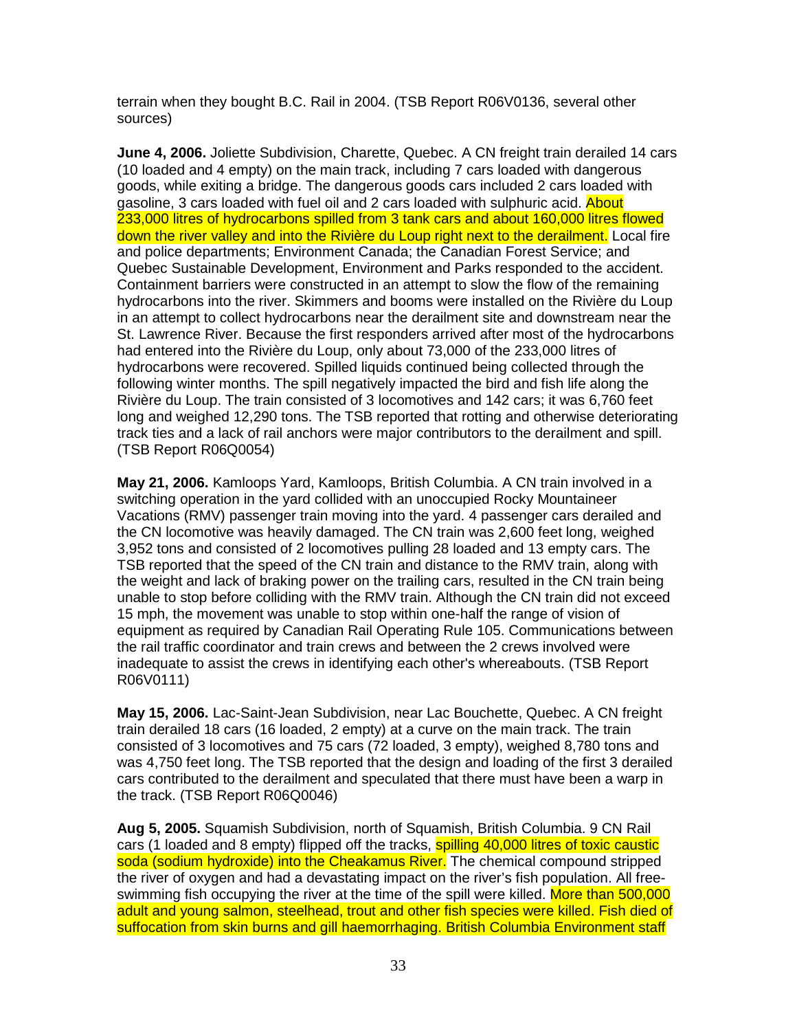terrain when they bought B.C. Rail in 2004. (TSB Report R06V0136, several other sources)

**June 4, 2006.** Joliette Subdivision, Charette, Quebec. A CN freight train derailed 14 cars (10 loaded and 4 empty) on the main track, including 7 cars loaded with dangerous goods, while exiting a bridge. The dangerous goods cars included 2 cars loaded with gasoline, 3 cars loaded with fuel oil and 2 cars loaded with sulphuric acid. About 233,000 litres of hydrocarbons spilled from 3 tank cars and about 160,000 litres flowed down the river valley and into the Rivière du Loup right next to the derailment. Local fire and police departments; Environment Canada; the Canadian Forest Service; and Quebec Sustainable Development, Environment and Parks responded to the accident. Containment barriers were constructed in an attempt to slow the flow of the remaining hydrocarbons into the river. Skimmers and booms were installed on the Rivière du Loup in an attempt to collect hydrocarbons near the derailment site and downstream near the St. Lawrence River. Because the first responders arrived after most of the hydrocarbons had entered into the Rivière du Loup, only about 73,000 of the 233,000 litres of hydrocarbons were recovered. Spilled liquids continued being collected through the following winter months. The spill negatively impacted the bird and fish life along the Rivière du Loup. The train consisted of 3 locomotives and 142 cars; it was 6,760 feet long and weighed 12,290 tons. The TSB reported that rotting and otherwise deteriorating track ties and a lack of rail anchors were major contributors to the derailment and spill. (TSB Report R06Q0054)

**May 21, 2006.** Kamloops Yard, Kamloops, British Columbia. A CN train involved in a switching operation in the yard collided with an unoccupied Rocky Mountaineer Vacations (RMV) passenger train moving into the yard. 4 passenger cars derailed and the CN locomotive was heavily damaged. The CN train was 2,600 feet long, weighed 3,952 tons and consisted of 2 locomotives pulling 28 loaded and 13 empty cars. The TSB reported that the speed of the CN train and distance to the RMV train, along with the weight and lack of braking power on the trailing cars, resulted in the CN train being unable to stop before colliding with the RMV train. Although the CN train did not exceed 15 mph, the movement was unable to stop within one-half the range of vision of equipment as required by Canadian Rail Operating Rule 105. Communications between the rail traffic coordinator and train crews and between the 2 crews involved were inadequate to assist the crews in identifying each other's whereabouts. (TSB Report R06V0111)

**May 15, 2006.** Lac-Saint-Jean Subdivision, near Lac Bouchette, Quebec. A CN freight train derailed 18 cars (16 loaded, 2 empty) at a curve on the main track. The train consisted of 3 locomotives and 75 cars (72 loaded, 3 empty), weighed 8,780 tons and was 4,750 feet long. The TSB reported that the design and loading of the first 3 derailed cars contributed to the derailment and speculated that there must have been a warp in the track. (TSB Report R06Q0046)

**Aug 5, 2005.** Squamish Subdivision, north of Squamish, British Columbia. 9 CN Rail cars (1 loaded and 8 empty) flipped off the tracks, spilling 40,000 litres of toxic caustic soda (sodium hydroxide) into the Cheakamus River. The chemical compound stripped the river of oxygen and had a devastating impact on the river's fish population. All free-swimming fish occupying the river at the time of the spill were killed. More than 500,000 adult and young salmon, steelhead, trout and other fish species were killed. Fish died of suffocation from skin burns and gill haemorrhaging. British Columbia Environment staff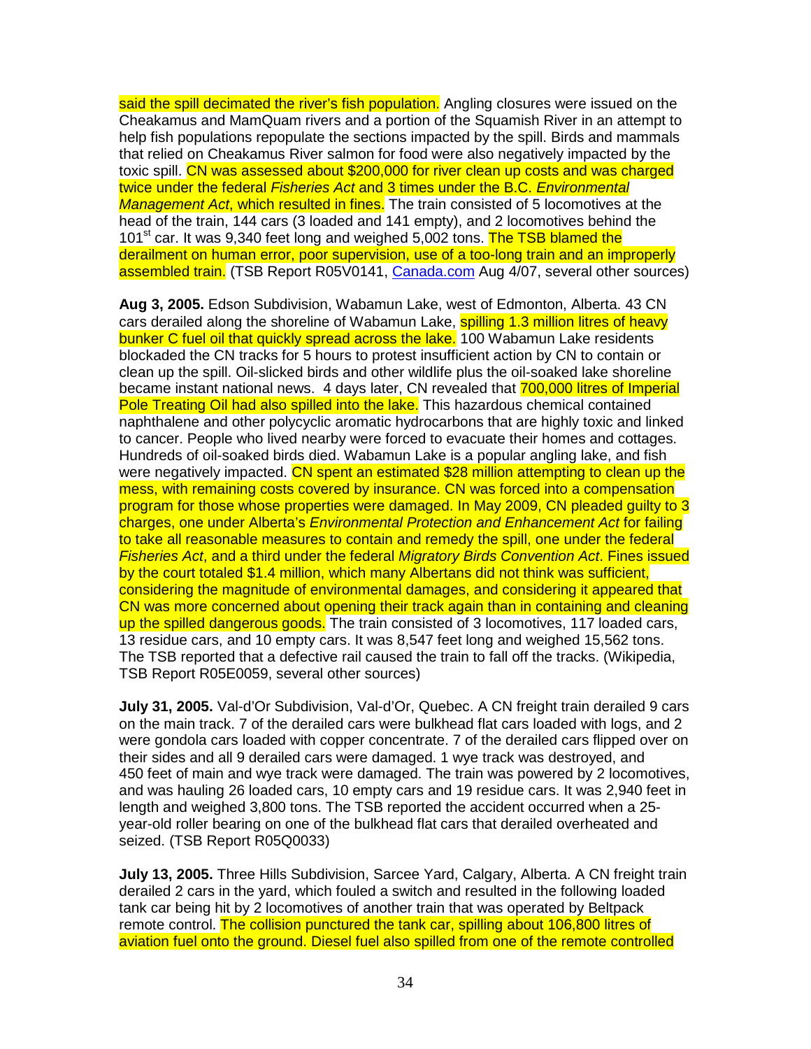said the spill decimated the river's fish population. Angling closures were issued on the Cheakamus and MamQuam rivers and a portion of the Squamish River in an attempt to help fish populations repopulate the sections impacted by the spill. Birds and mammals that relied on Cheakamus River salmon for food were also negatively impacted by the toxic spill. CN was assessed about $200,000 for river clean up costs and was charged twice under the federal *Fisheries Act* and 3 times under the B.C. *Environmental Management Act*, which resulted in fines. The train consisted of 5 locomotives at the head of the train, 144 cars (3 loaded and 141 empty), and 2 locomotives behind the 101st car. It was 9,340 feet long and weighed 5,002 tons. The TSB blamed the derailment on human error, poor supervision, use of a too-long train and an improperly assembled train. (TSB Report R05V0141, Canada.com Aug 4/07, several other sources)

**Aug 3, 2005.** Edson Subdivision, Wabamun Lake, west of Edmonton, Alberta. 43 CN cars derailed along the shoreline of Wabamun Lake, spilling 1.3 million litres of heavy bunker C fuel oil that quickly spread across the lake. 100 Wabamun Lake residents blockaded the CN tracks for 5 hours to protest insufficient action by CN to contain or clean up the spill. Oil-slicked birds and other wildlife plus the oil-soaked lake shoreline became instant national news. 4 days later, CN revealed that 700,000 litres of Imperial Pole Treating Oil had also spilled into the lake. This hazardous chemical contained naphthalene and other polycyclic aromatic hydrocarbons that are highly toxic and linked to cancer. People who lived nearby were forced to evacuate their homes and cottages. Hundreds of oil-soaked birds died. Wabamun Lake is a popular angling lake, and fish were negatively impacted. CN spent an estimated $28 million attempting to clean up the mess, with remaining costs covered by insurance. CN was forced into a compensation program for those whose properties were damaged. In May 2009, CN pleaded guilty to 3 charges, one under Alberta's *Environmental Protection and Enhancement Act* for failing to take all reasonable measures to contain and remedy the spill, one under the federal *Fisheries Act*, and a third under the federal *Migratory Birds Convention Act*. Fines issued by the court totaled $1.4 million, which many Albertans did not think was sufficient, considering the magnitude of environmental damages, and considering it appeared that CN was more concerned about opening their track again than in containing and cleaning up the spilled dangerous goods. The train consisted of 3 locomotives, 117 loaded cars, 13 residue cars, and 10 empty cars. It was 8,547 feet long and weighed 15,562 tons. The TSB reported that a defective rail caused the train to fall off the tracks. (Wikipedia, TSB Report R05E0059, several other sources)

**July 31, 2005.** Val-d'Or Subdivision, Val-d'Or, Quebec. A CN freight train derailed 9 cars on the main track. 7 of the derailed cars were bulkhead flat cars loaded with logs, and 2 were gondola cars loaded with copper concentrate. 7 of the derailed cars flipped over on their sides and all 9 derailed cars were damaged. 1 wye track was destroyed, and 450 feet of main and wye track were damaged. The train was powered by 2 locomotives, and was hauling 26 loaded cars, 10 empty cars and 19 residue cars. It was 2,940 feet in length and weighed 3,800 tons. The TSB reported the accident occurred when a 25-year-old roller bearing on one of the bulkhead flat cars that derailed overheated and seized. (TSB Report R05Q0033)

**July 13, 2005.** Three Hills Subdivision, Sarcee Yard, Calgary, Alberta. A CN freight train derailed 2 cars in the yard, which fouled a switch and resulted in the following loaded tank car being hit by 2 locomotives of another train that was operated by Beltpack remote control. The collision punctured the tank car, spilling about 106,800 litres of aviation fuel onto the ground. Diesel fuel also spilled from one of the remote controlled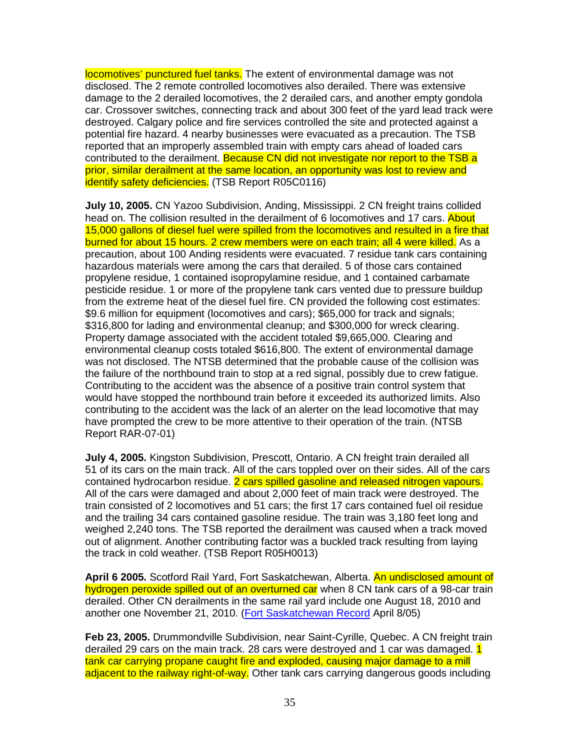locomotives' punctured fuel tanks. The extent of environmental damage was not disclosed. The 2 remote controlled locomotives also derailed. There was extensive damage to the 2 derailed locomotives, the 2 derailed cars, and another empty gondola car. Crossover switches, connecting track and about 300 feet of the yard lead track were destroyed. Calgary police and fire services controlled the site and protected against a potential fire hazard. 4 nearby businesses were evacuated as a precaution. The TSB reported that an improperly assembled train with empty cars ahead of loaded cars contributed to the derailment. Because CN did not investigate nor report to the TSB a prior, similar derailment at the same location, an opportunity was lost to review and identify safety deficiencies. (TSB Report R05C0116)

**July 10, 2005.** CN Yazoo Subdivision, Anding, Mississippi. 2 CN freight trains collided head on. The collision resulted in the derailment of 6 locomotives and 17 cars. About 15,000 gallons of diesel fuel were spilled from the locomotives and resulted in a fire that burned for about 15 hours. 2 crew members were on each train; all 4 were killed. As a precaution, about 100 Anding residents were evacuated. 7 residue tank cars containing hazardous materials were among the cars that derailed. 5 of those cars contained propylene residue, 1 contained isopropylamine residue, and 1 contained carbamate pesticide residue. 1 or more of the propylene tank cars vented due to pressure buildup from the extreme heat of the diesel fuel fire. CN provided the following cost estimates: $9.6 million for equipment (locomotives and cars); $65,000 for track and signals; $316,800 for lading and environmental cleanup; and $300,000 for wreck clearing. Property damage associated with the accident totaled $9,665,000. Clearing and environmental cleanup costs totaled $616,800. The extent of environmental damage was not disclosed. The NTSB determined that the probable cause of the collision was the failure of the northbound train to stop at a red signal, possibly due to crew fatigue. Contributing to the accident was the absence of a positive train control system that would have stopped the northbound train before it exceeded its authorized limits. Also contributing to the accident was the lack of an alerter on the lead locomotive that may have prompted the crew to be more attentive to their operation of the train. (NTSB Report RAR-07-01)

**July 4, 2005.** Kingston Subdivision, Prescott, Ontario. A CN freight train derailed all 51 of its cars on the main track. All of the cars toppled over on their sides. All of the cars contained hydrocarbon residue. 2 cars spilled gasoline and released nitrogen vapours. All of the cars were damaged and about 2,000 feet of main track were destroyed. The train consisted of 2 locomotives and 51 cars; the first 17 cars contained fuel oil residue and the trailing 34 cars contained gasoline residue. The train was 3,180 feet long and weighed 2,240 tons. The TSB reported the derailment was caused when a track moved out of alignment. Another contributing factor was a buckled track resulting from laying the track in cold weather. (TSB Report R05H0013)

**April 6 2005.** Scotford Rail Yard, Fort Saskatchewan, Alberta. An undisclosed amount of hydrogen peroxide spilled out of an overturned car when 8 CN tank cars of a 98-car train derailed. Other CN derailments in the same rail yard include one August 18, 2010 and another one November 21, 2010. (Fort Saskatchewan Record April 8/05)

**Feb 23, 2005.** Drummondville Subdivision, near Saint-Cyrille, Quebec. A CN freight train derailed 29 cars on the main track. 28 cars were destroyed and 1 car was damaged. 1 tank car carrying propane caught fire and exploded, causing major damage to a mill adjacent to the railway right-of-way. Other tank cars carrying dangerous goods including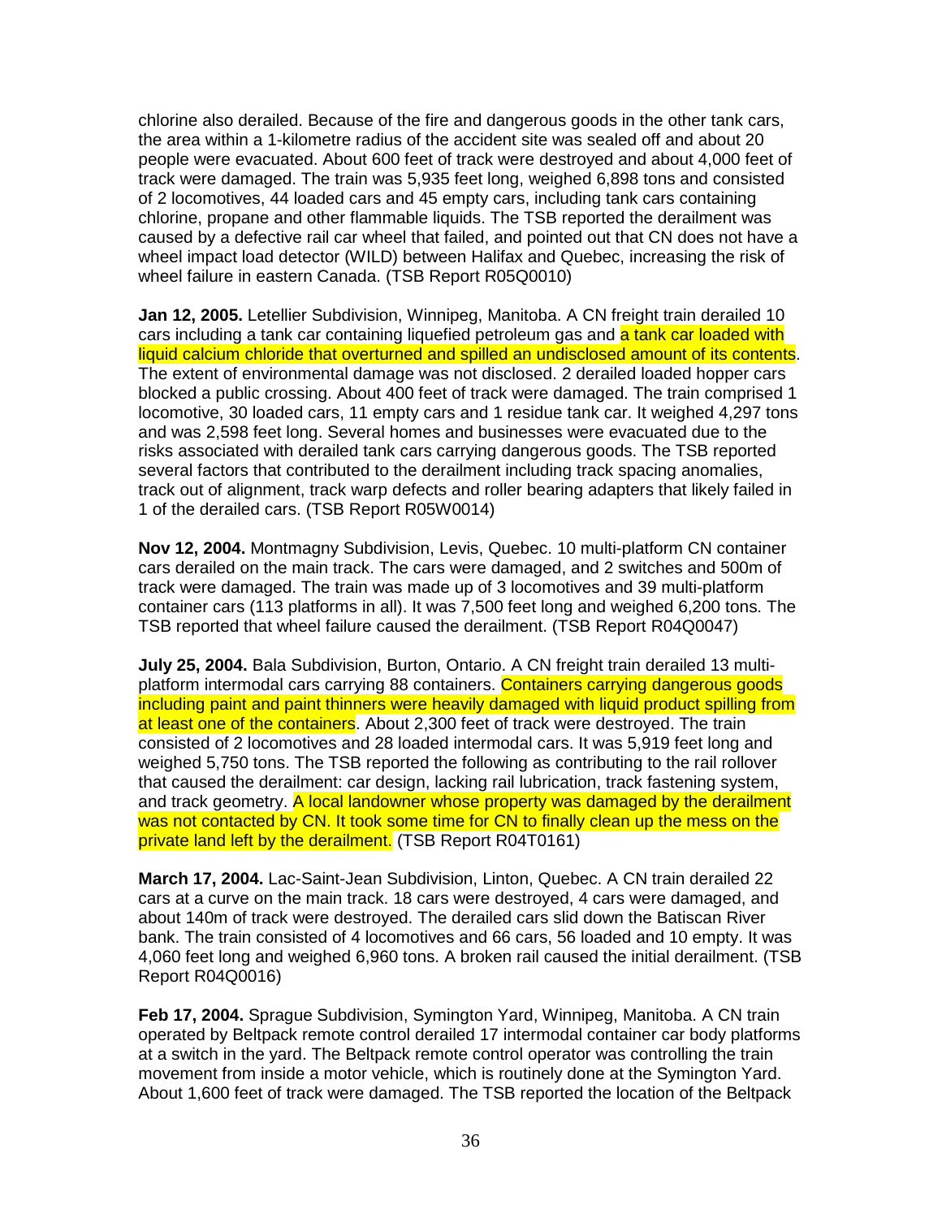chlorine also derailed. Because of the fire and dangerous goods in the other tank cars, the area within a 1-kilometre radius of the accident site was sealed off and about 20 people were evacuated. About 600 feet of track were destroyed and about 4,000 feet of track were damaged. The train was 5,935 feet long, weighed 6,898 tons and consisted of 2 locomotives, 44 loaded cars and 45 empty cars, including tank cars containing chlorine, propane and other flammable liquids. The TSB reported the derailment was caused by a defective rail car wheel that failed, and pointed out that CN does not have a wheel impact load detector (WILD) between Halifax and Quebec, increasing the risk of wheel failure in eastern Canada. (TSB Report R05Q0010)

**Jan 12, 2005.** Letellier Subdivision, Winnipeg, Manitoba. A CN freight train derailed 10 cars including a tank car containing liquefied petroleum gas and a tank car loaded with liquid calcium chloride that overturned and spilled an undisclosed amount of its contents. The extent of environmental damage was not disclosed. 2 derailed loaded hopper cars blocked a public crossing. About 400 feet of track were damaged. The train comprised 1 locomotive, 30 loaded cars, 11 empty cars and 1 residue tank car. It weighed 4,297 tons and was 2,598 feet long. Several homes and businesses were evacuated due to the risks associated with derailed tank cars carrying dangerous goods. The TSB reported several factors that contributed to the derailment including track spacing anomalies, track out of alignment, track warp defects and roller bearing adapters that likely failed in 1 of the derailed cars. (TSB Report R05W0014)

**Nov 12, 2004.** Montmagny Subdivision, Levis, Quebec. 10 multi-platform CN container cars derailed on the main track. The cars were damaged, and 2 switches and 500m of track were damaged. The train was made up of 3 locomotives and 39 multi-platform container cars (113 platforms in all). It was 7,500 feet long and weighed 6,200 tons. The TSB reported that wheel failure caused the derailment. (TSB Report R04Q0047)

**July 25, 2004.** Bala Subdivision, Burton, Ontario. A CN freight train derailed 13 multi-platform intermodal cars carrying 88 containers. Containers carrying dangerous goods including paint and paint thinners were heavily damaged with liquid product spilling from at least one of the containers. About 2,300 feet of track were destroyed. The train consisted of 2 locomotives and 28 loaded intermodal cars. It was 5,919 feet long and weighed 5,750 tons. The TSB reported the following as contributing to the rail rollover that caused the derailment: car design, lacking rail lubrication, track fastening system, and track geometry. A local landowner whose property was damaged by the derailment was not contacted by CN. It took some time for CN to finally clean up the mess on the private land left by the derailment. (TSB Report R04T0161)

**March 17, 2004.** Lac-Saint-Jean Subdivision, Linton, Quebec. A CN train derailed 22 cars at a curve on the main track. 18 cars were destroyed, 4 cars were damaged, and about 140m of track were destroyed. The derailed cars slid down the Batiscan River bank. The train consisted of 4 locomotives and 66 cars, 56 loaded and 10 empty. It was 4,060 feet long and weighed 6,960 tons. A broken rail caused the initial derailment. (TSB Report R04Q0016)

**Feb 17, 2004.** Sprague Subdivision, Symington Yard, Winnipeg, Manitoba. A CN train operated by Beltpack remote control derailed 17 intermodal container car body platforms at a switch in the yard. The Beltpack remote control operator was controlling the train movement from inside a motor vehicle, which is routinely done at the Symington Yard. About 1,600 feet of track were damaged. The TSB reported the location of the Beltpack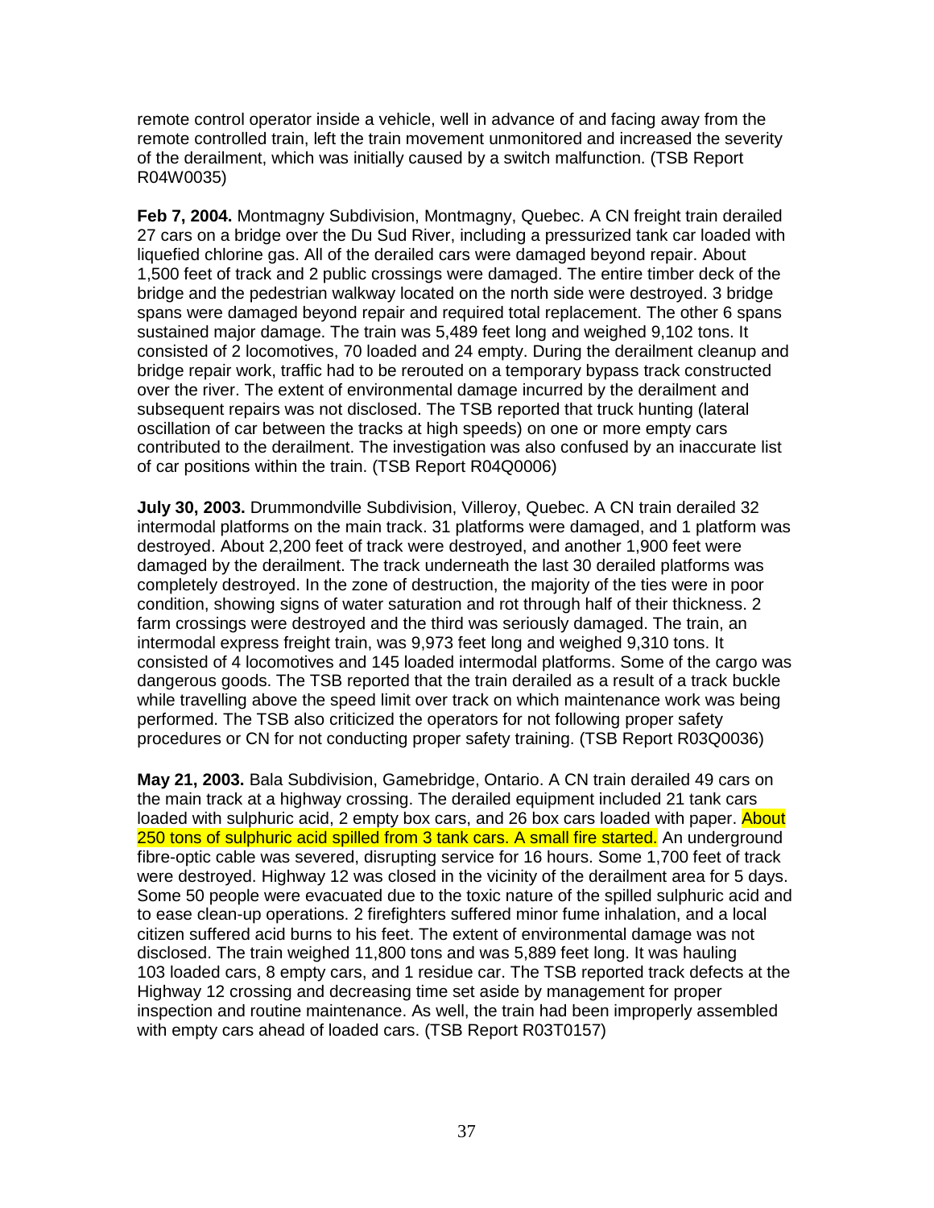remote control operator inside a vehicle, well in advance of and facing away from the remote controlled train, left the train movement unmonitored and increased the severity of the derailment, which was initially caused by a switch malfunction. (TSB Report R04W0035)

**Feb 7, 2004.** Montmagny Subdivision, Montmagny, Quebec. A CN freight train derailed 27 cars on a bridge over the Du Sud River, including a pressurized tank car loaded with liquefied chlorine gas. All of the derailed cars were damaged beyond repair. About 1,500 feet of track and 2 public crossings were damaged. The entire timber deck of the bridge and the pedestrian walkway located on the north side were destroyed. 3 bridge spans were damaged beyond repair and required total replacement. The other 6 spans sustained major damage. The train was 5,489 feet long and weighed 9,102 tons. It consisted of 2 locomotives, 70 loaded and 24 empty. During the derailment cleanup and bridge repair work, traffic had to be rerouted on a temporary bypass track constructed over the river. The extent of environmental damage incurred by the derailment and subsequent repairs was not disclosed. The TSB reported that truck hunting (lateral oscillation of car between the tracks at high speeds) on one or more empty cars contributed to the derailment. The investigation was also confused by an inaccurate list of car positions within the train. (TSB Report R04Q0006)

**July 30, 2003.** Drummondville Subdivision, Villeroy, Quebec. A CN train derailed 32 intermodal platforms on the main track. 31 platforms were damaged, and 1 platform was destroyed. About 2,200 feet of track were destroyed, and another 1,900 feet were damaged by the derailment. The track underneath the last 30 derailed platforms was completely destroyed. In the zone of destruction, the majority of the ties were in poor condition, showing signs of water saturation and rot through half of their thickness. 2 farm crossings were destroyed and the third was seriously damaged. The train, an intermodal express freight train, was 9,973 feet long and weighed 9,310 tons. It consisted of 4 locomotives and 145 loaded intermodal platforms. Some of the cargo was dangerous goods. The TSB reported that the train derailed as a result of a track buckle while travelling above the speed limit over track on which maintenance work was being performed. The TSB also criticized the operators for not following proper safety procedures or CN for not conducting proper safety training. (TSB Report R03Q0036)

**May 21, 2003.** Bala Subdivision, Gamebridge, Ontario. A CN train derailed 49 cars on the main track at a highway crossing. The derailed equipment included 21 tank cars loaded with sulphuric acid, 2 empty box cars, and 26 box cars loaded with paper. About 250 tons of sulphuric acid spilled from 3 tank cars. A small fire started. An underground fibre-optic cable was severed, disrupting service for 16 hours. Some 1,700 feet of track were destroyed. Highway 12 was closed in the vicinity of the derailment area for 5 days. Some 50 people were evacuated due to the toxic nature of the spilled sulphuric acid and to ease clean-up operations. 2 firefighters suffered minor fume inhalation, and a local citizen suffered acid burns to his feet. The extent of environmental damage was not disclosed. The train weighed 11,800 tons and was 5,889 feet long. It was hauling 103 loaded cars, 8 empty cars, and 1 residue car. The TSB reported track defects at the Highway 12 crossing and decreasing time set aside by management for proper inspection and routine maintenance. As well, the train had been improperly assembled with empty cars ahead of loaded cars. (TSB Report R03T0157)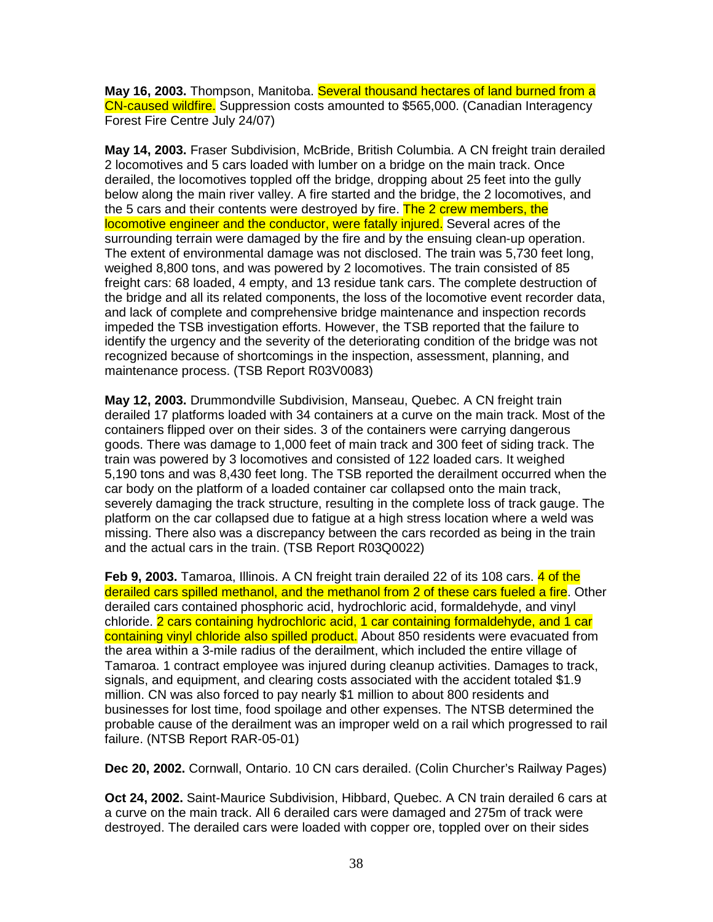**May 16, 2003.** Thompson, Manitoba. Several thousand hectares of land burned from a CN-caused wildfire. Suppression costs amounted to $565,000. (Canadian Interagency Forest Fire Centre July 24/07)

**May 14, 2003.** Fraser Subdivision, McBride, British Columbia. A CN freight train derailed 2 locomotives and 5 cars loaded with lumber on a bridge on the main track. Once derailed, the locomotives toppled off the bridge, dropping about 25 feet into the gully below along the main river valley. A fire started and the bridge, the 2 locomotives, and the 5 cars and their contents were destroyed by fire. The 2 crew members, the locomotive engineer and the conductor, were fatally injured. Several acres of the surrounding terrain were damaged by the fire and by the ensuing clean-up operation. The extent of environmental damage was not disclosed. The train was 5,730 feet long, weighed 8,800 tons, and was powered by 2 locomotives. The train consisted of 85 freight cars: 68 loaded, 4 empty, and 13 residue tank cars. The complete destruction of the bridge and all its related components, the loss of the locomotive event recorder data, and lack of complete and comprehensive bridge maintenance and inspection records impeded the TSB investigation efforts. However, the TSB reported that the failure to identify the urgency and the severity of the deteriorating condition of the bridge was not recognized because of shortcomings in the inspection, assessment, planning, and maintenance process. (TSB Report R03V0083)

**May 12, 2003.** Drummondville Subdivision, Manseau, Quebec. A CN freight train derailed 17 platforms loaded with 34 containers at a curve on the main track. Most of the containers flipped over on their sides. 3 of the containers were carrying dangerous goods. There was damage to 1,000 feet of main track and 300 feet of siding track. The train was powered by 3 locomotives and consisted of 122 loaded cars. It weighed 5,190 tons and was 8,430 feet long. The TSB reported the derailment occurred when the car body on the platform of a loaded container car collapsed onto the main track, severely damaging the track structure, resulting in the complete loss of track gauge. The platform on the car collapsed due to fatigue at a high stress location where a weld was missing. There also was a discrepancy between the cars recorded as being in the train and the actual cars in the train. (TSB Report R03Q0022)

**Feb 9, 2003.** Tamaroa, Illinois. A CN freight train derailed 22 of its 108 cars. 4 of the derailed cars spilled methanol, and the methanol from 2 of these cars fueled a fire. Other derailed cars contained phosphoric acid, hydrochloric acid, formaldehyde, and vinyl chloride. 2 cars containing hydrochloric acid, 1 car containing formaldehyde, and 1 car containing vinyl chloride also spilled product. About 850 residents were evacuated from the area within a 3-mile radius of the derailment, which included the entire village of Tamaroa. 1 contract employee was injured during cleanup activities. Damages to track, signals, and equipment, and clearing costs associated with the accident totaled $1.9 million. CN was also forced to pay nearly $1 million to about 800 residents and businesses for lost time, food spoilage and other expenses. The NTSB determined the probable cause of the derailment was an improper weld on a rail which progressed to rail failure. (NTSB Report RAR-05-01)

**Dec 20, 2002.** Cornwall, Ontario. 10 CN cars derailed. (Colin Churcher's Railway Pages)

**Oct 24, 2002.** Saint-Maurice Subdivision, Hibbard, Quebec. A CN train derailed 6 cars at a curve on the main track. All 6 derailed cars were damaged and 275m of track were destroyed. The derailed cars were loaded with copper ore, toppled over on their sides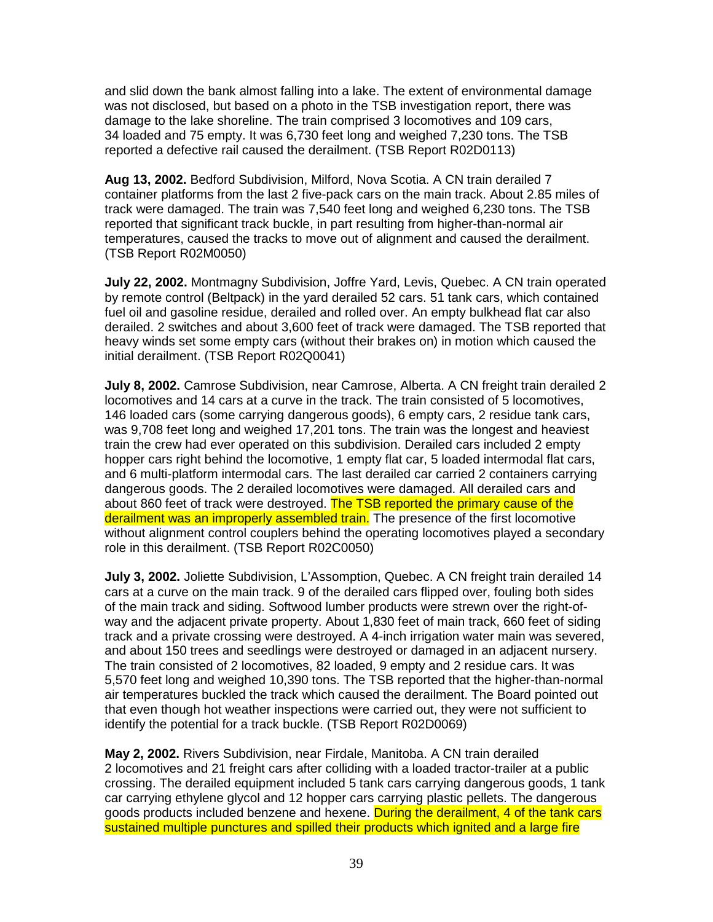and slid down the bank almost falling into a lake. The extent of environmental damage was not disclosed, but based on a photo in the TSB investigation report, there was damage to the lake shoreline. The train comprised 3 locomotives and 109 cars, 34 loaded and 75 empty. It was 6,730 feet long and weighed 7,230 tons. The TSB reported a defective rail caused the derailment. (TSB Report R02D0113)

**Aug 13, 2002.** Bedford Subdivision, Milford, Nova Scotia. A CN train derailed 7 container platforms from the last 2 five-pack cars on the main track. About 2.85 miles of track were damaged. The train was 7,540 feet long and weighed 6,230 tons. The TSB reported that significant track buckle, in part resulting from higher-than-normal air temperatures, caused the tracks to move out of alignment and caused the derailment. (TSB Report R02M0050)

**July 22, 2002.** Montmagny Subdivision, Joffre Yard, Levis, Quebec. A CN train operated by remote control (Beltpack) in the yard derailed 52 cars. 51 tank cars, which contained fuel oil and gasoline residue, derailed and rolled over. An empty bulkhead flat car also derailed. 2 switches and about 3,600 feet of track were damaged. The TSB reported that heavy winds set some empty cars (without their brakes on) in motion which caused the initial derailment. (TSB Report R02Q0041)

**July 8, 2002.** Camrose Subdivision, near Camrose, Alberta. A CN freight train derailed 2 locomotives and 14 cars at a curve in the track. The train consisted of 5 locomotives, 146 loaded cars (some carrying dangerous goods), 6 empty cars, 2 residue tank cars, was 9,708 feet long and weighed 17,201 tons. The train was the longest and heaviest train the crew had ever operated on this subdivision. Derailed cars included 2 empty hopper cars right behind the locomotive, 1 empty flat car, 5 loaded intermodal flat cars, and 6 multi-platform intermodal cars. The last derailed car carried 2 containers carrying dangerous goods. The 2 derailed locomotives were damaged. All derailed cars and about 860 feet of track were destroyed. The TSB reported the primary cause of the derailment was an improperly assembled train. The presence of the first locomotive without alignment control couplers behind the operating locomotives played a secondary role in this derailment. (TSB Report R02C0050)

**July 3, 2002.** Joliette Subdivision, L'Assomption, Quebec. A CN freight train derailed 14 cars at a curve on the main track. 9 of the derailed cars flipped over, fouling both sides of the main track and siding. Softwood lumber products were strewn over the right-of-way and the adjacent private property. About 1,830 feet of main track, 660 feet of siding track and a private crossing were destroyed. A 4-inch irrigation water main was severed, and about 150 trees and seedlings were destroyed or damaged in an adjacent nursery. The train consisted of 2 locomotives, 82 loaded, 9 empty and 2 residue cars. It was 5,570 feet long and weighed 10,390 tons. The TSB reported that the higher-than-normal air temperatures buckled the track which caused the derailment. The Board pointed out that even though hot weather inspections were carried out, they were not sufficient to identify the potential for a track buckle. (TSB Report R02D0069)

**May 2, 2002.** Rivers Subdivision, near Firdale, Manitoba. A CN train derailed 2 locomotives and 21 freight cars after colliding with a loaded tractor-trailer at a public crossing. The derailed equipment included 5 tank cars carrying dangerous goods, 1 tank car carrying ethylene glycol and 12 hopper cars carrying plastic pellets. The dangerous goods products included benzene and hexene. During the derailment, 4 of the tank cars sustained multiple punctures and spilled their products which ignited and a large fire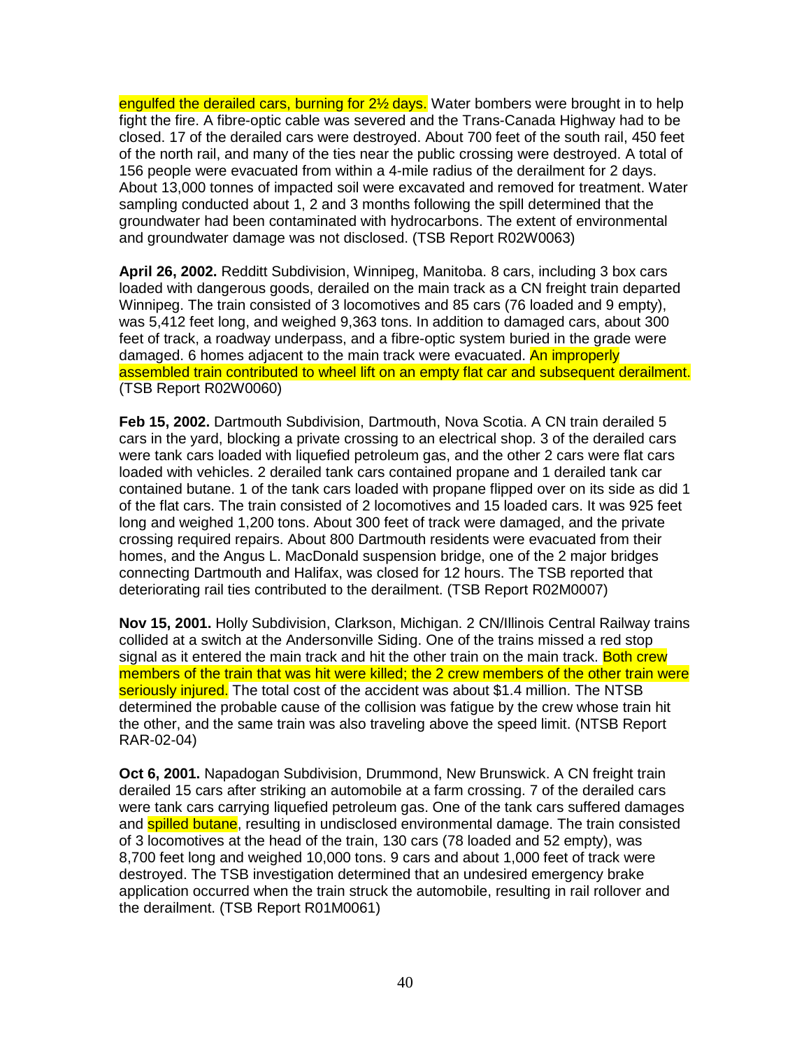engulfed the derailed cars, burning for 2½ days. Water bombers were brought in to help fight the fire. A fibre-optic cable was severed and the Trans-Canada Highway had to be closed. 17 of the derailed cars were destroyed. About 700 feet of the south rail, 450 feet of the north rail, and many of the ties near the public crossing were destroyed. A total of 156 people were evacuated from within a 4-mile radius of the derailment for 2 days. About 13,000 tonnes of impacted soil were excavated and removed for treatment. Water sampling conducted about 1, 2 and 3 months following the spill determined that the groundwater had been contaminated with hydrocarbons. The extent of environmental and groundwater damage was not disclosed. (TSB Report R02W0063)

**April 26, 2002.** Redditt Subdivision, Winnipeg, Manitoba. 8 cars, including 3 box cars loaded with dangerous goods, derailed on the main track as a CN freight train departed Winnipeg. The train consisted of 3 locomotives and 85 cars (76 loaded and 9 empty), was 5,412 feet long, and weighed 9,363 tons. In addition to damaged cars, about 300 feet of track, a roadway underpass, and a fibre-optic system buried in the grade were damaged. 6 homes adjacent to the main track were evacuated. An improperly assembled train contributed to wheel lift on an empty flat car and subsequent derailment. (TSB Report R02W0060)

**Feb 15, 2002.** Dartmouth Subdivision, Dartmouth, Nova Scotia. A CN train derailed 5 cars in the yard, blocking a private crossing to an electrical shop. 3 of the derailed cars were tank cars loaded with liquefied petroleum gas, and the other 2 cars were flat cars loaded with vehicles. 2 derailed tank cars contained propane and 1 derailed tank car contained butane. 1 of the tank cars loaded with propane flipped over on its side as did 1 of the flat cars. The train consisted of 2 locomotives and 15 loaded cars. It was 925 feet long and weighed 1,200 tons. About 300 feet of track were damaged, and the private crossing required repairs. About 800 Dartmouth residents were evacuated from their homes, and the Angus L. MacDonald suspension bridge, one of the 2 major bridges connecting Dartmouth and Halifax, was closed for 12 hours. The TSB reported that deteriorating rail ties contributed to the derailment. (TSB Report R02M0007)

**Nov 15, 2001.** Holly Subdivision, Clarkson, Michigan. 2 CN/Illinois Central Railway trains collided at a switch at the Andersonville Siding. One of the trains missed a red stop signal as it entered the main track and hit the other train on the main track. Both crew members of the train that was hit were killed; the 2 crew members of the other train were seriously injured. The total cost of the accident was about $1.4 million. The NTSB determined the probable cause of the collision was fatigue by the crew whose train hit the other, and the same train was also traveling above the speed limit. (NTSB Report RAR-02-04)

**Oct 6, 2001.** Napadogan Subdivision, Drummond, New Brunswick. A CN freight train derailed 15 cars after striking an automobile at a farm crossing. 7 of the derailed cars were tank cars carrying liquefied petroleum gas. One of the tank cars suffered damages and spilled butane, resulting in undisclosed environmental damage. The train consisted of 3 locomotives at the head of the train, 130 cars (78 loaded and 52 empty), was 8,700 feet long and weighed 10,000 tons. 9 cars and about 1,000 feet of track were destroyed. The TSB investigation determined that an undesired emergency brake application occurred when the train struck the automobile, resulting in rail rollover and the derailment. (TSB Report R01M0061)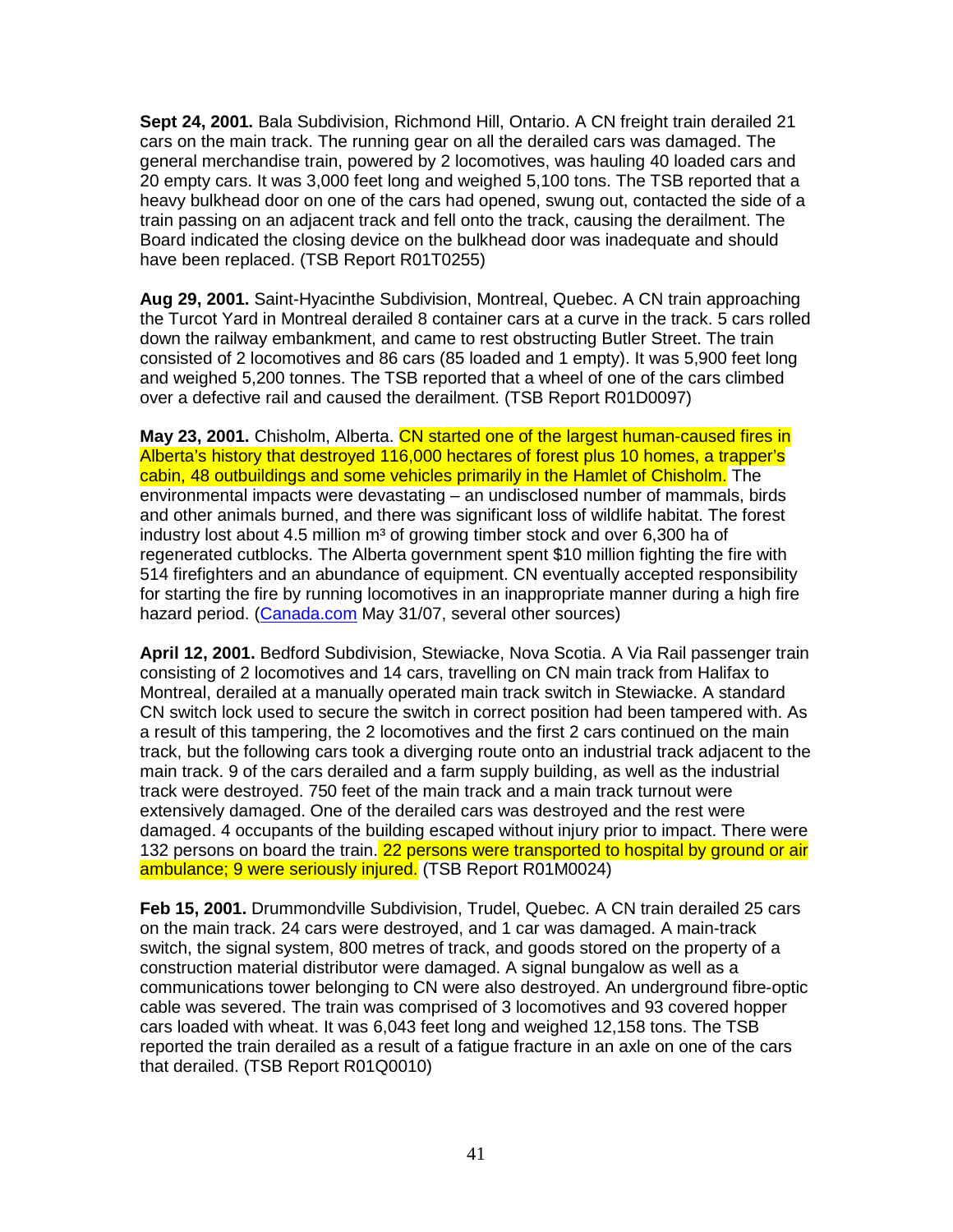**Sept 24, 2001.** Bala Subdivision, Richmond Hill, Ontario. A CN freight train derailed 21 cars on the main track. The running gear on all the derailed cars was damaged. The general merchandise train, powered by 2 locomotives, was hauling 40 loaded cars and 20 empty cars. It was 3,000 feet long and weighed 5,100 tons. The TSB reported that a heavy bulkhead door on one of the cars had opened, swung out, contacted the side of a train passing on an adjacent track and fell onto the track, causing the derailment. The Board indicated the closing device on the bulkhead door was inadequate and should have been replaced. (TSB Report R01T0255)

**Aug 29, 2001.** Saint-Hyacinthe Subdivision, Montreal, Quebec. A CN train approaching the Turcot Yard in Montreal derailed 8 container cars at a curve in the track. 5 cars rolled down the railway embankment, and came to rest obstructing Butler Street. The train consisted of 2 locomotives and 86 cars (85 loaded and 1 empty). It was 5,900 feet long and weighed 5,200 tonnes. The TSB reported that a wheel of one of the cars climbed over a defective rail and caused the derailment. (TSB Report R01D0097)

**May 23, 2001.** Chisholm, Alberta. CN started one of the largest human-caused fires in Alberta's history that destroyed 116,000 hectares of forest plus 10 homes, a trapper's cabin, 48 outbuildings and some vehicles primarily in the Hamlet of Chisholm. The environmental impacts were devastating – an undisclosed number of mammals, birds and other animals burned, and there was significant loss of wildlife habitat. The forest industry lost about 4.5 million m³ of growing timber stock and over 6,300 ha of regenerated cutblocks. The Alberta government spent $10 million fighting the fire with 514 firefighters and an abundance of equipment. CN eventually accepted responsibility for starting the fire by running locomotives in an inappropriate manner during a high fire hazard period. (Canada.com May 31/07, several other sources)

**April 12, 2001.** Bedford Subdivision, Stewiacke, Nova Scotia. A Via Rail passenger train consisting of 2 locomotives and 14 cars, travelling on CN main track from Halifax to Montreal, derailed at a manually operated main track switch in Stewiacke. A standard CN switch lock used to secure the switch in correct position had been tampered with. As a result of this tampering, the 2 locomotives and the first 2 cars continued on the main track, but the following cars took a diverging route onto an industrial track adjacent to the main track. 9 of the cars derailed and a farm supply building, as well as the industrial track were destroyed. 750 feet of the main track and a main track turnout were extensively damaged. One of the derailed cars was destroyed and the rest were damaged. 4 occupants of the building escaped without injury prior to impact. There were 132 persons on board the train. 22 persons were transported to hospital by ground or air ambulance; 9 were seriously injured. (TSB Report R01M0024)

**Feb 15, 2001.** Drummondville Subdivision, Trudel, Quebec. A CN train derailed 25 cars on the main track. 24 cars were destroyed, and 1 car was damaged. A main-track switch, the signal system, 800 metres of track, and goods stored on the property of a construction material distributor were damaged. A signal bungalow as well as a communications tower belonging to CN were also destroyed. An underground fibre-optic cable was severed. The train was comprised of 3 locomotives and 93 covered hopper cars loaded with wheat. It was 6,043 feet long and weighed 12,158 tons. The TSB reported the train derailed as a result of a fatigue fracture in an axle on one of the cars that derailed. (TSB Report R01Q0010)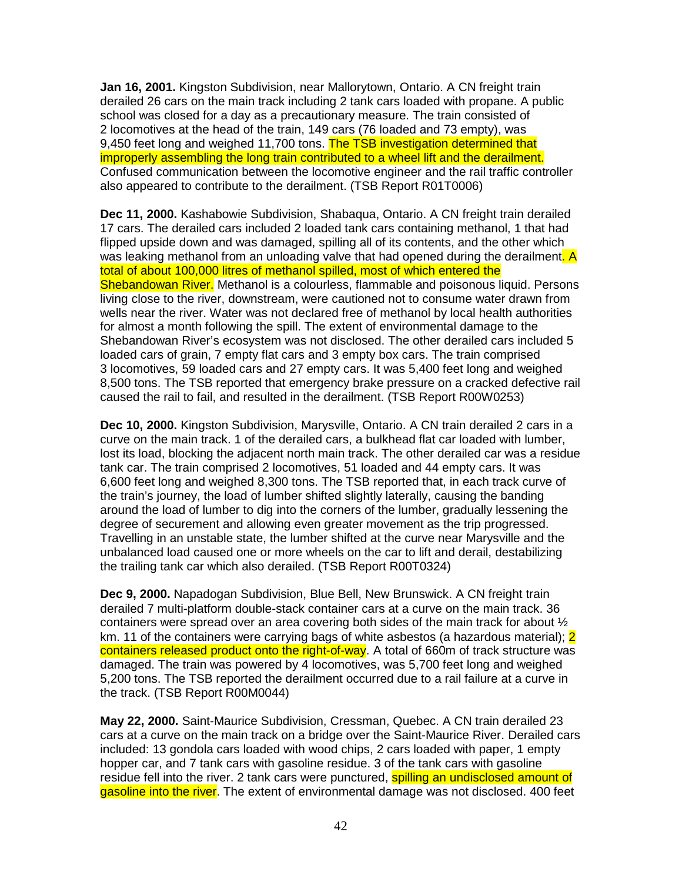**Jan 16, 2001.** Kingston Subdivision, near Mallorytown, Ontario. A CN freight train derailed 26 cars on the main track including 2 tank cars loaded with propane. A public school was closed for a day as a precautionary measure. The train consisted of 2 locomotives at the head of the train, 149 cars (76 loaded and 73 empty), was 9,450 feet long and weighed 11,700 tons. The TSB investigation determined that improperly assembling the long train contributed to a wheel lift and the derailment. Confused communication between the locomotive engineer and the rail traffic controller also appeared to contribute to the derailment. (TSB Report R01T0006)

**Dec 11, 2000.** Kashabowie Subdivision, Shabaqua, Ontario. A CN freight train derailed 17 cars. The derailed cars included 2 loaded tank cars containing methanol, 1 that had flipped upside down and was damaged, spilling all of its contents, and the other which was leaking methanol from an unloading valve that had opened during the derailment. A total of about 100,000 litres of methanol spilled, most of which entered the Shebandowan River. Methanol is a colourless, flammable and poisonous liquid. Persons living close to the river, downstream, were cautioned not to consume water drawn from wells near the river. Water was not declared free of methanol by local health authorities for almost a month following the spill. The extent of environmental damage to the Shebandowan River's ecosystem was not disclosed. The other derailed cars included 5 loaded cars of grain, 7 empty flat cars and 3 empty box cars. The train comprised 3 locomotives, 59 loaded cars and 27 empty cars. It was 5,400 feet long and weighed 8,500 tons. The TSB reported that emergency brake pressure on a cracked defective rail caused the rail to fail, and resulted in the derailment. (TSB Report R00W0253)

**Dec 10, 2000.** Kingston Subdivision, Marysville, Ontario. A CN train derailed 2 cars in a curve on the main track. 1 of the derailed cars, a bulkhead flat car loaded with lumber, lost its load, blocking the adjacent north main track. The other derailed car was a residue tank car. The train comprised 2 locomotives, 51 loaded and 44 empty cars. It was 6,600 feet long and weighed 8,300 tons. The TSB reported that, in each track curve of the train's journey, the load of lumber shifted slightly laterally, causing the banding around the load of lumber to dig into the corners of the lumber, gradually lessening the degree of securement and allowing even greater movement as the trip progressed. Travelling in an unstable state, the lumber shifted at the curve near Marysville and the unbalanced load caused one or more wheels on the car to lift and derail, destabilizing the trailing tank car which also derailed. (TSB Report R00T0324)

**Dec 9, 2000.** Napadogan Subdivision, Blue Bell, New Brunswick. A CN freight train derailed 7 multi-platform double-stack container cars at a curve on the main track. 36 containers were spread over an area covering both sides of the main track for about ½ km. 11 of the containers were carrying bags of white asbestos (a hazardous material); 2 containers released product onto the right-of-way. A total of 660m of track structure was damaged. The train was powered by 4 locomotives, was 5,700 feet long and weighed 5,200 tons. The TSB reported the derailment occurred due to a rail failure at a curve in the track. (TSB Report R00M0044)

**May 22, 2000.** Saint-Maurice Subdivision, Cressman, Quebec. A CN train derailed 23 cars at a curve on the main track on a bridge over the Saint-Maurice River. Derailed cars included: 13 gondola cars loaded with wood chips, 2 cars loaded with paper, 1 empty hopper car, and 7 tank cars with gasoline residue. 3 of the tank cars with gasoline residue fell into the river. 2 tank cars were punctured, spilling an undisclosed amount of gasoline into the river. The extent of environmental damage was not disclosed. 400 feet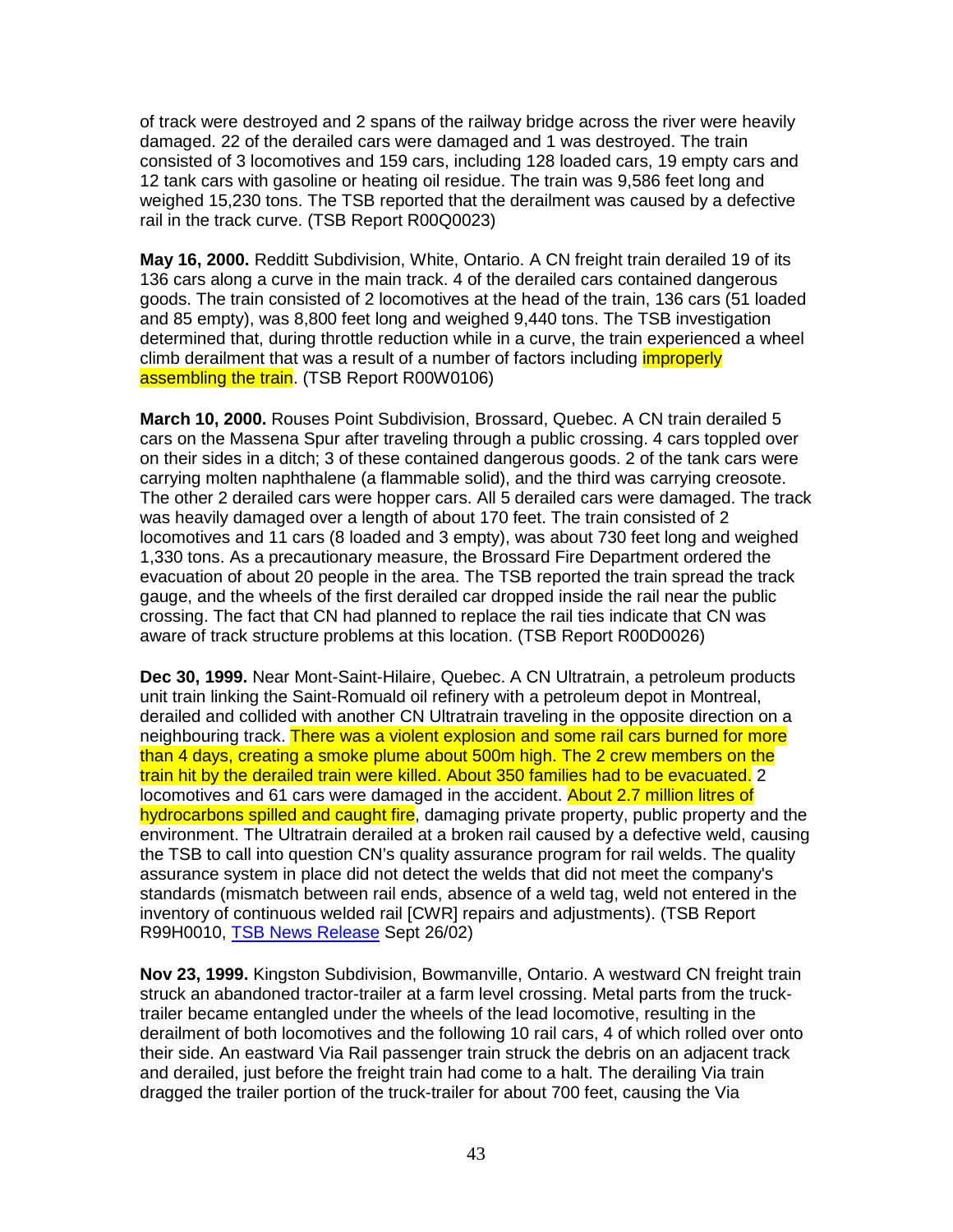of track were destroyed and 2 spans of the railway bridge across the river were heavily damaged. 22 of the derailed cars were damaged and 1 was destroyed. The train consisted of 3 locomotives and 159 cars, including 128 loaded cars, 19 empty cars and 12 tank cars with gasoline or heating oil residue. The train was 9,586 feet long and weighed 15,230 tons. The TSB reported that the derailment was caused by a defective rail in the track curve. (TSB Report R00Q0023)

**May 16, 2000.** Redditt Subdivision, White, Ontario. A CN freight train derailed 19 of its 136 cars along a curve in the main track. 4 of the derailed cars contained dangerous goods. The train consisted of 2 locomotives at the head of the train, 136 cars (51 loaded and 85 empty), was 8,800 feet long and weighed 9,440 tons. The TSB investigation determined that, during throttle reduction while in a curve, the train experienced a wheel climb derailment that was a result of a number of factors including improperly assembling the train. (TSB Report R00W0106)

**March 10, 2000.** Rouses Point Subdivision, Brossard, Quebec. A CN train derailed 5 cars on the Massena Spur after traveling through a public crossing. 4 cars toppled over on their sides in a ditch; 3 of these contained dangerous goods. 2 of the tank cars were carrying molten naphthalene (a flammable solid), and the third was carrying creosote. The other 2 derailed cars were hopper cars. All 5 derailed cars were damaged. The track was heavily damaged over a length of about 170 feet. The train consisted of 2 locomotives and 11 cars (8 loaded and 3 empty), was about 730 feet long and weighed 1,330 tons. As a precautionary measure, the Brossard Fire Department ordered the evacuation of about 20 people in the area. The TSB reported the train spread the track gauge, and the wheels of the first derailed car dropped inside the rail near the public crossing. The fact that CN had planned to replace the rail ties indicate that CN was aware of track structure problems at this location. (TSB Report R00D0026)

**Dec 30, 1999.** Near Mont-Saint-Hilaire, Quebec. A CN Ultratrain, a petroleum products unit train linking the Saint-Romuald oil refinery with a petroleum depot in Montreal, derailed and collided with another CN Ultratrain traveling in the opposite direction on a neighbouring track. There was a violent explosion and some rail cars burned for more than 4 days, creating a smoke plume about 500m high. The 2 crew members on the train hit by the derailed train were killed. About 350 families had to be evacuated. 2 locomotives and 61 cars were damaged in the accident. About 2.7 million litres of hydrocarbons spilled and caught fire, damaging private property, public property and the environment. The Ultratrain derailed at a broken rail caused by a defective weld, causing the TSB to call into question CN's quality assurance program for rail welds. The quality assurance system in place did not detect the welds that did not meet the company's standards (mismatch between rail ends, absence of a weld tag, weld not entered in the inventory of continuous welded rail [CWR] repairs and adjustments). (TSB Report R99H0010, TSB News Release Sept 26/02)

**Nov 23, 1999.** Kingston Subdivision, Bowmanville, Ontario. A westward CN freight train struck an abandoned tractor-trailer at a farm level crossing. Metal parts from the truck-trailer became entangled under the wheels of the lead locomotive, resulting in the derailment of both locomotives and the following 10 rail cars, 4 of which rolled over onto their side. An eastward Via Rail passenger train struck the debris on an adjacent track and derailed, just before the freight train had come to a halt. The derailing Via train dragged the trailer portion of the truck-trailer for about 700 feet, causing the Via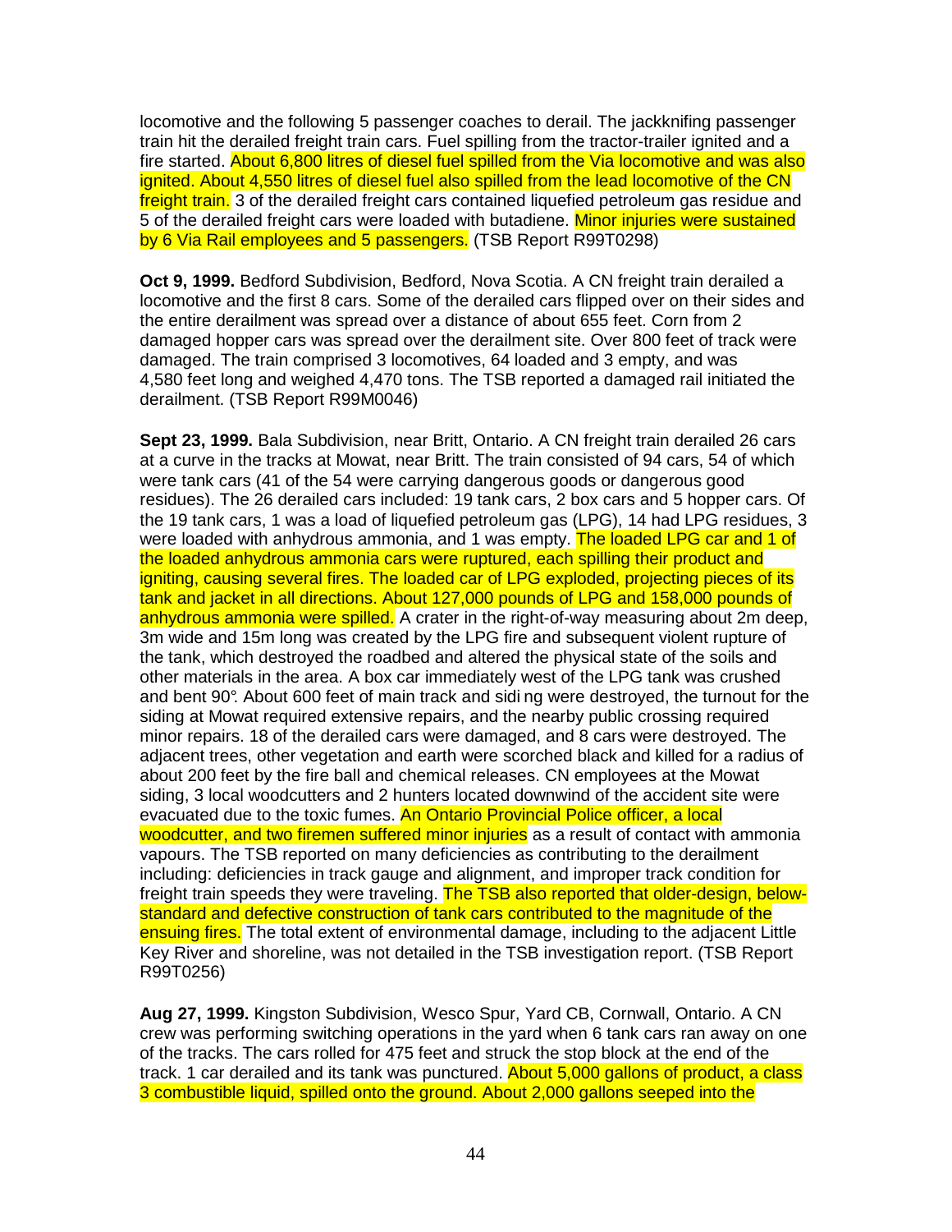locomotive and the following 5 passenger coaches to derail. The jackknifing passenger train hit the derailed freight train cars. Fuel spilling from the tractor-trailer ignited and a fire started. About 6,800 litres of diesel fuel spilled from the Via locomotive and was also ignited. About 4,550 litres of diesel fuel also spilled from the lead locomotive of the CN freight train. 3 of the derailed freight cars contained liquefied petroleum gas residue and 5 of the derailed freight cars were loaded with butadiene. Minor injuries were sustained by 6 Via Rail employees and 5 passengers. (TSB Report R99T0298)

**Oct 9, 1999.** Bedford Subdivision, Bedford, Nova Scotia. A CN freight train derailed a locomotive and the first 8 cars. Some of the derailed cars flipped over on their sides and the entire derailment was spread over a distance of about 655 feet. Corn from 2 damaged hopper cars was spread over the derailment site. Over 800 feet of track were damaged. The train comprised 3 locomotives, 64 loaded and 3 empty, and was 4,580 feet long and weighed 4,470 tons. The TSB reported a damaged rail initiated the derailment. (TSB Report R99M0046)

**Sept 23, 1999.** Bala Subdivision, near Britt, Ontario. A CN freight train derailed 26 cars at a curve in the tracks at Mowat, near Britt. The train consisted of 94 cars, 54 of which were tank cars (41 of the 54 were carrying dangerous goods or dangerous good residues). The 26 derailed cars included: 19 tank cars, 2 box cars and 5 hopper cars. Of the 19 tank cars, 1 was a load of liquefied petroleum gas (LPG), 14 had LPG residues, 3 were loaded with anhydrous ammonia, and 1 was empty. The loaded LPG car and 1 of the loaded anhydrous ammonia cars were ruptured, each spilling their product and igniting, causing several fires. The loaded car of LPG exploded, projecting pieces of its tank and jacket in all directions. About 127,000 pounds of LPG and 158,000 pounds of anhydrous ammonia were spilled. A crater in the right-of-way measuring about 2m deep, 3m wide and 15m long was created by the LPG fire and subsequent violent rupture of the tank, which destroyed the roadbed and altered the physical state of the soils and other materials in the area. A box car immediately west of the LPG tank was crushed and bent 90°. About 600 feet of main track and siding were destroyed, the turnout for the siding at Mowat required extensive repairs, and the nearby public crossing required minor repairs. 18 of the derailed cars were damaged, and 8 cars were destroyed. The adjacent trees, other vegetation and earth were scorched black and killed for a radius of about 200 feet by the fire ball and chemical releases. CN employees at the Mowat siding, 3 local woodcutters and 2 hunters located downwind of the accident site were evacuated due to the toxic fumes. An Ontario Provincial Police officer, a local woodcutter, and two firemen suffered minor injuries as a result of contact with ammonia vapours. The TSB reported on many deficiencies as contributing to the derailment including: deficiencies in track gauge and alignment, and improper track condition for freight train speeds they were traveling. The TSB also reported that older-design, below-standard and defective construction of tank cars contributed to the magnitude of the ensuing fires. The total extent of environmental damage, including to the adjacent Little Key River and shoreline, was not detailed in the TSB investigation report. (TSB Report R99T0256)

**Aug 27, 1999.** Kingston Subdivision, Wesco Spur, Yard CB, Cornwall, Ontario. A CN crew was performing switching operations in the yard when 6 tank cars ran away on one of the tracks. The cars rolled for 475 feet and struck the stop block at the end of the track. 1 car derailed and its tank was punctured. About 5,000 gallons of product, a class 3 combustible liquid, spilled onto the ground. About 2,000 gallons seeped into the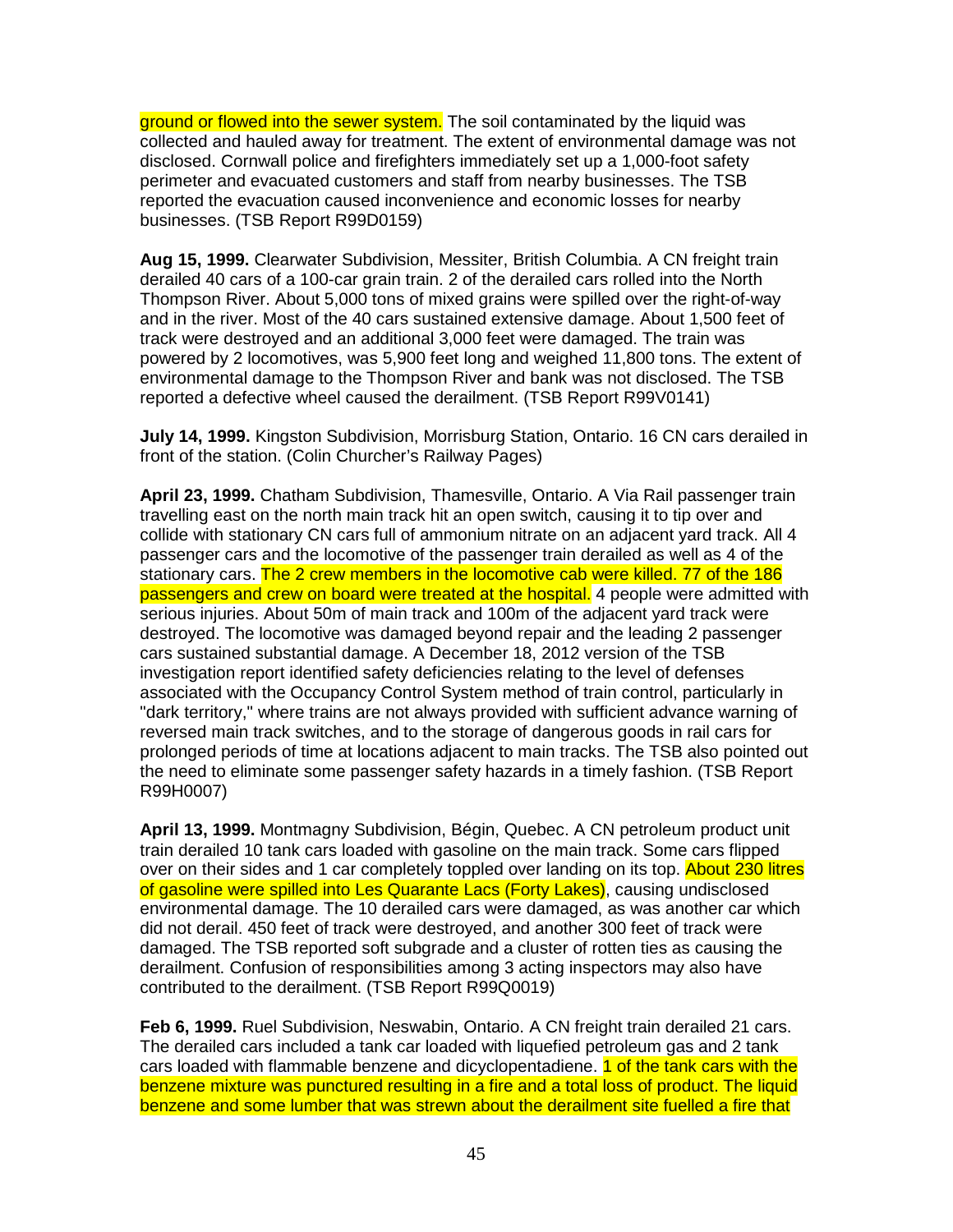ground or flowed into the sewer system. The soil contaminated by the liquid was collected and hauled away for treatment. The extent of environmental damage was not disclosed. Cornwall police and firefighters immediately set up a 1,000-foot safety perimeter and evacuated customers and staff from nearby businesses. The TSB reported the evacuation caused inconvenience and economic losses for nearby businesses. (TSB Report R99D0159)

**Aug 15, 1999.** Clearwater Subdivision, Messiter, British Columbia. A CN freight train derailed 40 cars of a 100-car grain train. 2 of the derailed cars rolled into the North Thompson River. About 5,000 tons of mixed grains were spilled over the right-of-way and in the river. Most of the 40 cars sustained extensive damage. About 1,500 feet of track were destroyed and an additional 3,000 feet were damaged. The train was powered by 2 locomotives, was 5,900 feet long and weighed 11,800 tons. The extent of environmental damage to the Thompson River and bank was not disclosed. The TSB reported a defective wheel caused the derailment. (TSB Report R99V0141)

**July 14, 1999.** Kingston Subdivision, Morrisburg Station, Ontario. 16 CN cars derailed in front of the station. (Colin Churcher's Railway Pages)

**April 23, 1999.** Chatham Subdivision, Thamesville, Ontario. A Via Rail passenger train travelling east on the north main track hit an open switch, causing it to tip over and collide with stationary CN cars full of ammonium nitrate on an adjacent yard track. All 4 passenger cars and the locomotive of the passenger train derailed as well as 4 of the stationary cars. The 2 crew members in the locomotive cab were killed. 77 of the 186 passengers and crew on board were treated at the hospital. 4 people were admitted with serious injuries. About 50m of main track and 100m of the adjacent yard track were destroyed. The locomotive was damaged beyond repair and the leading 2 passenger cars sustained substantial damage. A December 18, 2012 version of the TSB investigation report identified safety deficiencies relating to the level of defenses associated with the Occupancy Control System method of train control, particularly in "dark territory," where trains are not always provided with sufficient advance warning of reversed main track switches, and to the storage of dangerous goods in rail cars for prolonged periods of time at locations adjacent to main tracks. The TSB also pointed out the need to eliminate some passenger safety hazards in a timely fashion. (TSB Report R99H0007)

**April 13, 1999.** Montmagny Subdivision, Bégin, Quebec. A CN petroleum product unit train derailed 10 tank cars loaded with gasoline on the main track. Some cars flipped over on their sides and 1 car completely toppled over landing on its top. About 230 litres of gasoline were spilled into Les Quarante Lacs (Forty Lakes), causing undisclosed environmental damage. The 10 derailed cars were damaged, as was another car which did not derail. 450 feet of track were destroyed, and another 300 feet of track were damaged. The TSB reported soft subgrade and a cluster of rotten ties as causing the derailment. Confusion of responsibilities among 3 acting inspectors may also have contributed to the derailment. (TSB Report R99Q0019)

**Feb 6, 1999.** Ruel Subdivision, Neswabin, Ontario. A CN freight train derailed 21 cars. The derailed cars included a tank car loaded with liquefied petroleum gas and 2 tank cars loaded with flammable benzene and dicyclopentadiene. 1 of the tank cars with the benzene mixture was punctured resulting in a fire and a total loss of product. The liquid benzene and some lumber that was strewn about the derailment site fuelled a fire that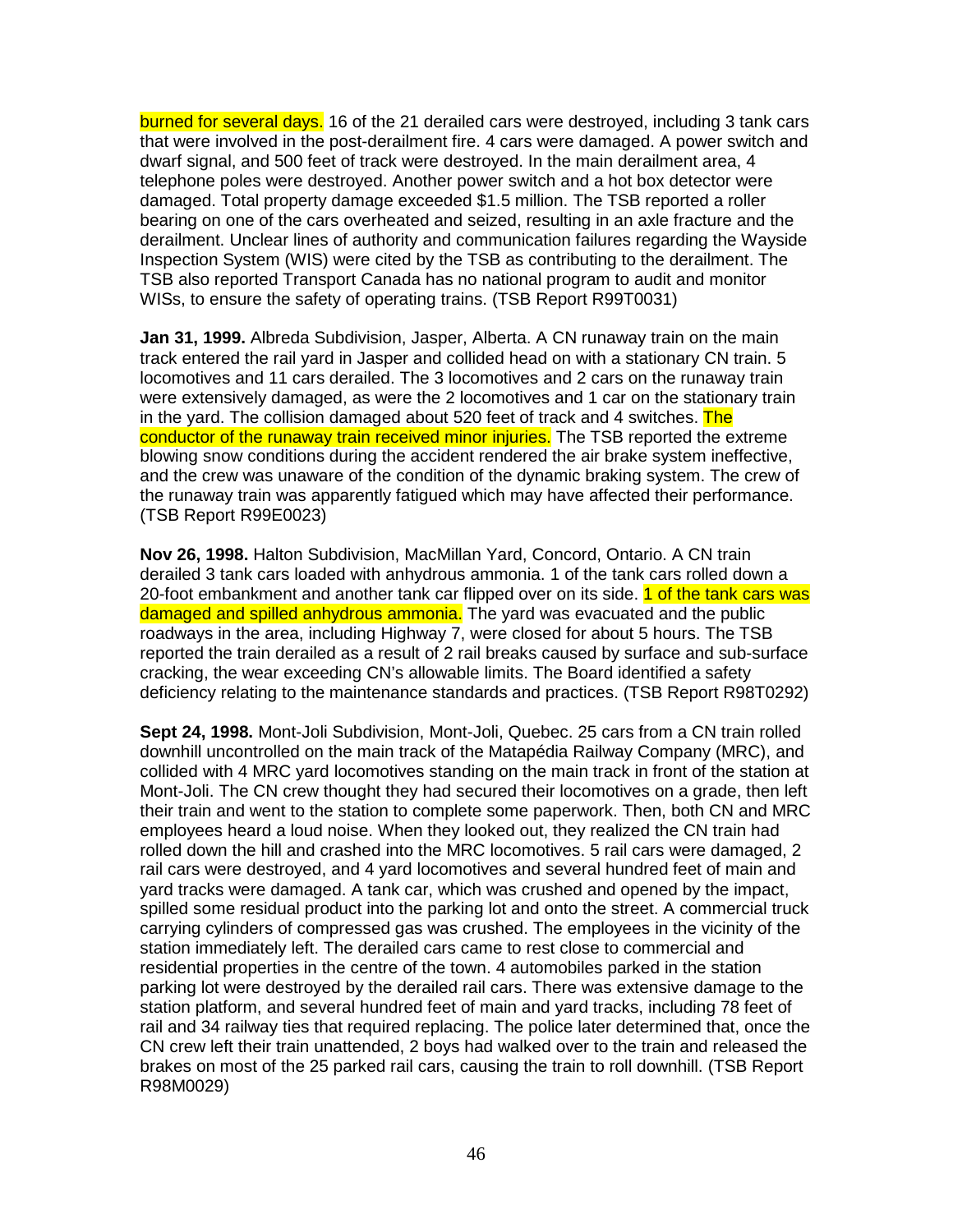burned for several days. 16 of the 21 derailed cars were destroyed, including 3 tank cars that were involved in the post-derailment fire. 4 cars were damaged. A power switch and dwarf signal, and 500 feet of track were destroyed. In the main derailment area, 4 telephone poles were destroyed. Another power switch and a hot box detector were damaged. Total property damage exceeded $1.5 million. The TSB reported a roller bearing on one of the cars overheated and seized, resulting in an axle fracture and the derailment. Unclear lines of authority and communication failures regarding the Wayside Inspection System (WIS) were cited by the TSB as contributing to the derailment. The TSB also reported Transport Canada has no national program to audit and monitor WISs, to ensure the safety of operating trains. (TSB Report R99T0031)

**Jan 31, 1999.** Albreda Subdivision, Jasper, Alberta. A CN runaway train on the main track entered the rail yard in Jasper and collided head on with a stationary CN train. 5 locomotives and 11 cars derailed. The 3 locomotives and 2 cars on the runaway train were extensively damaged, as were the 2 locomotives and 1 car on the stationary train in the yard. The collision damaged about 520 feet of track and 4 switches. The conductor of the runaway train received minor injuries. The TSB reported the extreme blowing snow conditions during the accident rendered the air brake system ineffective, and the crew was unaware of the condition of the dynamic braking system. The crew of the runaway train was apparently fatigued which may have affected their performance. (TSB Report R99E0023)

**Nov 26, 1998.** Halton Subdivision, MacMillan Yard, Concord, Ontario. A CN train derailed 3 tank cars loaded with anhydrous ammonia. 1 of the tank cars rolled down a 20-foot embankment and another tank car flipped over on its side. 1 of the tank cars was damaged and spilled anhydrous ammonia. The yard was evacuated and the public roadways in the area, including Highway 7, were closed for about 5 hours. The TSB reported the train derailed as a result of 2 rail breaks caused by surface and sub-surface cracking, the wear exceeding CN's allowable limits. The Board identified a safety deficiency relating to the maintenance standards and practices. (TSB Report R98T0292)

**Sept 24, 1998.** Mont-Joli Subdivision, Mont-Joli, Quebec. 25 cars from a CN train rolled downhill uncontrolled on the main track of the Matapédia Railway Company (MRC), and collided with 4 MRC yard locomotives standing on the main track in front of the station at Mont-Joli. The CN crew thought they had secured their locomotives on a grade, then left their train and went to the station to complete some paperwork. Then, both CN and MRC employees heard a loud noise. When they looked out, they realized the CN train had rolled down the hill and crashed into the MRC locomotives. 5 rail cars were damaged, 2 rail cars were destroyed, and 4 yard locomotives and several hundred feet of main and yard tracks were damaged. A tank car, which was crushed and opened by the impact, spilled some residual product into the parking lot and onto the street. A commercial truck carrying cylinders of compressed gas was crushed. The employees in the vicinity of the station immediately left. The derailed cars came to rest close to commercial and residential properties in the centre of the town. 4 automobiles parked in the station parking lot were destroyed by the derailed rail cars. There was extensive damage to the station platform, and several hundred feet of main and yard tracks, including 78 feet of rail and 34 railway ties that required replacing. The police later determined that, once the CN crew left their train unattended, 2 boys had walked over to the train and released the brakes on most of the 25 parked rail cars, causing the train to roll downhill. (TSB Report R98M0029)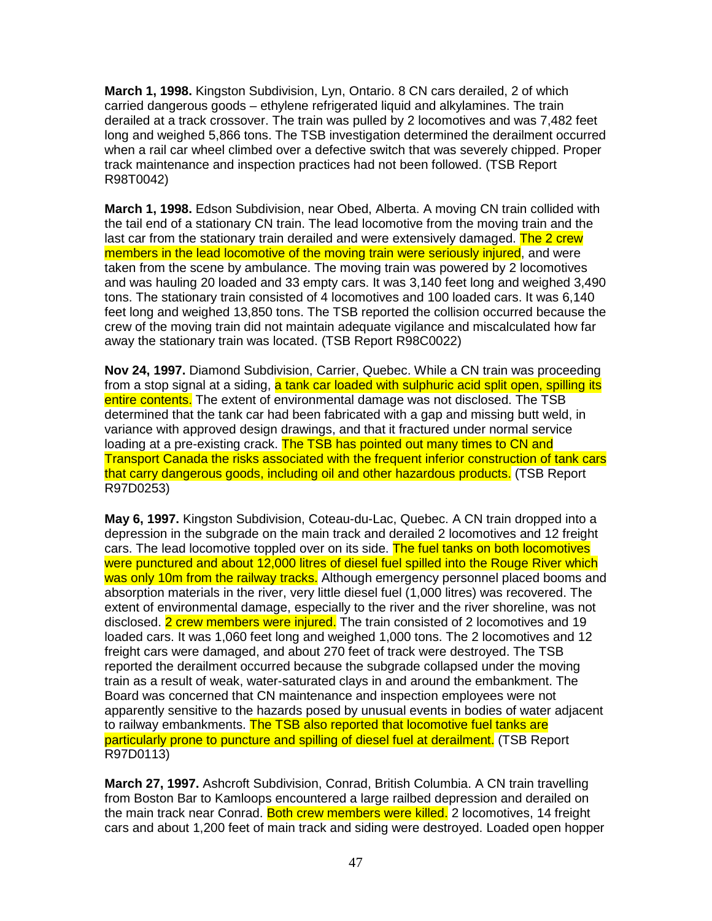**March 1, 1998.** Kingston Subdivision, Lyn, Ontario. 8 CN cars derailed, 2 of which carried dangerous goods – ethylene refrigerated liquid and alkylamines. The train derailed at a track crossover. The train was pulled by 2 locomotives and was 7,482 feet long and weighed 5,866 tons. The TSB investigation determined the derailment occurred when a rail car wheel climbed over a defective switch that was severely chipped. Proper track maintenance and inspection practices had not been followed. (TSB Report R98T0042)

**March 1, 1998.** Edson Subdivision, near Obed, Alberta. A moving CN train collided with the tail end of a stationary CN train. The lead locomotive from the moving train and the last car from the stationary train derailed and were extensively damaged. The 2 crew members in the lead locomotive of the moving train were seriously injured, and were taken from the scene by ambulance. The moving train was powered by 2 locomotives and was hauling 20 loaded and 33 empty cars. It was 3,140 feet long and weighed 3,490 tons. The stationary train consisted of 4 locomotives and 100 loaded cars. It was 6,140 feet long and weighed 13,850 tons. The TSB reported the collision occurred because the crew of the moving train did not maintain adequate vigilance and miscalculated how far away the stationary train was located. (TSB Report R98C0022)

**Nov 24, 1997.** Diamond Subdivision, Carrier, Quebec. While a CN train was proceeding from a stop signal at a siding, a tank car loaded with sulphuric acid split open, spilling its entire contents. The extent of environmental damage was not disclosed. The TSB determined that the tank car had been fabricated with a gap and missing butt weld, in variance with approved design drawings, and that it fractured under normal service loading at a pre-existing crack. The TSB has pointed out many times to CN and Transport Canada the risks associated with the frequent inferior construction of tank cars that carry dangerous goods, including oil and other hazardous products. (TSB Report R97D0253)

**May 6, 1997.** Kingston Subdivision, Coteau-du-Lac, Quebec. A CN train dropped into a depression in the subgrade on the main track and derailed 2 locomotives and 12 freight cars. The lead locomotive toppled over on its side. The fuel tanks on both locomotives were punctured and about 12,000 litres of diesel fuel spilled into the Rouge River which was only 10m from the railway tracks. Although emergency personnel placed booms and absorption materials in the river, very little diesel fuel (1,000 litres) was recovered. The extent of environmental damage, especially to the river and the river shoreline, was not disclosed. 2 crew members were injured. The train consisted of 2 locomotives and 19 loaded cars. It was 1,060 feet long and weighed 1,000 tons. The 2 locomotives and 12 freight cars were damaged, and about 270 feet of track were destroyed. The TSB reported the derailment occurred because the subgrade collapsed under the moving train as a result of weak, water-saturated clays in and around the embankment. The Board was concerned that CN maintenance and inspection employees were not apparently sensitive to the hazards posed by unusual events in bodies of water adjacent to railway embankments. The TSB also reported that locomotive fuel tanks are particularly prone to puncture and spilling of diesel fuel at derailment. (TSB Report R97D0113)

**March 27, 1997.** Ashcroft Subdivision, Conrad, British Columbia. A CN train travelling from Boston Bar to Kamloops encountered a large railbed depression and derailed on the main track near Conrad. Both crew members were killed. 2 locomotives, 14 freight cars and about 1,200 feet of main track and siding were destroyed. Loaded open hopper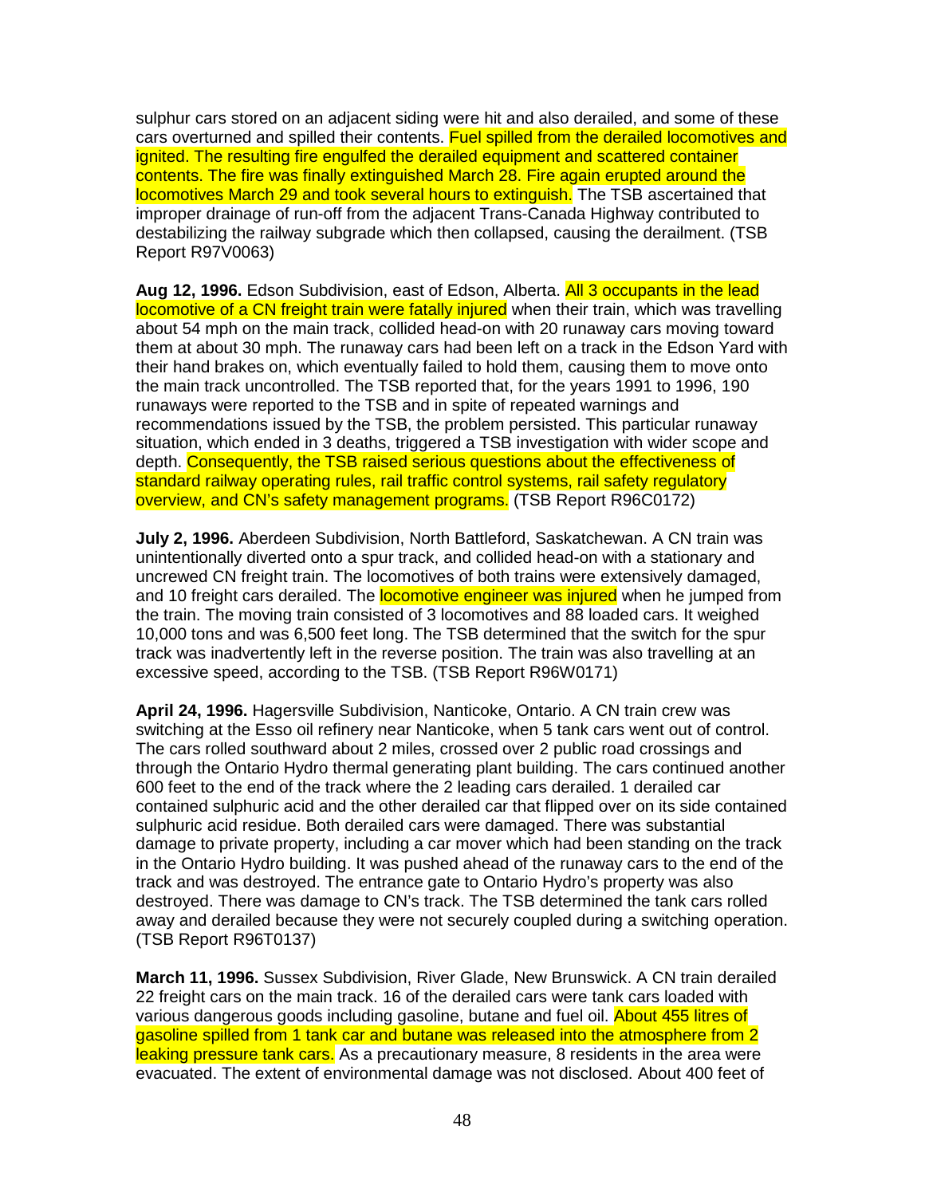sulphur cars stored on an adjacent siding were hit and also derailed, and some of these cars overturned and spilled their contents. Fuel spilled from the derailed locomotives and ignited. The resulting fire engulfed the derailed equipment and scattered container contents. The fire was finally extinguished March 28. Fire again erupted around the locomotives March 29 and took several hours to extinguish. The TSB ascertained that improper drainage of run-off from the adjacent Trans-Canada Highway contributed to destabilizing the railway subgrade which then collapsed, causing the derailment. (TSB Report R97V0063)

**Aug 12, 1996.** Edson Subdivision, east of Edson, Alberta. All 3 occupants in the lead locomotive of a CN freight train were fatally injured when their train, which was travelling about 54 mph on the main track, collided head-on with 20 runaway cars moving toward them at about 30 mph. The runaway cars had been left on a track in the Edson Yard with their hand brakes on, which eventually failed to hold them, causing them to move onto the main track uncontrolled. The TSB reported that, for the years 1991 to 1996, 190 runaways were reported to the TSB and in spite of repeated warnings and recommendations issued by the TSB, the problem persisted. This particular runaway situation, which ended in 3 deaths, triggered a TSB investigation with wider scope and depth. Consequently, the TSB raised serious questions about the effectiveness of standard railway operating rules, rail traffic control systems, rail safety regulatory overview, and CN's safety management programs. (TSB Report R96C0172)

**July 2, 1996.** Aberdeen Subdivision, North Battleford, Saskatchewan. A CN train was unintentionally diverted onto a spur track, and collided head-on with a stationary and uncrewed CN freight train. The locomotives of both trains were extensively damaged, and 10 freight cars derailed. The locomotive engineer was injured when he jumped from the train. The moving train consisted of 3 locomotives and 88 loaded cars. It weighed 10,000 tons and was 6,500 feet long. The TSB determined that the switch for the spur track was inadvertently left in the reverse position. The train was also travelling at an excessive speed, according to the TSB. (TSB Report R96W0171)

**April 24, 1996.** Hagersville Subdivision, Nanticoke, Ontario. A CN train crew was switching at the Esso oil refinery near Nanticoke, when 5 tank cars went out of control. The cars rolled southward about 2 miles, crossed over 2 public road crossings and through the Ontario Hydro thermal generating plant building. The cars continued another 600 feet to the end of the track where the 2 leading cars derailed. 1 derailed car contained sulphuric acid and the other derailed car that flipped over on its side contained sulphuric acid residue. Both derailed cars were damaged. There was substantial damage to private property, including a car mover which had been standing on the track in the Ontario Hydro building. It was pushed ahead of the runaway cars to the end of the track and was destroyed. The entrance gate to Ontario Hydro's property was also destroyed. There was damage to CN's track. The TSB determined the tank cars rolled away and derailed because they were not securely coupled during a switching operation. (TSB Report R96T0137)

**March 11, 1996.** Sussex Subdivision, River Glade, New Brunswick. A CN train derailed 22 freight cars on the main track. 16 of the derailed cars were tank cars loaded with various dangerous goods including gasoline, butane and fuel oil. About 455 litres of gasoline spilled from 1 tank car and butane was released into the atmosphere from 2 leaking pressure tank cars. As a precautionary measure, 8 residents in the area were evacuated. The extent of environmental damage was not disclosed. About 400 feet of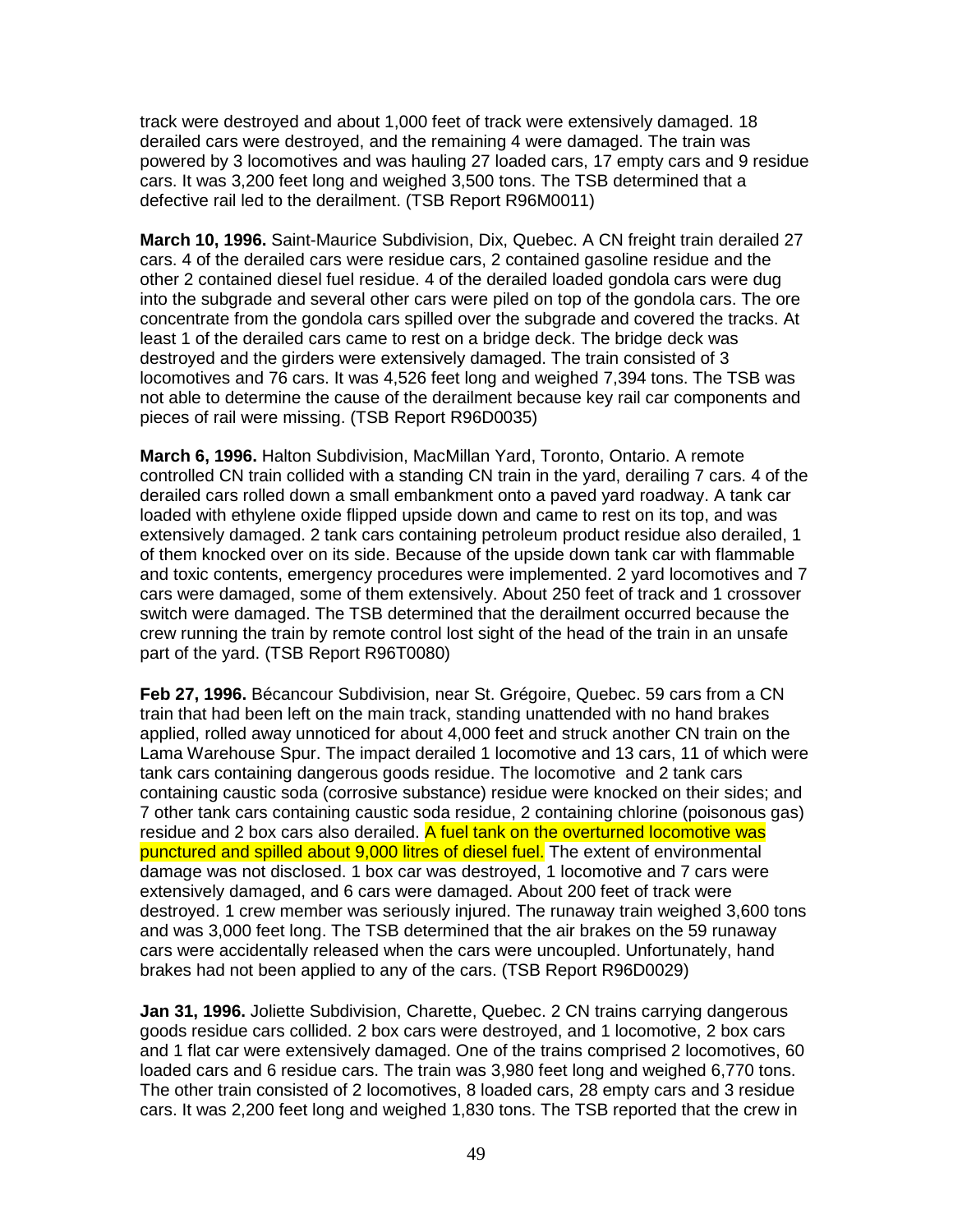track were destroyed and about 1,000 feet of track were extensively damaged. 18 derailed cars were destroyed, and the remaining 4 were damaged. The train was powered by 3 locomotives and was hauling 27 loaded cars, 17 empty cars and 9 residue cars. It was 3,200 feet long and weighed 3,500 tons. The TSB determined that a defective rail led to the derailment. (TSB Report R96M0011)

**March 10, 1996.** Saint-Maurice Subdivision, Dix, Quebec. A CN freight train derailed 27 cars. 4 of the derailed cars were residue cars, 2 contained gasoline residue and the other 2 contained diesel fuel residue. 4 of the derailed loaded gondola cars were dug into the subgrade and several other cars were piled on top of the gondola cars. The ore concentrate from the gondola cars spilled over the subgrade and covered the tracks. At least 1 of the derailed cars came to rest on a bridge deck. The bridge deck was destroyed and the girders were extensively damaged. The train consisted of 3 locomotives and 76 cars. It was 4,526 feet long and weighed 7,394 tons. The TSB was not able to determine the cause of the derailment because key rail car components and pieces of rail were missing. (TSB Report R96D0035)

**March 6, 1996.** Halton Subdivision, MacMillan Yard, Toronto, Ontario. A remote controlled CN train collided with a standing CN train in the yard, derailing 7 cars. 4 of the derailed cars rolled down a small embankment onto a paved yard roadway. A tank car loaded with ethylene oxide flipped upside down and came to rest on its top, and was extensively damaged. 2 tank cars containing petroleum product residue also derailed, 1 of them knocked over on its side. Because of the upside down tank car with flammable and toxic contents, emergency procedures were implemented. 2 yard locomotives and 7 cars were damaged, some of them extensively. About 250 feet of track and 1 crossover switch were damaged. The TSB determined that the derailment occurred because the crew running the train by remote control lost sight of the head of the train in an unsafe part of the yard. (TSB Report R96T0080)

**Feb 27, 1996.** Bécancour Subdivision, near St. Grégoire, Quebec. 59 cars from a CN train that had been left on the main track, standing unattended with no hand brakes applied, rolled away unnoticed for about 4,000 feet and struck another CN train on the Lama Warehouse Spur. The impact derailed 1 locomotive and 13 cars, 11 of which were tank cars containing dangerous goods residue. The locomotive and 2 tank cars containing caustic soda (corrosive substance) residue were knocked on their sides; and 7 other tank cars containing caustic soda residue, 2 containing chlorine (poisonous gas) residue and 2 box cars also derailed. A fuel tank on the overturned locomotive was punctured and spilled about 9,000 litres of diesel fuel. The extent of environmental damage was not disclosed. 1 box car was destroyed, 1 locomotive and 7 cars were extensively damaged, and 6 cars were damaged. About 200 feet of track were destroyed. 1 crew member was seriously injured. The runaway train weighed 3,600 tons and was 3,000 feet long. The TSB determined that the air brakes on the 59 runaway cars were accidentally released when the cars were uncoupled. Unfortunately, hand brakes had not been applied to any of the cars. (TSB Report R96D0029)

**Jan 31, 1996.** Joliette Subdivision, Charette, Quebec. 2 CN trains carrying dangerous goods residue cars collided. 2 box cars were destroyed, and 1 locomotive, 2 box cars and 1 flat car were extensively damaged. One of the trains comprised 2 locomotives, 60 loaded cars and 6 residue cars. The train was 3,980 feet long and weighed 6,770 tons. The other train consisted of 2 locomotives, 8 loaded cars, 28 empty cars and 3 residue cars. It was 2,200 feet long and weighed 1,830 tons. The TSB reported that the crew in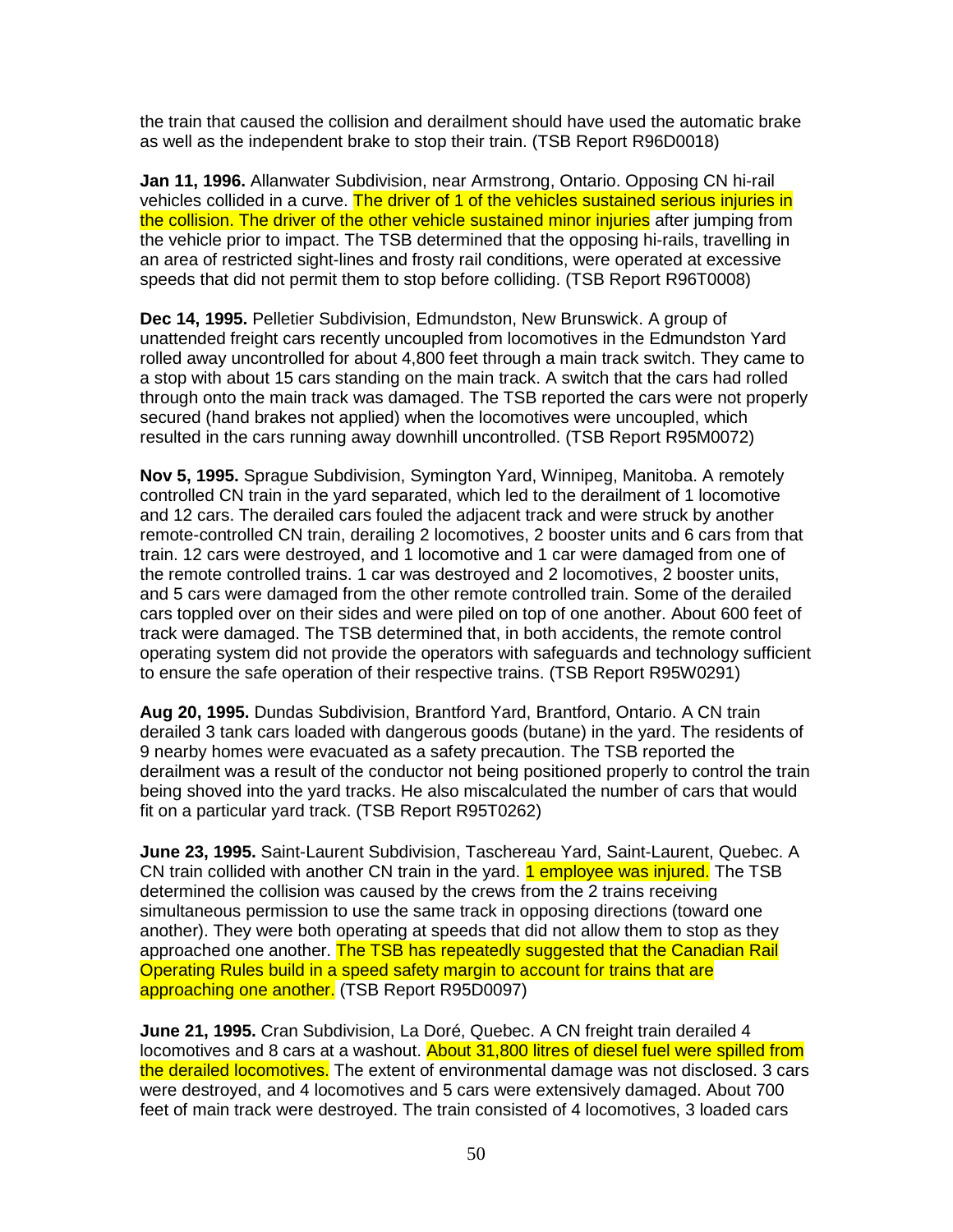the train that caused the collision and derailment should have used the automatic brake as well as the independent brake to stop their train. (TSB Report R96D0018)

**Jan 11, 1996.** Allanwater Subdivision, near Armstrong, Ontario. Opposing CN hi-rail vehicles collided in a curve. The driver of 1 of the vehicles sustained serious injuries in the collision. The driver of the other vehicle sustained minor injuries after jumping from the vehicle prior to impact. The TSB determined that the opposing hi-rails, travelling in an area of restricted sight-lines and frosty rail conditions, were operated at excessive speeds that did not permit them to stop before colliding. (TSB Report R96T0008)

**Dec 14, 1995.** Pelletier Subdivision, Edmundston, New Brunswick. A group of unattended freight cars recently uncoupled from locomotives in the Edmundston Yard rolled away uncontrolled for about 4,800 feet through a main track switch. They came to a stop with about 15 cars standing on the main track. A switch that the cars had rolled through onto the main track was damaged. The TSB reported the cars were not properly secured (hand brakes not applied) when the locomotives were uncoupled, which resulted in the cars running away downhill uncontrolled. (TSB Report R95M0072)

**Nov 5, 1995.** Sprague Subdivision, Symington Yard, Winnipeg, Manitoba. A remotely controlled CN train in the yard separated, which led to the derailment of 1 locomotive and 12 cars. The derailed cars fouled the adjacent track and were struck by another remote-controlled CN train, derailing 2 locomotives, 2 booster units and 6 cars from that train. 12 cars were destroyed, and 1 locomotive and 1 car were damaged from one of the remote controlled trains. 1 car was destroyed and 2 locomotives, 2 booster units, and 5 cars were damaged from the other remote controlled train. Some of the derailed cars toppled over on their sides and were piled on top of one another. About 600 feet of track were damaged. The TSB determined that, in both accidents, the remote control operating system did not provide the operators with safeguards and technology sufficient to ensure the safe operation of their respective trains. (TSB Report R95W0291)

**Aug 20, 1995.** Dundas Subdivision, Brantford Yard, Brantford, Ontario. A CN train derailed 3 tank cars loaded with dangerous goods (butane) in the yard. The residents of 9 nearby homes were evacuated as a safety precaution. The TSB reported the derailment was a result of the conductor not being positioned properly to control the train being shoved into the yard tracks. He also miscalculated the number of cars that would fit on a particular yard track. (TSB Report R95T0262)

**June 23, 1995.** Saint-Laurent Subdivision, Taschereau Yard, Saint-Laurent, Quebec. A CN train collided with another CN train in the yard. 1 employee was injured. The TSB determined the collision was caused by the crews from the 2 trains receiving simultaneous permission to use the same track in opposing directions (toward one another). They were both operating at speeds that did not allow them to stop as they approached one another. The TSB has repeatedly suggested that the Canadian Rail Operating Rules build in a speed safety margin to account for trains that are approaching one another. (TSB Report R95D0097)

**June 21, 1995.** Cran Subdivision, La Doré, Quebec. A CN freight train derailed 4 locomotives and 8 cars at a washout. About 31,800 litres of diesel fuel were spilled from the derailed locomotives. The extent of environmental damage was not disclosed. 3 cars were destroyed, and 4 locomotives and 5 cars were extensively damaged. About 700 feet of main track were destroyed. The train consisted of 4 locomotives, 3 loaded cars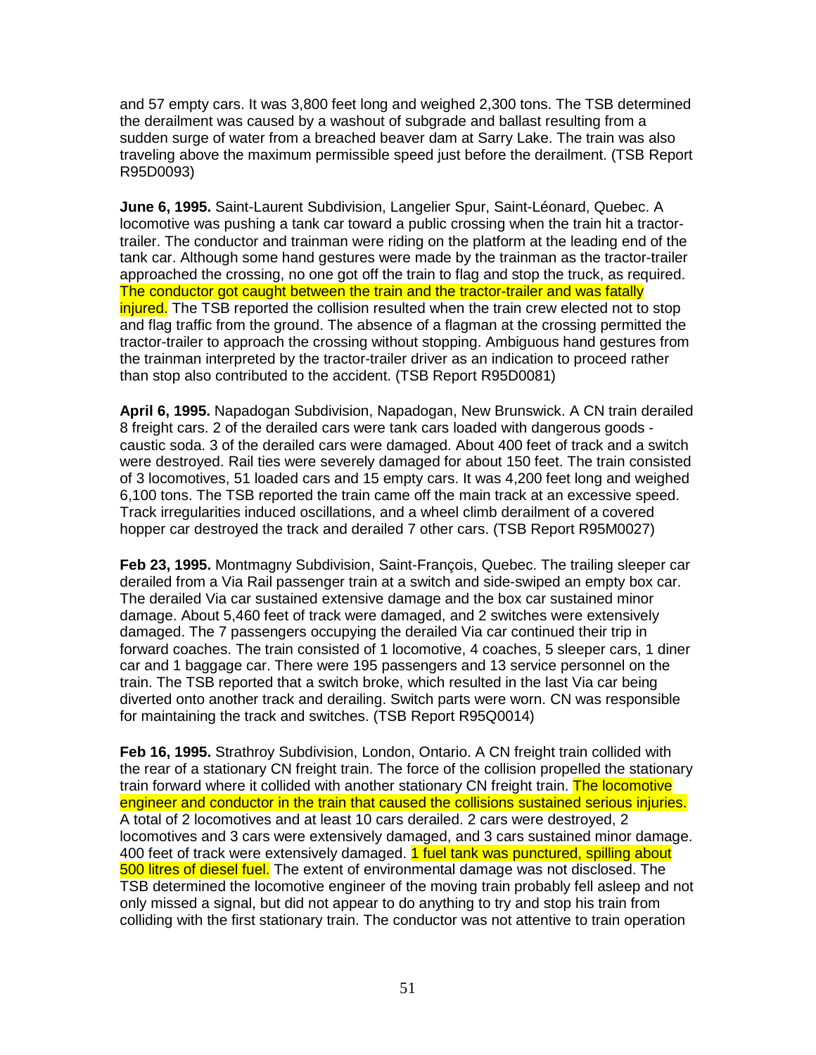and 57 empty cars. It was 3,800 feet long and weighed 2,300 tons. The TSB determined the derailment was caused by a washout of subgrade and ballast resulting from a sudden surge of water from a breached beaver dam at Sarry Lake. The train was also traveling above the maximum permissible speed just before the derailment. (TSB Report R95D0093)

**June 6, 1995.** Saint-Laurent Subdivision, Langelier Spur, Saint-Léonard, Quebec. A locomotive was pushing a tank car toward a public crossing when the train hit a tractor-trailer. The conductor and trainman were riding on the platform at the leading end of the tank car. Although some hand gestures were made by the trainman as the tractor-trailer approached the crossing, no one got off the train to flag and stop the truck, as required. The conductor got caught between the train and the tractor-trailer and was fatally injured. The TSB reported the collision resulted when the train crew elected not to stop and flag traffic from the ground. The absence of a flagman at the crossing permitted the tractor-trailer to approach the crossing without stopping. Ambiguous hand gestures from the trainman interpreted by the tractor-trailer driver as an indication to proceed rather than stop also contributed to the accident. (TSB Report R95D0081)

**April 6, 1995.** Napadogan Subdivision, Napadogan, New Brunswick. A CN train derailed 8 freight cars. 2 of the derailed cars were tank cars loaded with dangerous goods - caustic soda. 3 of the derailed cars were damaged. About 400 feet of track and a switch were destroyed. Rail ties were severely damaged for about 150 feet. The train consisted of 3 locomotives, 51 loaded cars and 15 empty cars. It was 4,200 feet long and weighed 6,100 tons. The TSB reported the train came off the main track at an excessive speed. Track irregularities induced oscillations, and a wheel climb derailment of a covered hopper car destroyed the track and derailed 7 other cars. (TSB Report R95M0027)

**Feb 23, 1995.** Montmagny Subdivision, Saint-François, Quebec. The trailing sleeper car derailed from a Via Rail passenger train at a switch and side-swiped an empty box car. The derailed Via car sustained extensive damage and the box car sustained minor damage. About 5,460 feet of track were damaged, and 2 switches were extensively damaged. The 7 passengers occupying the derailed Via car continued their trip in forward coaches. The train consisted of 1 locomotive, 4 coaches, 5 sleeper cars, 1 diner car and 1 baggage car. There were 195 passengers and 13 service personnel on the train. The TSB reported that a switch broke, which resulted in the last Via car being diverted onto another track and derailing. Switch parts were worn. CN was responsible for maintaining the track and switches. (TSB Report R95Q0014)

**Feb 16, 1995.** Strathroy Subdivision, London, Ontario. A CN freight train collided with the rear of a stationary CN freight train. The force of the collision propelled the stationary train forward where it collided with another stationary CN freight train. The locomotive engineer and conductor in the train that caused the collisions sustained serious injuries. A total of 2 locomotives and at least 10 cars derailed. 2 cars were destroyed, 2 locomotives and 3 cars were extensively damaged, and 3 cars sustained minor damage. 400 feet of track were extensively damaged. 1 fuel tank was punctured, spilling about 500 litres of diesel fuel. The extent of environmental damage was not disclosed. The TSB determined the locomotive engineer of the moving train probably fell asleep and not only missed a signal, but did not appear to do anything to try and stop his train from colliding with the first stationary train. The conductor was not attentive to train operation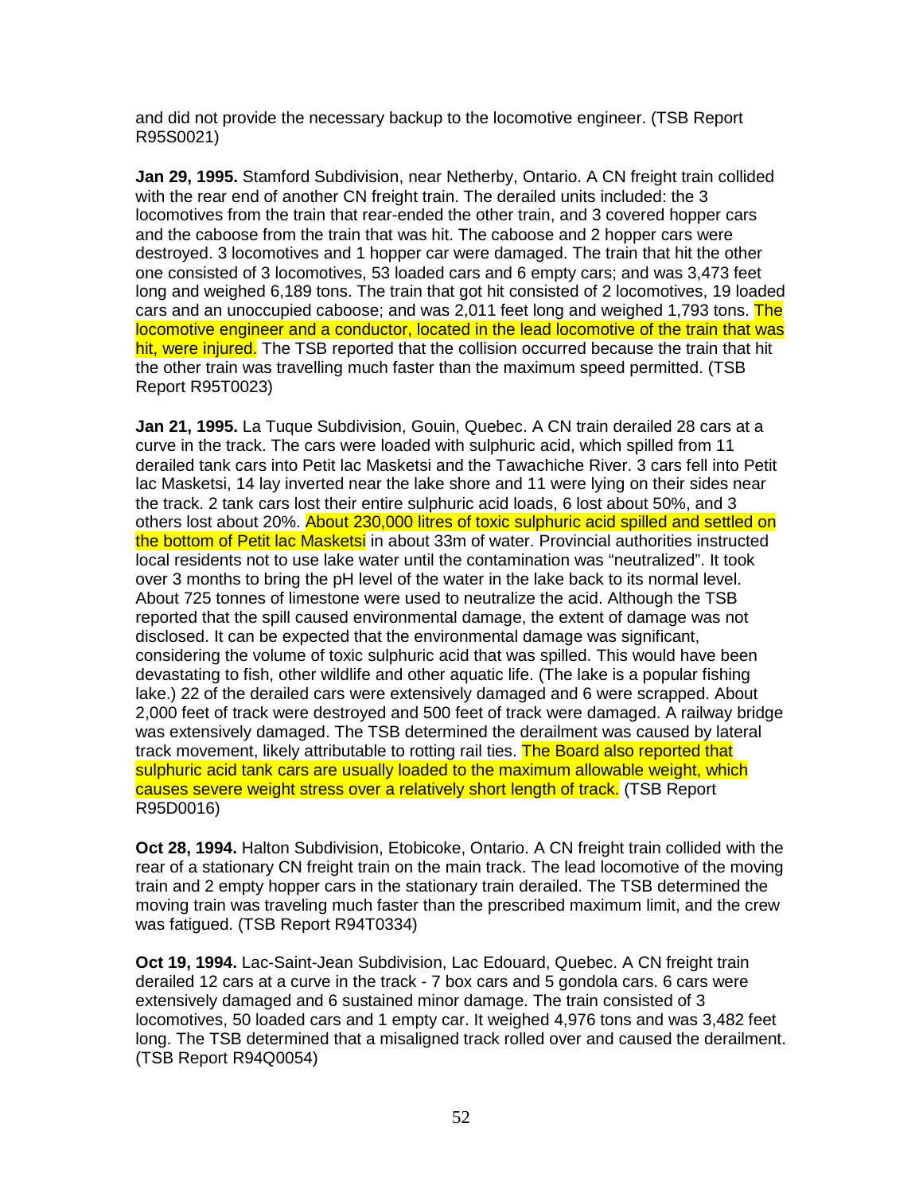and did not provide the necessary backup to the locomotive engineer. (TSB Report R95S0021)

**Jan 29, 1995.** Stamford Subdivision, near Netherby, Ontario. A CN freight train collided with the rear end of another CN freight train. The derailed units included: the 3 locomotives from the train that rear-ended the other train, and 3 covered hopper cars and the caboose from the train that was hit. The caboose and 2 hopper cars were destroyed. 3 locomotives and 1 hopper car were damaged. The train that hit the other one consisted of 3 locomotives, 53 loaded cars and 6 empty cars; and was 3,473 feet long and weighed 6,189 tons. The train that got hit consisted of 2 locomotives, 19 loaded cars and an unoccupied caboose; and was 2,011 feet long and weighed 1,793 tons. The locomotive engineer and a conductor, located in the lead locomotive of the train that was hit, were injured. The TSB reported that the collision occurred because the train that hit the other train was travelling much faster than the maximum speed permitted. (TSB Report R95T0023)

**Jan 21, 1995.** La Tuque Subdivision, Gouin, Quebec. A CN train derailed 28 cars at a curve in the track. The cars were loaded with sulphuric acid, which spilled from 11 derailed tank cars into Petit lac Masketsi and the Tawachiche River. 3 cars fell into Petit lac Masketsi, 14 lay inverted near the lake shore and 11 were lying on their sides near the track. 2 tank cars lost their entire sulphuric acid loads, 6 lost about 50%, and 3 others lost about 20%. About 230,000 litres of toxic sulphuric acid spilled and settled on the bottom of Petit lac Masketsi in about 33m of water. Provincial authorities instructed local residents not to use lake water until the contamination was "neutralized". It took over 3 months to bring the pH level of the water in the lake back to its normal level. About 725 tonnes of limestone were used to neutralize the acid. Although the TSB reported that the spill caused environmental damage, the extent of damage was not disclosed. It can be expected that the environmental damage was significant, considering the volume of toxic sulphuric acid that was spilled. This would have been devastating to fish, other wildlife and other aquatic life. (The lake is a popular fishing lake.) 22 of the derailed cars were extensively damaged and 6 were scrapped. About 2,000 feet of track were destroyed and 500 feet of track were damaged. A railway bridge was extensively damaged. The TSB determined the derailment was caused by lateral track movement, likely attributable to rotting rail ties. The Board also reported that sulphuric acid tank cars are usually loaded to the maximum allowable weight, which causes severe weight stress over a relatively short length of track. (TSB Report R95D0016)

**Oct 28, 1994.** Halton Subdivision, Etobicoke, Ontario. A CN freight train collided with the rear of a stationary CN freight train on the main track. The lead locomotive of the moving train and 2 empty hopper cars in the stationary train derailed. The TSB determined the moving train was traveling much faster than the prescribed maximum limit, and the crew was fatigued. (TSB Report R94T0334)

**Oct 19, 1994.** Lac-Saint-Jean Subdivision, Lac Edouard, Quebec. A CN freight train derailed 12 cars at a curve in the track - 7 box cars and 5 gondola cars. 6 cars were extensively damaged and 6 sustained minor damage. The train consisted of 3 locomotives, 50 loaded cars and 1 empty car. It weighed 4,976 tons and was 3,482 feet long. The TSB determined that a misaligned track rolled over and caused the derailment. (TSB Report R94Q0054)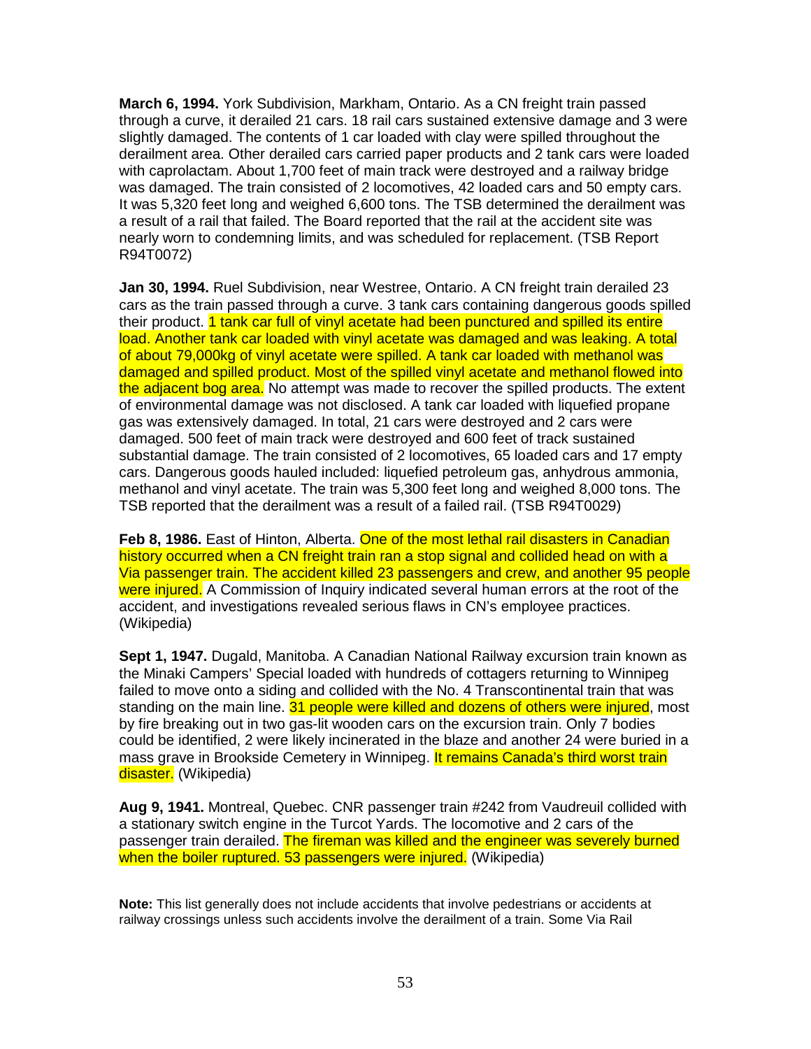**March 6, 1994.** York Subdivision, Markham, Ontario. As a CN freight train passed through a curve, it derailed 21 cars. 18 rail cars sustained extensive damage and 3 were slightly damaged. The contents of 1 car loaded with clay were spilled throughout the derailment area. Other derailed cars carried paper products and 2 tank cars were loaded with caprolactam. About 1,700 feet of main track were destroyed and a railway bridge was damaged. The train consisted of 2 locomotives, 42 loaded cars and 50 empty cars. It was 5,320 feet long and weighed 6,600 tons. The TSB determined the derailment was a result of a rail that failed. The Board reported that the rail at the accident site was nearly worn to condemning limits, and was scheduled for replacement. (TSB Report R94T0072)

**Jan 30, 1994.** Ruel Subdivision, near Westree, Ontario. A CN freight train derailed 23 cars as the train passed through a curve. 3 tank cars containing dangerous goods spilled their product. 1 tank car full of vinyl acetate had been punctured and spilled its entire load. Another tank car loaded with vinyl acetate was damaged and was leaking. A total of about 79,000kg of vinyl acetate were spilled. A tank car loaded with methanol was damaged and spilled product. Most of the spilled vinyl acetate and methanol flowed into the adjacent bog area. No attempt was made to recover the spilled products. The extent of environmental damage was not disclosed. A tank car loaded with liquefied propane gas was extensively damaged. In total, 21 cars were destroyed and 2 cars were damaged. 500 feet of main track were destroyed and 600 feet of track sustained substantial damage. The train consisted of 2 locomotives, 65 loaded cars and 17 empty cars. Dangerous goods hauled included: liquefied petroleum gas, anhydrous ammonia, methanol and vinyl acetate. The train was 5,300 feet long and weighed 8,000 tons. The TSB reported that the derailment was a result of a failed rail. (TSB R94T0029)

**Feb 8, 1986.** East of Hinton, Alberta. One of the most lethal rail disasters in Canadian history occurred when a CN freight train ran a stop signal and collided head on with a Via passenger train. The accident killed 23 passengers and crew, and another 95 people were injured. A Commission of Inquiry indicated several human errors at the root of the accident, and investigations revealed serious flaws in CN's employee practices. (Wikipedia)

**Sept 1, 1947.** Dugald, Manitoba. A Canadian National Railway excursion train known as the Minaki Campers' Special loaded with hundreds of cottagers returning to Winnipeg failed to move onto a siding and collided with the No. 4 Transcontinental train that was standing on the main line. 31 people were killed and dozens of others were injured, most by fire breaking out in two gas-lit wooden cars on the excursion train. Only 7 bodies could be identified, 2 were likely incinerated in the blaze and another 24 were buried in a mass grave in Brookside Cemetery in Winnipeg. It remains Canada's third worst train disaster. (Wikipedia)

**Aug 9, 1941.** Montreal, Quebec. CNR passenger train #242 from Vaudreuil collided with a stationary switch engine in the Turcot Yards. The locomotive and 2 cars of the passenger train derailed. The fireman was killed and the engineer was severely burned when the boiler ruptured. 53 passengers were injured. (Wikipedia)

**Note:** This list generally does not include accidents that involve pedestrians or accidents at railway crossings unless such accidents involve the derailment of a train. Some Via Rail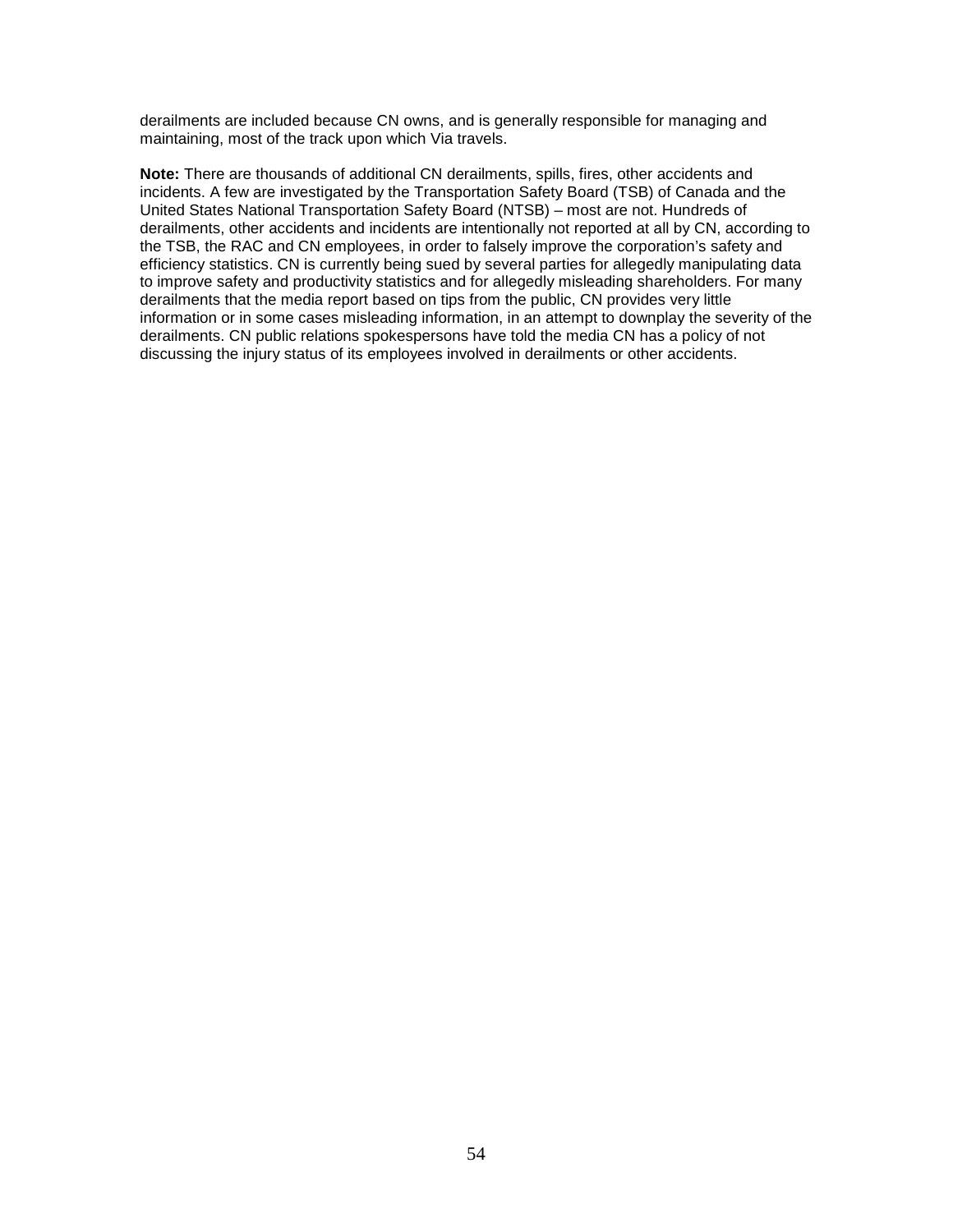derailments are included because CN owns, and is generally responsible for managing and maintaining, most of the track upon which Via travels.

**Note:** There are thousands of additional CN derailments, spills, fires, other accidents and incidents. A few are investigated by the Transportation Safety Board (TSB) of Canada and the United States National Transportation Safety Board (NTSB) – most are not. Hundreds of derailments, other accidents and incidents are intentionally not reported at all by CN, according to the TSB, the RAC and CN employees, in order to falsely improve the corporation's safety and efficiency statistics. CN is currently being sued by several parties for allegedly manipulating data to improve safety and productivity statistics and for allegedly misleading shareholders. For many derailments that the media report based on tips from the public, CN provides very little information or in some cases misleading information, in an attempt to downplay the severity of the derailments. CN public relations spokespersons have told the media CN has a policy of not discussing the injury status of its employees involved in derailments or other accidents.